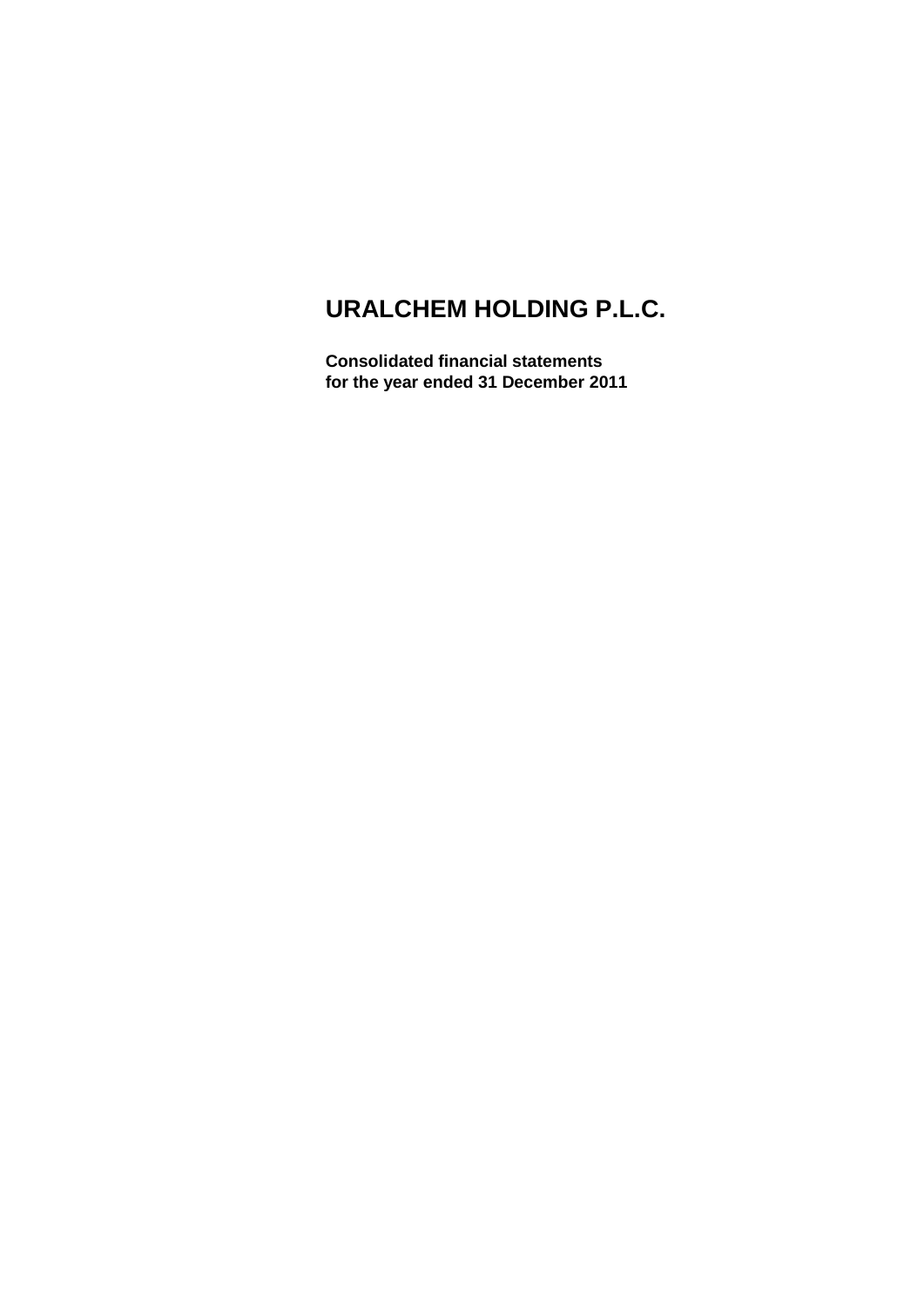# URALCHEM HOLDING P.L.C.

**Consolidated financial statements**
**for the year ended 31 December 2011**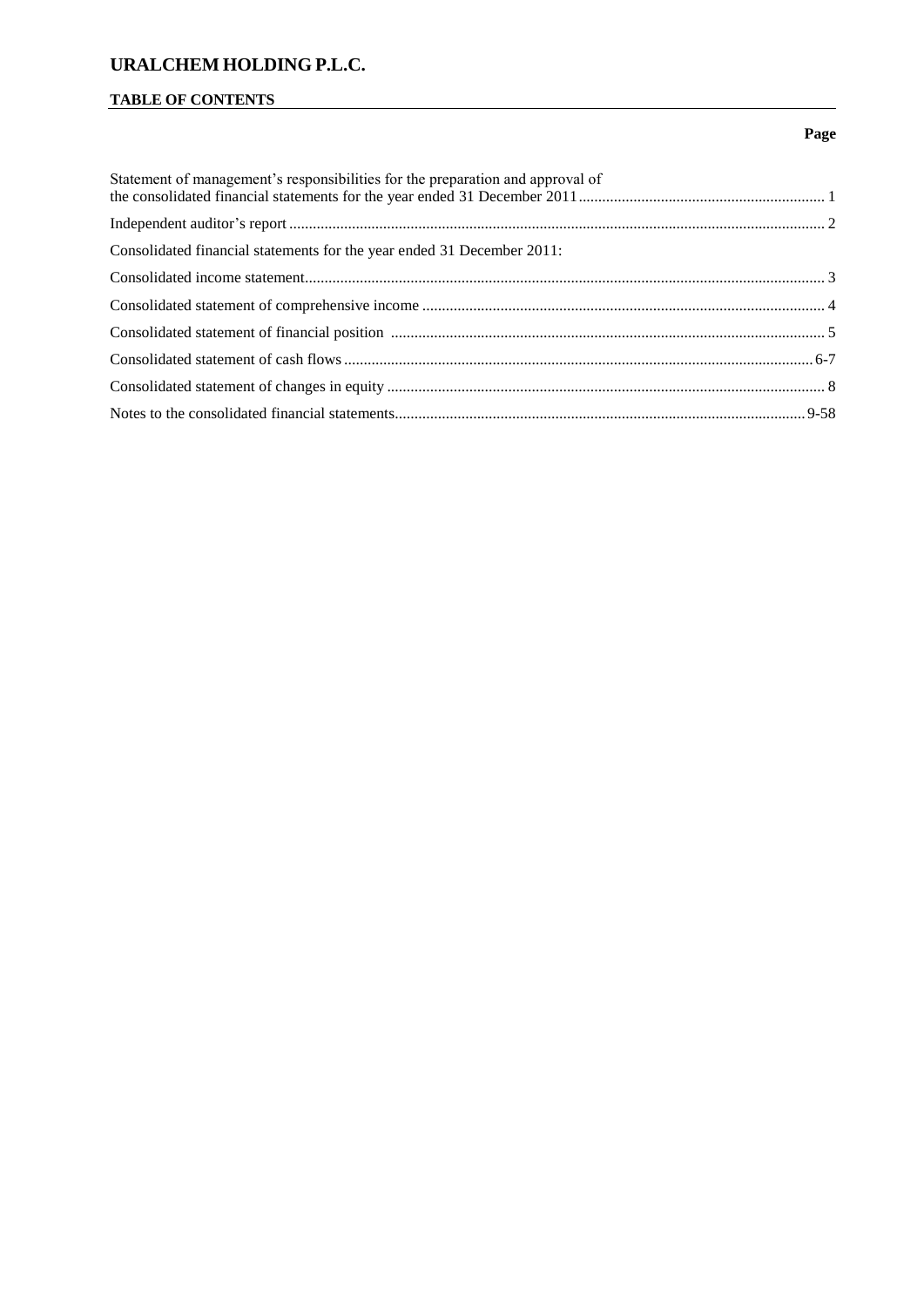# URALCHEM HOLDING P.L.C.

## TABLE OF CONTENTS

| | Page |
|---|---|
| Statement of management's responsibilities for the preparation and approval of the consolidated financial statements for the year ended 31 December 2011 | 1 |
| Independent auditor's report | 2 |
| Consolidated financial statements for the year ended 31 December 2011: | |
| Consolidated income statement | 3 |
| Consolidated statement of comprehensive income | 4 |
| Consolidated statement of financial position | 5 |
| Consolidated statement of cash flows | 6-7 |
| Consolidated statement of changes in equity | 8 |
| Notes to the consolidated financial statements | 9-58 |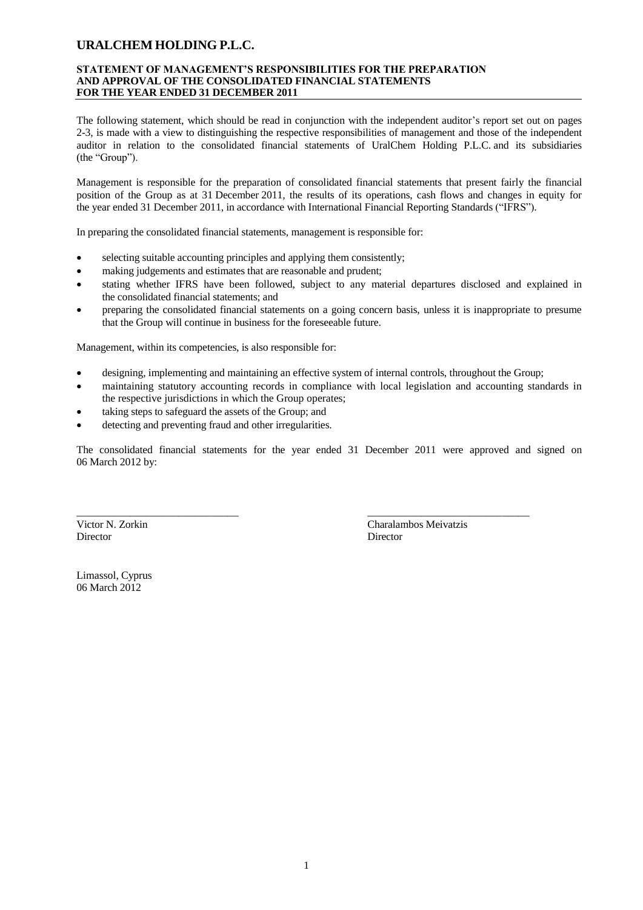# URALCHEM HOLDING P.L.C.

## STATEMENT OF MANAGEMENT'S RESPONSIBILITIES FOR THE PREPARATION AND APPROVAL OF THE CONSOLIDATED FINANCIAL STATEMENTS FOR THE YEAR ENDED 31 DECEMBER 2011

The following statement, which should be read in conjunction with the independent auditor's report set out on pages 2-3, is made with a view to distinguishing the respective responsibilities of management and those of the independent auditor in relation to the consolidated financial statements of UralChem Holding P.L.C. and its subsidiaries (the "Group").

Management is responsible for the preparation of consolidated financial statements that present fairly the financial position of the Group as at 31 December 2011, the results of its operations, cash flows and changes in equity for the year ended 31 December 2011, in accordance with International Financial Reporting Standards ("IFRS").

In preparing the consolidated financial statements, management is responsible for:

- selecting suitable accounting principles and applying them consistently;
- making judgements and estimates that are reasonable and prudent;
- stating whether IFRS have been followed, subject to any material departures disclosed and explained in the consolidated financial statements; and
- preparing the consolidated financial statements on a going concern basis, unless it is inappropriate to presume that the Group will continue in business for the foreseeable future.

Management, within its competencies, is also responsible for:

- designing, implementing and maintaining an effective system of internal controls, throughout the Group;
- maintaining statutory accounting records in compliance with local legislation and accounting standards in the respective jurisdictions in which the Group operates;
- taking steps to safeguard the assets of the Group; and
- detecting and preventing fraud and other irregularities.

The consolidated financial statements for the year ended 31 December 2011 were approved and signed on 06 March 2012 by:

| ______________________________ | ______________________________ |
|---|---|
| Victor N. Zorkin | Charalambos Meivatzis |
| Director | Director |

Limassol, Cyprus
06 March 2012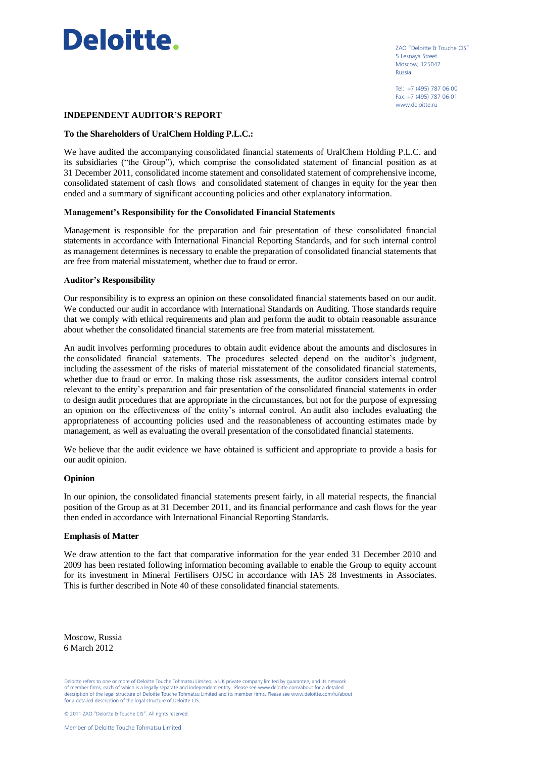**Deloitte.**

ZAO "Deloitte & Touche CIS"
5 Lesnaya Street
Moscow, 125047
Russia

Tel: +7 (495) 787 06 00
Fax: +7 (495) 787 06 01
www.deloitte.ru

## INDEPENDENT AUDITOR'S REPORT

**To the Shareholders of UralChem Holding P.L.C.:**

We have audited the accompanying consolidated financial statements of UralChem Holding P.L.C. and its subsidiaries ("the Group"), which comprise the consolidated statement of financial position as at 31 December 2011, consolidated income statement and consolidated statement of comprehensive income, consolidated statement of cash flows and consolidated statement of changes in equity for the year then ended and a summary of significant accounting policies and other explanatory information.

### Management's Responsibility for the Consolidated Financial Statements

Management is responsible for the preparation and fair presentation of these consolidated financial statements in accordance with International Financial Reporting Standards, and for such internal control as management determines is necessary to enable the preparation of consolidated financial statements that are free from material misstatement, whether due to fraud or error.

### Auditor's Responsibility

Our responsibility is to express an opinion on these consolidated financial statements based on our audit. We conducted our audit in accordance with International Standards on Auditing. Those standards require that we comply with ethical requirements and plan and perform the audit to obtain reasonable assurance about whether the consolidated financial statements are free from material misstatement.

An audit involves performing procedures to obtain audit evidence about the amounts and disclosures in the consolidated financial statements. The procedures selected depend on the auditor's judgment, including the assessment of the risks of material misstatement of the consolidated financial statements, whether due to fraud or error. In making those risk assessments, the auditor considers internal control relevant to the entity's preparation and fair presentation of the consolidated financial statements in order to design audit procedures that are appropriate in the circumstances, but not for the purpose of expressing an opinion on the effectiveness of the entity's internal control. An audit also includes evaluating the appropriateness of accounting policies used and the reasonableness of accounting estimates made by management, as well as evaluating the overall presentation of the consolidated financial statements.

We believe that the audit evidence we have obtained is sufficient and appropriate to provide a basis for our audit opinion.

### Opinion

In our opinion, the consolidated financial statements present fairly, in all material respects, the financial position of the Group as at 31 December 2011, and its financial performance and cash flows for the year then ended in accordance with International Financial Reporting Standards.

### Emphasis of Matter

We draw attention to the fact that comparative information for the year ended 31 December 2010 and 2009 has been restated following information becoming available to enable the Group to equity account for its investment in Mineral Fertilisers OJSC in accordance with IAS 28 Investments in Associates. This is further described in Note 40 of these consolidated financial statements.

Moscow, Russia
6 March 2012

Deloitte refers to one or more of Deloitte Touche Tohmatsu Limited, a UK private company limited by guarantee, and its network of member firms, each of which is a legally separate and independent entity. Please see www.deloitte.com/about for a detailed description of the legal structure of Deloitte Touche Tohmatsu Limited and its member firms. Please see www.deloitte.com/ru/about for a detailed description of the legal structure of Deloitte CIS.

© 2011 ZAO "Deloitte & Touche CIS". All rights reserved.

Member of Deloitte Touche Tohmatsu Limited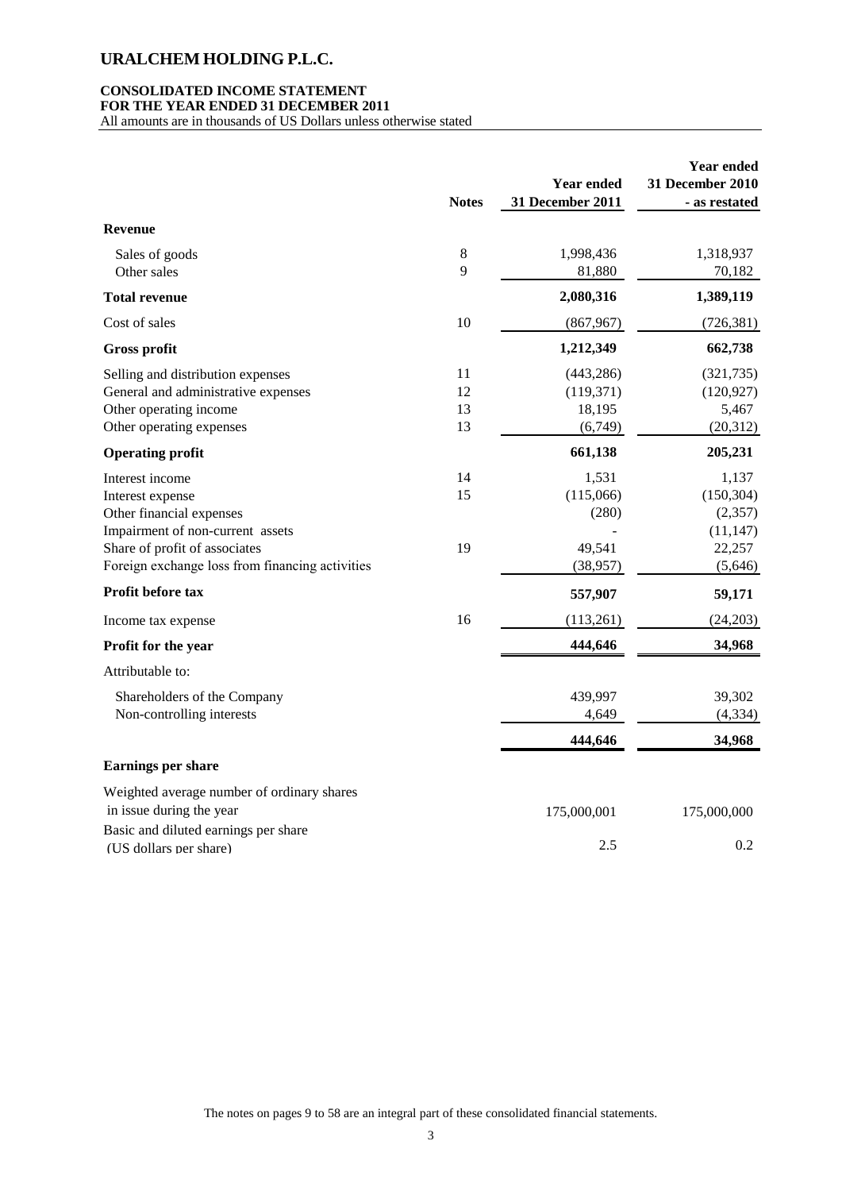# URALCHEM HOLDING P.L.C.

**CONSOLIDATED INCOME STATEMENT**
**FOR THE YEAR ENDED 31 DECEMBER 2011**
All amounts are in thousands of US Dollars unless otherwise stated

| | Notes | Year ended 31 December 2011 | Year ended 31 December 2010 - as restated |
|---|---|---|---|
| **Revenue** | | | |
| Sales of goods | 8 | 1,998,436 | 1,318,937 |
| Other sales | 9 | 81,880 | 70,182 |
| **Total revenue** | | **2,080,316** | **1,389,119** |
| Cost of sales | 10 | (867,967) | (726,381) |
| **Gross profit** | | **1,212,349** | **662,738** |
| Selling and distribution expenses | 11 | (443,286) | (321,735) |
| General and administrative expenses | 12 | (119,371) | (120,927) |
| Other operating income | 13 | 18,195 | 5,467 |
| Other operating expenses | 13 | (6,749) | (20,312) |
| **Operating profit** | | **661,138** | **205,231** |
| Interest income | 14 | 1,531 | 1,137 |
| Interest expense | 15 | (115,066) | (150,304) |
| Other financial expenses | | (280) | (2,357) |
| Impairment of non-current assets | | - | (11,147) |
| Share of profit of associates | 19 | 49,541 | 22,257 |
| Foreign exchange loss from financing activities | | (38,957) | (5,646) |
| **Profit before tax** | | **557,907** | **59,171** |
| Income tax expense | 16 | (113,261) | (24,203) |
| **Profit for the year** | | **444,646** | **34,968** |
| Attributable to: | | | |
| Shareholders of the Company | | 439,997 | 39,302 |
| Non-controlling interests | | 4,649 | (4,334) |
| | | **444,646** | **34,968** |
| **Earnings per share** | | | |
| Weighted average number of ordinary shares in issue during the year | | 175,000,001 | 175,000,000 |
| Basic and diluted earnings per share (US dollars per share) | | 2.5 | 0.2 |

The notes on pages 9 to 58 are an integral part of these consolidated financial statements.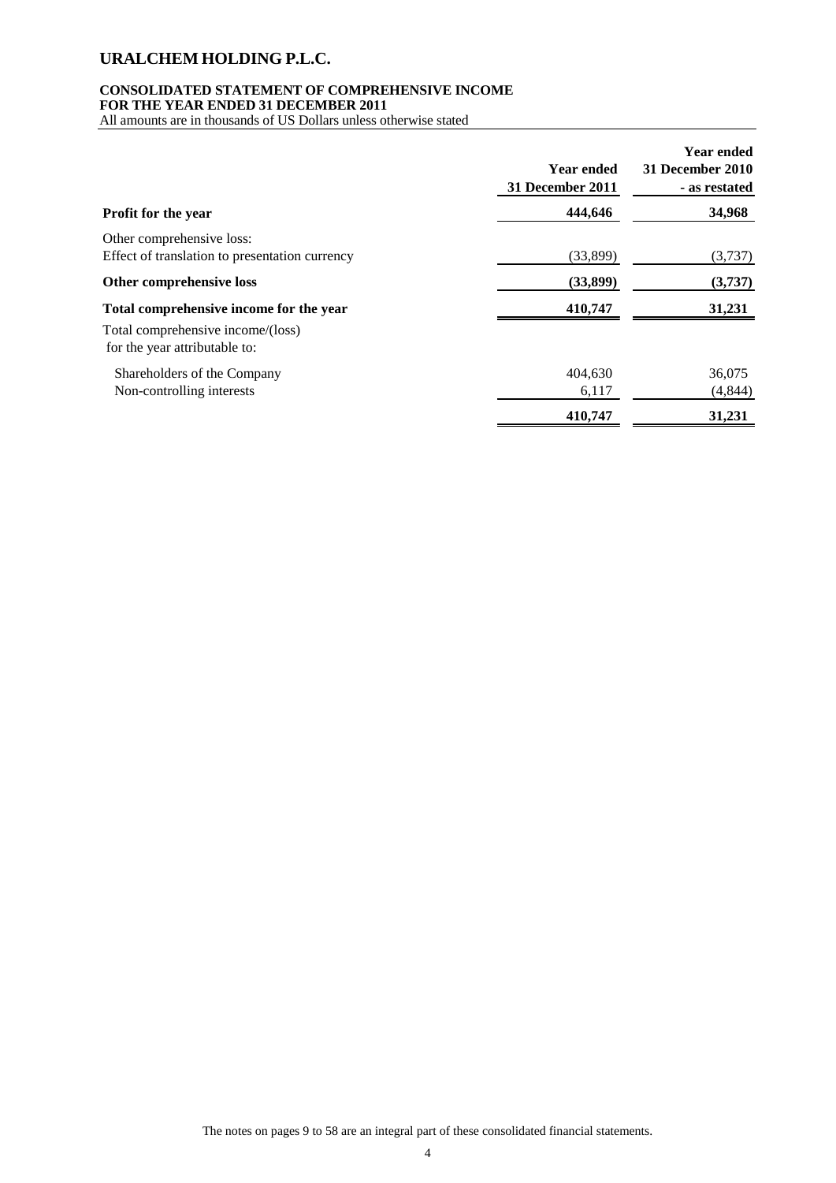# URALCHEM HOLDING P.L.C.

**CONSOLIDATED STATEMENT OF COMPREHENSIVE INCOME**
**FOR THE YEAR ENDED 31 DECEMBER 2011**
All amounts are in thousands of US Dollars unless otherwise stated

| | Year ended 31 December 2011 | Year ended 31 December 2010 - as restated |
|---|---|---|
| **Profit for the year** | **444,646** | **34,968** |
| Other comprehensive loss: | | |
| Effect of translation to presentation currency | (33,899) | (3,737) |
| **Other comprehensive loss** | **(33,899)** | **(3,737)** |
| **Total comprehensive income for the year** | **410,747** | **31,231** |
| Total comprehensive income/(loss) for the year attributable to: | | |
| Shareholders of the Company | 404,630 | 36,075 |
| Non-controlling interests | 6,117 | (4,844) |
| | **410,747** | **31,231** |

The notes on pages 9 to 58 are an integral part of these consolidated financial statements.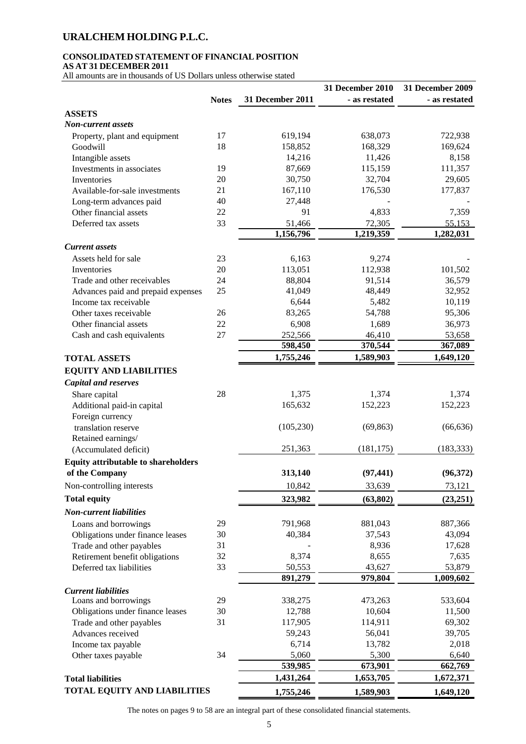# URALCHEM HOLDING P.L.C.

**CONSOLIDATED STATEMENT OF FINANCIAL POSITION**
**AS AT 31 DECEMBER 2011**
All amounts are in thousands of US Dollars unless otherwise stated

| | Notes | 31 December 2011 | 31 December 2010 - as restated | 31 December 2009 - as restated |
|---|---|---|---|---|
| **ASSETS** | | | | |
| ***Non-current assets*** | | | | |
| Property, plant and equipment | 17 | 619,194 | 638,073 | 722,938 |
| Goodwill | 18 | 158,852 | 168,329 | 169,624 |
| Intangible assets | | 14,216 | 11,426 | 8,158 |
| Investments in associates | 19 | 87,669 | 115,159 | 111,357 |
| Inventories | 20 | 30,750 | 32,704 | 29,605 |
| Available-for-sale investments | 21 | 167,110 | 176,530 | 177,837 |
| Long-term advances paid | 40 | 27,448 | - | - |
| Other financial assets | 22 | 91 | 4,833 | 7,359 |
| Deferred tax assets | 33 | 51,466 | 72,305 | 55,153 |
| | | **1,156,796** | **1,219,359** | **1,282,031** |
| ***Current assets*** | | | | |
| Assets held for sale | 23 | 6,163 | 9,274 | - |
| Inventories | 20 | 113,051 | 112,938 | 101,502 |
| Trade and other receivables | 24 | 88,804 | 91,514 | 36,579 |
| Advances paid and prepaid expenses | 25 | 41,049 | 48,449 | 32,952 |
| Income tax receivable | | 6,644 | 5,482 | 10,119 |
| Other taxes receivable | 26 | 83,265 | 54,788 | 95,306 |
| Other financial assets | 22 | 6,908 | 1,689 | 36,973 |
| Cash and cash equivalents | 27 | 252,566 | 46,410 | 53,658 |
| | | **598,450** | **370,544** | **367,089** |
| **TOTAL ASSETS** | | **1,755,246** | **1,589,903** | **1,649,120** |
| **EQUITY AND LIABILITIES** | | | | |
| ***Capital and reserves*** | | | | |
| Share capital | 28 | 1,375 | 1,374 | 1,374 |
| Additional paid-in capital | | 165,632 | 152,223 | 152,223 |
| Foreign currency translation reserve | | (105,230) | (69,863) | (66,636) |
| Retained earnings/ (Accumulated deficit) | | 251,363 | (181,175) | (183,333) |
| **Equity attributable to shareholders of the Company** | | **313,140** | **(97,441)** | **(96,372)** |
| Non-controlling interests | | 10,842 | 33,639 | 73,121 |
| **Total equity** | | **323,982** | **(63,802)** | **(23,251)** |
| ***Non-current liabilities*** | | | | |
| Loans and borrowings | 29 | 791,968 | 881,043 | 887,366 |
| Obligations under finance leases | 30 | 40,384 | 37,543 | 43,094 |
| Trade and other payables | 31 | - | 8,936 | 17,628 |
| Retirement benefit obligations | 32 | 8,374 | 8,655 | 7,635 |
| Deferred tax liabilities | 33 | 50,553 | 43,627 | 53,879 |
| | | **891,279** | **979,804** | **1,009,602** |
| ***Current liabilities*** | | | | |
| Loans and borrowings | 29 | 338,275 | 473,263 | 533,604 |
| Obligations under finance leases | 30 | 12,788 | 10,604 | 11,500 |
| Trade and other payables | 31 | 117,905 | 114,911 | 69,302 |
| Advances received | | 59,243 | 56,041 | 39,705 |
| Income tax payable | | 6,714 | 13,782 | 2,018 |
| Other taxes payable | 34 | 5,060 | 5,300 | 6,640 |
| | | **539,985** | **673,901** | **662,769** |
| **Total liabilities** | | **1,431,264** | **1,653,705** | **1,672,371** |
| **TOTAL EQUITY AND LIABILITIES** | | **1,755,246** | **1,589,903** | **1,649,120** |

The notes on pages 9 to 58 are an integral part of these consolidated financial statements.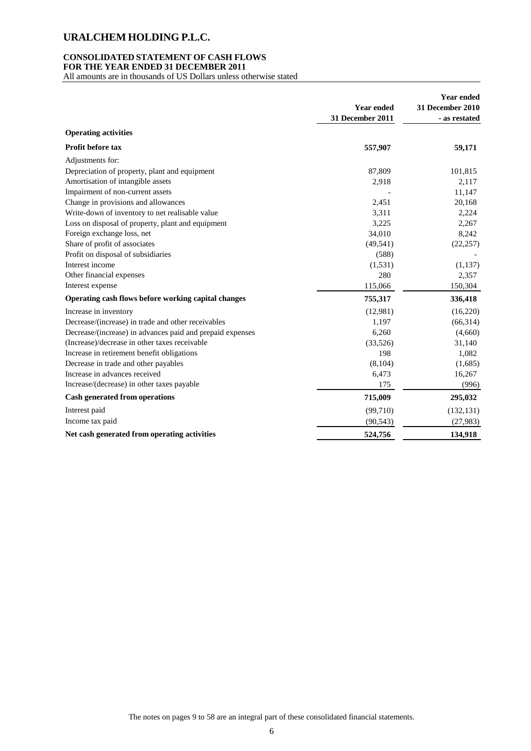# URALCHEM HOLDING P.L.C.

**CONSOLIDATED STATEMENT OF CASH FLOWS**
**FOR THE YEAR ENDED 31 DECEMBER 2011**
All amounts are in thousands of US Dollars unless otherwise stated

| | Year ended 31 December 2011 | Year ended 31 December 2010 - as restated |
|---|---|---|
| **Operating activities** | | |
| **Profit before tax** | **557,907** | **59,171** |
| Adjustments for: | | |
| Depreciation of property, plant and equipment | 87,809 | 101,815 |
| Amortisation of intangible assets | 2,918 | 2,117 |
| Impairment of non-current assets | - | 11,147 |
| Change in provisions and allowances | 2,451 | 20,168 |
| Write-down of inventory to net realisable value | 3,311 | 2,224 |
| Loss on disposal of property, plant and equipment | 3,225 | 2,267 |
| Foreign exchange loss, net | 34,010 | 8,242 |
| Share of profit of associates | (49,541) | (22,257) |
| Profit on disposal of subsidiaries | (588) | - |
| Interest income | (1,531) | (1,137) |
| Other financial expenses | 280 | 2,357 |
| Interest expense | 115,066 | 150,304 |
| **Operating cash flows before working capital changes** | **755,317** | **336,418** |
| Increase in inventory | (12,981) | (16,220) |
| Decrease/(increase) in trade and other receivables | 1,197 | (66,314) |
| Decrease/(increase) in advances paid and prepaid expenses | 6,260 | (4,660) |
| (Increase)/decrease in other taxes receivable | (33,526) | 31,140 |
| Increase in retirement benefit obligations | 198 | 1,082 |
| Decrease in trade and other payables | (8,104) | (1,685) |
| Increase in advances received | 6,473 | 16,267 |
| Increase/(decrease) in other taxes payable | 175 | (996) |
| **Cash generated from operations** | **715,009** | **295,032** |
| Interest paid | (99,710) | (132,131) |
| Income tax paid | (90,543) | (27,983) |
| **Net cash generated from operating activities** | **524,756** | **134,918** |

The notes on pages 9 to 58 are an integral part of these consolidated financial statements.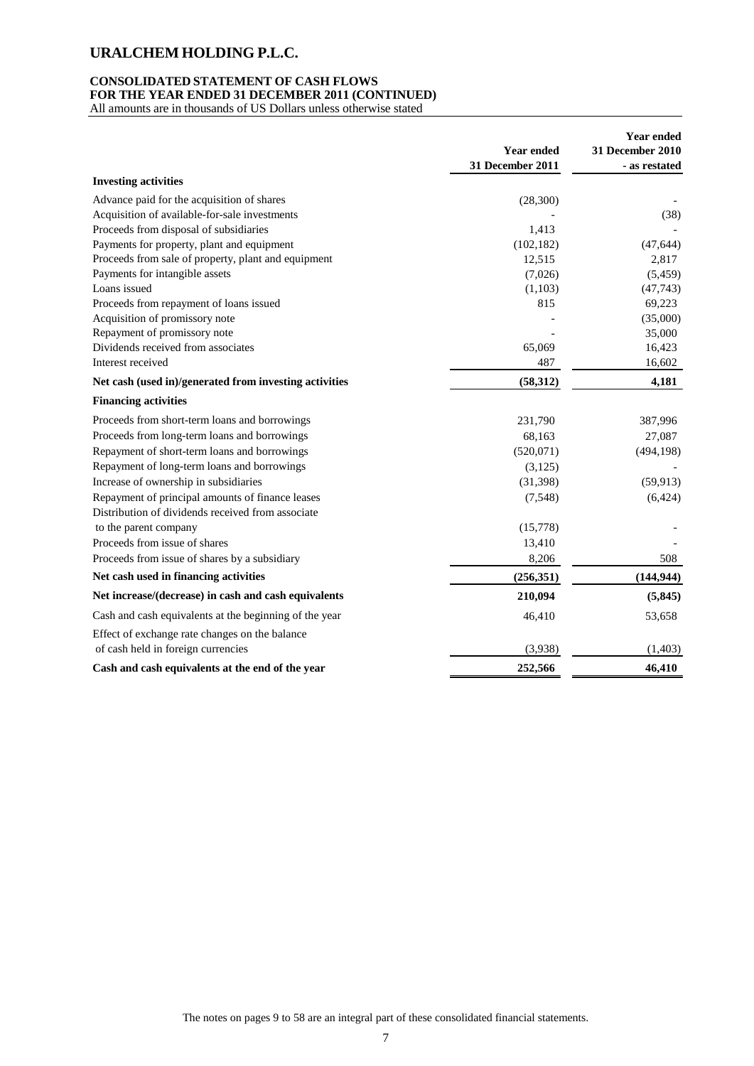# URALCHEM HOLDING P.L.C.

## CONSOLIDATED STATEMENT OF CASH FLOWS
## FOR THE YEAR ENDED 31 DECEMBER 2011 (CONTINUED)

All amounts are in thousands of US Dollars unless otherwise stated

| | Year ended 31 December 2011 | Year ended 31 December 2010 - as restated |
|---|---|---|
| **Investing activities** | | |
| Advance paid for the acquisition of shares | (28,300) | - |
| Acquisition of available-for-sale investments | - | (38) |
| Proceeds from disposal of subsidiaries | 1,413 | - |
| Payments for property, plant and equipment | (102,182) | (47,644) |
| Proceeds from sale of property, plant and equipment | 12,515 | 2,817 |
| Payments for intangible assets | (7,026) | (5,459) |
| Loans issued | (1,103) | (47,743) |
| Proceeds from repayment of loans issued | 815 | 69,223 |
| Acquisition of promissory note | - | (35,000) |
| Repayment of promissory note | - | 35,000 |
| Dividends received from associates | 65,069 | 16,423 |
| Interest received | 487 | 16,602 |
| **Net cash (used in)/generated from investing activities** | **(58,312)** | **4,181** |
| **Financing activities** | | |
| Proceeds from short-term loans and borrowings | 231,790 | 387,996 |
| Proceeds from long-term loans and borrowings | 68,163 | 27,087 |
| Repayment of short-term loans and borrowings | (520,071) | (494,198) |
| Repayment of long-term loans and borrowings | (3,125) | - |
| Increase of ownership in subsidiaries | (31,398) | (59,913) |
| Repayment of principal amounts of finance leases | (7,548) | (6,424) |
| Distribution of dividends received from associate to the parent company | (15,778) | - |
| Proceeds from issue of shares | 13,410 | - |
| Proceeds from issue of shares by a subsidiary | 8,206 | 508 |
| **Net cash used in financing activities** | **(256,351)** | **(144,944)** |
| **Net increase/(decrease) in cash and cash equivalents** | **210,094** | **(5,845)** |
| Cash and cash equivalents at the beginning of the year | 46,410 | 53,658 |
| Effect of exchange rate changes on the balance of cash held in foreign currencies | (3,938) | (1,403) |
| **Cash and cash equivalents at the end of the year** | **252,566** | **46,410** |

The notes on pages 9 to 58 are an integral part of these consolidated financial statements.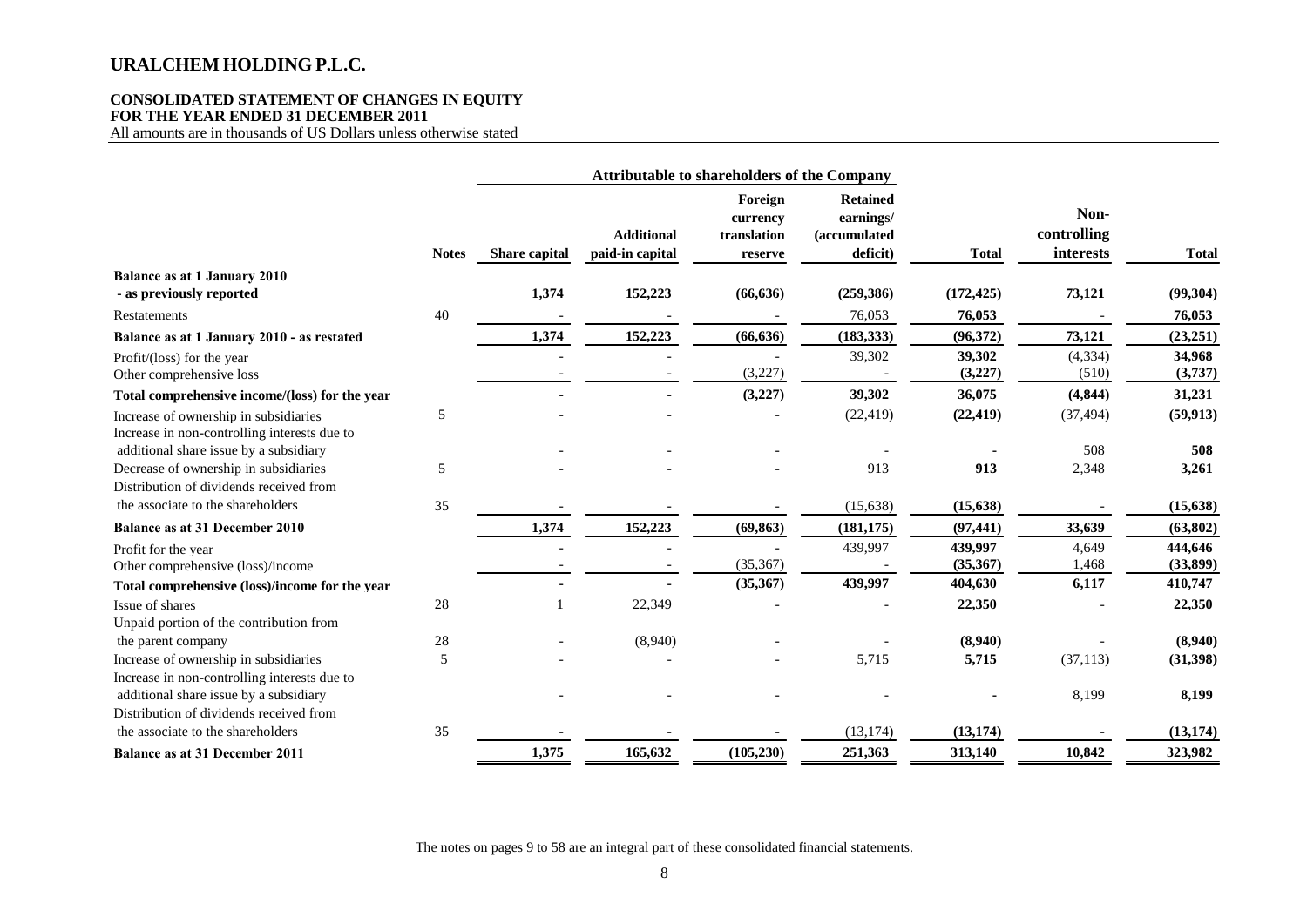# URALCHEM HOLDING P.L.C.

**CONSOLIDATED STATEMENT OF CHANGES IN EQUITY**
**FOR THE YEAR ENDED 31 DECEMBER 2011**
All amounts are in thousands of US Dollars unless otherwise stated

| | | Attributable to shareholders of the Company | | | | | | |
|---|---|---|---|---|---|---|---|---|
| | Notes | Share capital | Additional paid-in capital | Foreign currency translation reserve | Retained earnings/ (accumulated deficit) | Total | Non-controlling interests | Total |
| **Balance as at 1 January 2010 - as previously reported** | | 1,374 | 152,223 | (66,636) | (259,386) | (172,425) | 73,121 | (99,304) |
| Restatements | 40 | - | - | - | 76,053 | 76,053 | - | 76,053 |
| **Balance as at 1 January 2010 - as restated** | | 1,374 | 152,223 | (66,636) | (183,333) | (96,372) | 73,121 | (23,251) |
| Profit/(loss) for the year | | - | - | - | 39,302 | 39,302 | (4,334) | 34,968 |
| Other comprehensive loss | | - | - | (3,227) | - | (3,227) | (510) | (3,737) |
| **Total comprehensive income/(loss) for the year** | | - | - | (3,227) | 39,302 | 36,075 | (4,844) | 31,231 |
| Increase of ownership in subsidiaries | 5 | - | - | - | (22,419) | (22,419) | (37,494) | (59,913) |
| Increase in non-controlling interests due to additional share issue by a subsidiary | | - | - | - | - | - | 508 | 508 |
| Decrease of ownership in subsidiaries | 5 | - | - | - | 913 | 913 | 2,348 | 3,261 |
| Distribution of dividends received from the associate to the shareholders | 35 | - | - | - | (15,638) | (15,638) | - | (15,638) |
| **Balance as at 31 December 2010** | | 1,374 | 152,223 | (69,863) | (181,175) | (97,441) | 33,639 | (63,802) |
| Profit for the year | | - | - | - | 439,997 | 439,997 | 4,649 | 444,646 |
| Other comprehensive (loss)/income | | - | - | (35,367) | - | (35,367) | 1,468 | (33,899) |
| **Total comprehensive (loss)/income for the year** | | - | - | (35,367) | 439,997 | 404,630 | 6,117 | 410,747 |
| Issue of shares | 28 | 1 | 22,349 | - | - | 22,350 | - | 22,350 |
| Unpaid portion of the contribution from the parent company | 28 | - | (8,940) | - | - | (8,940) | - | (8,940) |
| Increase of ownership in subsidiaries | 5 | - | - | - | 5,715 | 5,715 | (37,113) | (31,398) |
| Increase in non-controlling interests due to additional share issue by a subsidiary | | - | - | - | - | - | 8,199 | 8,199 |
| Distribution of dividends received from the associate to the shareholders | 35 | - | - | - | (13,174) | (13,174) | - | (13,174) |
| **Balance as at 31 December 2011** | | 1,375 | 165,632 | (105,230) | 251,363 | 313,140 | 10,842 | 323,982 |

The notes on pages 9 to 58 are an integral part of these consolidated financial statements.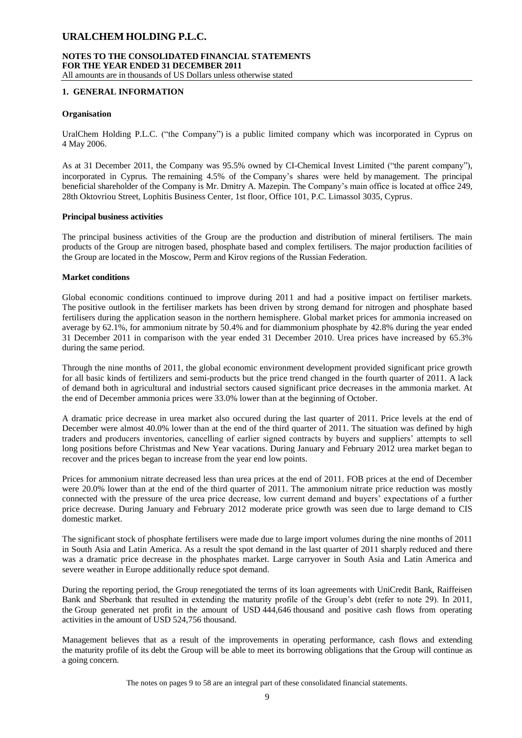# URALCHEM HOLDING P.L.C.

**NOTES TO THE CONSOLIDATED FINANCIAL STATEMENTS**
**FOR THE YEAR ENDED 31 DECEMBER 2011**
All amounts are in thousands of US Dollars unless otherwise stated

## 1. GENERAL INFORMATION

### Organisation

UralChem Holding P.L.C. ("the Company") is a public limited company which was incorporated in Cyprus on 4 May 2006.

As at 31 December 2011, the Company was 95.5% owned by CI-Chemical Invest Limited ("the parent company"), incorporated in Cyprus. The remaining 4.5% of the Company's shares were held by management. The principal beneficial shareholder of the Company is Mr. Dmitry A. Mazepin. The Company's main office is located at office 249, 28th Oktovriou Street, Lophitis Business Center, 1st floor, Office 101, P.C. Limassol 3035, Cyprus.

### Principal business activities

The principal business activities of the Group are the production and distribution of mineral fertilisers. The main products of the Group are nitrogen based, phosphate based and complex fertilisers. The major production facilities of the Group are located in the Moscow, Perm and Kirov regions of the Russian Federation.

### Market conditions

Global economic conditions continued to improve during 2011 and had a positive impact on fertiliser markets. The positive outlook in the fertiliser markets has been driven by strong demand for nitrogen and phosphate based fertilisers during the application season in the northern hemisphere. Global market prices for ammonia increased on average by 62.1%, for ammonium nitrate by 50.4% and for diammonium phosphate by 42.8% during the year ended 31 December 2011 in comparison with the year ended 31 December 2010. Urea prices have increased by 65.3% during the same period.

Through the nine months of 2011, the global economic environment development provided significant price growth for all basic kinds of fertilizers and semi-products but the price trend changed in the fourth quarter of 2011. A lack of demand both in agricultural and industrial sectors caused significant price decreases in the ammonia market. At the end of December ammonia prices were 33.0% lower than at the beginning of October.

A dramatic price decrease in urea market also occured during the last quarter of 2011. Price levels at the end of December were almost 40.0% lower than at the end of the third quarter of 2011. The situation was defined by high traders and producers inventories, cancelling of earlier signed contracts by buyers and suppliers' attempts to sell long positions before Christmas and New Year vacations. During January and February 2012 urea market began to recover and the prices began to increase from the year end low points.

Prices for ammonium nitrate decreased less than urea prices at the end of 2011. FOB prices at the end of December were 20.0% lower than at the end of the third quarter of 2011. The ammonium nitrate price reduction was mostly connected with the pressure of the urea price decrease, low current demand and buyers' expectations of a further price decrease. During January and February 2012 moderate price growth was seen due to large demand to CIS domestic market.

The significant stock of phosphate fertilisers were made due to large import volumes during the nine months of 2011 in South Asia and Latin America. As a result the spot demand in the last quarter of 2011 sharply reduced and there was a dramatic price decrease in the phosphates market. Large carryover in South Asia and Latin America and severe weather in Europe additionally reduce spot demand.

During the reporting period, the Group renegotiated the terms of its loan agreements with UniCredit Bank, Raiffeisen Bank and Sberbank that resulted in extending the maturity profile of the Group's debt (refer to note 29). In 2011, the Group generated net profit in the amount of USD 444,646 thousand and positive cash flows from operating activities in the amount of USD 524,756 thousand.

Management believes that as a result of the improvements in operating performance, cash flows and extending the maturity profile of its debt the Group will be able to meet its borrowing obligations that the Group will continue as a going concern.

The notes on pages 9 to 58 are an integral part of these consolidated financial statements.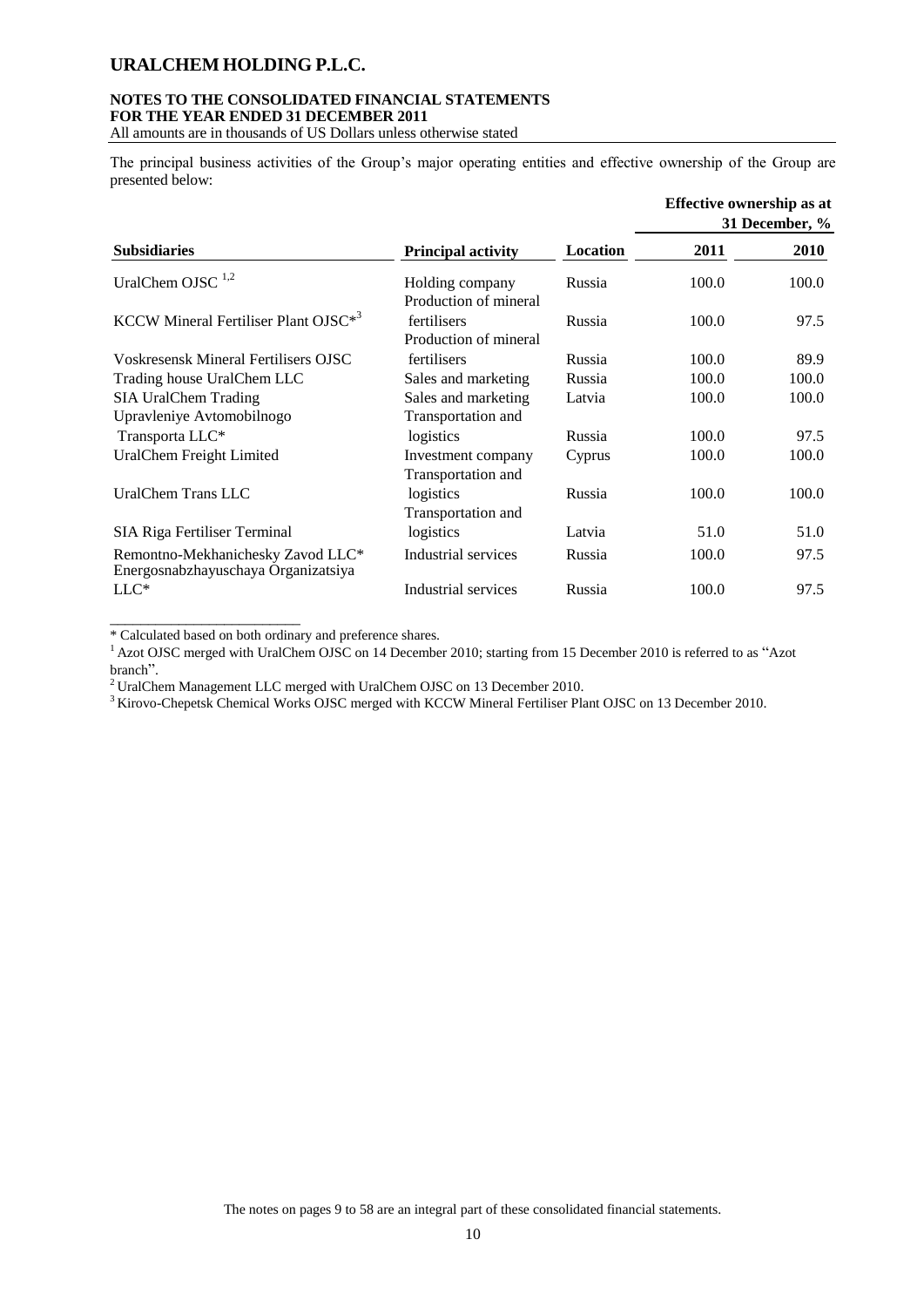The principal business activities of the Group's major operating entities and effective ownership of the Group are presented below:

| Subsidiaries | Principal activity | Location | Effective ownership as at 31 December, % | |
|---|---|---|---|---|
| | | | 2011 | 2010 |
| UralChem OJSC [1,2] | Holding company | Russia | 100.0 | 100.0 |
| KCCW Mineral Fertiliser Plant OJSC*[3] | Production of mineral fertilisers | Russia | 100.0 | 97.5 |
| Voskresensk Mineral Fertilisers OJSC | Production of mineral fertilisers | Russia | 100.0 | 89.9 |
| Trading house UralChem LLC | Sales and marketing | Russia | 100.0 | 100.0 |
| SIA UralChem Trading | Sales and marketing | Latvia | 100.0 | 100.0 |
| Upravleniye Avtomobilnogo Transporta LLC* | Transportation and logistics | Russia | 100.0 | 97.5 |
| UralChem Freight Limited | Investment company | Cyprus | 100.0 | 100.0 |
| UralChem Trans LLC | Transportation and logistics | Russia | 100.0 | 100.0 |
| SIA Riga Fertiliser Terminal | Transportation and logistics | Latvia | 51.0 | 51.0 |
| Remontno-Mekhanichesky Zavod LLC* | Industrial services | Russia | 100.0 | 97.5 |
| Energosnabzhayuschaya Organizatsiya LLC* | Industrial services | Russia | 100.0 | 97.5 |

\* Calculated based on both ordinary and preference shares.

[1] Azot OJSC merged with UralChem OJSC on 14 December 2010; starting from 15 December 2010 is referred to as "Azot branch".

[2] UralChem Management LLC merged with UralChem OJSC on 13 December 2010.

[3] Kirovo-Chepetsk Chemical Works OJSC merged with KCCW Mineral Fertiliser Plant OJSC on 13 December 2010.

The notes on pages 9 to 58 are an integral part of these consolidated financial statements.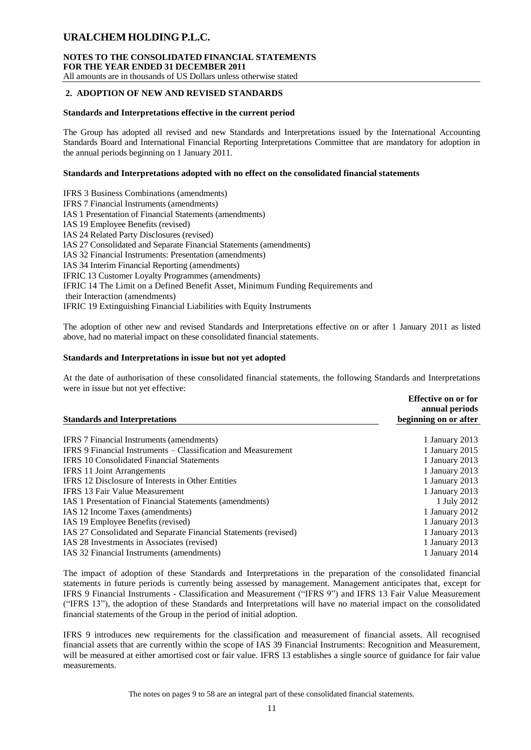## 2. ADOPTION OF NEW AND REVISED STANDARDS

### Standards and Interpretations effective in the current period

The Group has adopted all revised and new Standards and Interpretations issued by the International Accounting Standards Board and International Financial Reporting Interpretations Committee that are mandatory for adoption in the annual periods beginning on 1 January 2011.

### Standards and Interpretations adopted with no effect on the consolidated financial statements

IFRS 3 Business Combinations (amendments)
IFRS 7 Financial Instruments (amendments)
IAS 1 Presentation of Financial Statements (amendments)
IAS 19 Employee Benefits (revised)
IAS 24 Related Party Disclosures (revised)
IAS 27 Consolidated and Separate Financial Statements (amendments)
IAS 32 Financial Instruments: Presentation (amendments)
IAS 34 Interim Financial Reporting (amendments)
IFRIC 13 Customer Loyalty Programmes (amendments)
IFRIC 14 The Limit on a Defined Benefit Asset, Minimum Funding Requirements and their Interaction (amendments)
IFRIC 19 Extinguishing Financial Liabilities with Equity Instruments

The adoption of other new and revised Standards and Interpretations effective on or after 1 January 2011 as listed above, had no material impact on these consolidated financial statements.

### Standards and Interpretations in issue but not yet adopted

At the date of authorisation of these consolidated financial statements, the following Standards and Interpretations were in issue but not yet effective:

| Standards and Interpretations | Effective on or for annual periods beginning on or after |
|---|---|
| IFRS 7 Financial Instruments (amendments) | 1 January 2013 |
| IFRS 9 Financial Instruments – Classification and Measurement | 1 January 2015 |
| IFRS 10 Consolidated Financial Statements | 1 January 2013 |
| IFRS 11 Joint Arrangements | 1 January 2013 |
| IFRS 12 Disclosure of Interests in Other Entities | 1 January 2013 |
| IFRS 13 Fair Value Measurement | 1 January 2013 |
| IAS 1 Presentation of Financial Statements (amendments) | 1 July 2012 |
| IAS 12 Income Taxes (amendments) | 1 January 2012 |
| IAS 19 Employee Benefits (revised) | 1 January 2013 |
| IAS 27 Consolidated and Separate Financial Statements (revised) | 1 January 2013 |
| IAS 28 Investments in Associates (revised) | 1 January 2013 |
| IAS 32 Financial Instruments (amendments) | 1 January 2014 |

The impact of adoption of these Standards and Interpretations in the preparation of the consolidated financial statements in future periods is currently being assessed by management. Management anticipates that, except for IFRS 9 Financial Instruments - Classification and Measurement ("IFRS 9") and IFRS 13 Fair Value Measurement ("IFRS 13"), the adoption of these Standards and Interpretations will have no material impact on the consolidated financial statements of the Group in the period of initial adoption.

IFRS 9 introduces new requirements for the classification and measurement of financial assets. All recognised financial assets that are currently within the scope of IAS 39 Financial Instruments: Recognition and Measurement, will be measured at either amortised cost or fair value. IFRS 13 establishes a single source of guidance for fair value measurements.

The notes on pages 9 to 58 are an integral part of these consolidated financial statements.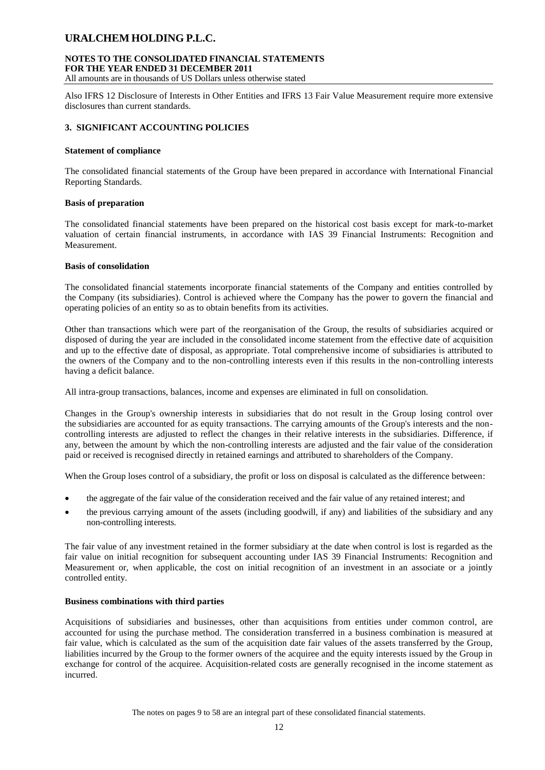Also IFRS 12 Disclosure of Interests in Other Entities and IFRS 13 Fair Value Measurement require more extensive disclosures than current standards.

## 3. SIGNIFICANT ACCOUNTING POLICIES

**Statement of compliance**

The consolidated financial statements of the Group have been prepared in accordance with International Financial Reporting Standards.

**Basis of preparation**

The consolidated financial statements have been prepared on the historical cost basis except for mark-to-market valuation of certain financial instruments, in accordance with IAS 39 Financial Instruments: Recognition and Measurement.

**Basis of consolidation**

The consolidated financial statements incorporate financial statements of the Company and entities controlled by the Company (its subsidiaries). Control is achieved where the Company has the power to govern the financial and operating policies of an entity so as to obtain benefits from its activities.

Other than transactions which were part of the reorganisation of the Group, the results of subsidiaries acquired or disposed of during the year are included in the consolidated income statement from the effective date of acquisition and up to the effective date of disposal, as appropriate. Total comprehensive income of subsidiaries is attributed to the owners of the Company and to the non-controlling interests even if this results in the non-controlling interests having a deficit balance.

All intra-group transactions, balances, income and expenses are eliminated in full on consolidation.

Changes in the Group's ownership interests in subsidiaries that do not result in the Group losing control over the subsidiaries are accounted for as equity transactions. The carrying amounts of the Group's interests and the non-controlling interests are adjusted to reflect the changes in their relative interests in the subsidiaries. Difference, if any, between the amount by which the non-controlling interests are adjusted and the fair value of the consideration paid or received is recognised directly in retained earnings and attributed to shareholders of the Company.

When the Group loses control of a subsidiary, the profit or loss on disposal is calculated as the difference between:

- the aggregate of the fair value of the consideration received and the fair value of any retained interest; and
- the previous carrying amount of the assets (including goodwill, if any) and liabilities of the subsidiary and any non-controlling interests.

The fair value of any investment retained in the former subsidiary at the date when control is lost is regarded as the fair value on initial recognition for subsequent accounting under IAS 39 Financial Instruments: Recognition and Measurement or, when applicable, the cost on initial recognition of an investment in an associate or a jointly controlled entity.

**Business combinations with third parties**

Acquisitions of subsidiaries and businesses, other than acquisitions from entities under common control, are accounted for using the purchase method. The consideration transferred in a business combination is measured at fair value, which is calculated as the sum of the acquisition date fair values of the assets transferred by the Group, liabilities incurred by the Group to the former owners of the acquiree and the equity interests issued by the Group in exchange for control of the acquiree. Acquisition-related costs are generally recognised in the income statement as incurred.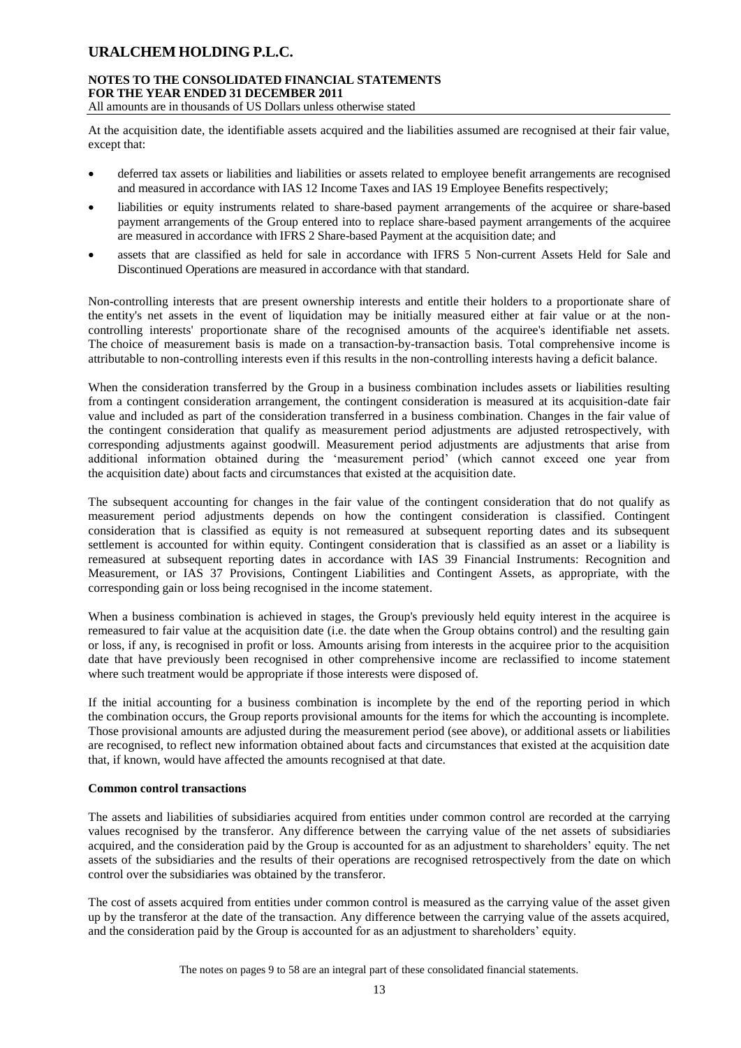At the acquisition date, the identifiable assets acquired and the liabilities assumed are recognised at their fair value, except that:

- deferred tax assets or liabilities and liabilities or assets related to employee benefit arrangements are recognised and measured in accordance with IAS 12 Income Taxes and IAS 19 Employee Benefits respectively;
- liabilities or equity instruments related to share-based payment arrangements of the acquiree or share-based payment arrangements of the Group entered into to replace share-based payment arrangements of the acquiree are measured in accordance with IFRS 2 Share-based Payment at the acquisition date; and
- assets that are classified as held for sale in accordance with IFRS 5 Non-current Assets Held for Sale and Discontinued Operations are measured in accordance with that standard.

Non-controlling interests that are present ownership interests and entitle their holders to a proportionate share of the entity's net assets in the event of liquidation may be initially measured either at fair value or at the non-controlling interests' proportionate share of the recognised amounts of the acquiree's identifiable net assets. The choice of measurement basis is made on a transaction-by-transaction basis. Total comprehensive income is attributable to non-controlling interests even if this results in the non-controlling interests having a deficit balance.

When the consideration transferred by the Group in a business combination includes assets or liabilities resulting from a contingent consideration arrangement, the contingent consideration is measured at its acquisition-date fair value and included as part of the consideration transferred in a business combination. Changes in the fair value of the contingent consideration that qualify as measurement period adjustments are adjusted retrospectively, with corresponding adjustments against goodwill. Measurement period adjustments are adjustments that arise from additional information obtained during the 'measurement period' (which cannot exceed one year from the acquisition date) about facts and circumstances that existed at the acquisition date.

The subsequent accounting for changes in the fair value of the contingent consideration that do not qualify as measurement period adjustments depends on how the contingent consideration is classified. Contingent consideration that is classified as equity is not remeasured at subsequent reporting dates and its subsequent settlement is accounted for within equity. Contingent consideration that is classified as an asset or a liability is remeasured at subsequent reporting dates in accordance with IAS 39 Financial Instruments: Recognition and Measurement, or IAS 37 Provisions, Contingent Liabilities and Contingent Assets, as appropriate, with the corresponding gain or loss being recognised in the income statement.

When a business combination is achieved in stages, the Group's previously held equity interest in the acquiree is remeasured to fair value at the acquisition date (i.e. the date when the Group obtains control) and the resulting gain or loss, if any, is recognised in profit or loss. Amounts arising from interests in the acquiree prior to the acquisition date that have previously been recognised in other comprehensive income are reclassified to income statement where such treatment would be appropriate if those interests were disposed of.

If the initial accounting for a business combination is incomplete by the end of the reporting period in which the combination occurs, the Group reports provisional amounts for the items for which the accounting is incomplete. Those provisional amounts are adjusted during the measurement period (see above), or additional assets or liabilities are recognised, to reflect new information obtained about facts and circumstances that existed at the acquisition date that, if known, would have affected the amounts recognised at that date.

**Common control transactions**

The assets and liabilities of subsidiaries acquired from entities under common control are recorded at the carrying values recognised by the transferor. Any difference between the carrying value of the net assets of subsidiaries acquired, and the consideration paid by the Group is accounted for as an adjustment to shareholders' equity. The net assets of the subsidiaries and the results of their operations are recognised retrospectively from the date on which control over the subsidiaries was obtained by the transferor.

The cost of assets acquired from entities under common control is measured as the carrying value of the asset given up by the transferor at the date of the transaction. Any difference between the carrying value of the assets acquired, and the consideration paid by the Group is accounted for as an adjustment to shareholders' equity.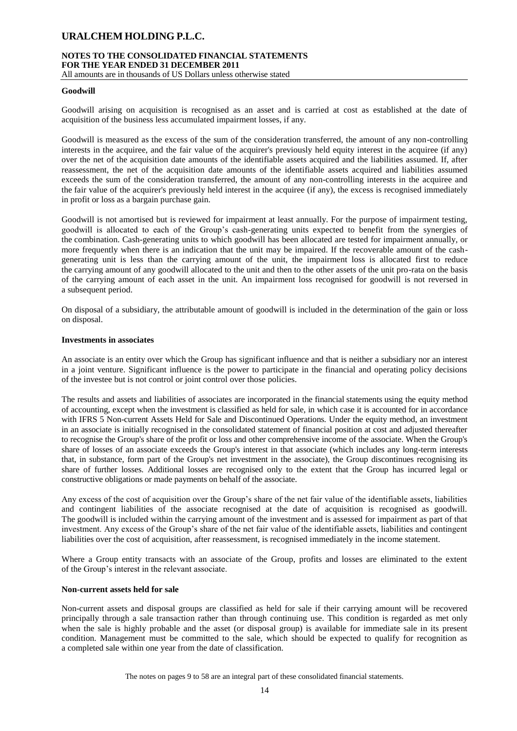**Goodwill**

Goodwill arising on acquisition is recognised as an asset and is carried at cost as established at the date of acquisition of the business less accumulated impairment losses, if any.

Goodwill is measured as the excess of the sum of the consideration transferred, the amount of any non-controlling interests in the acquiree, and the fair value of the acquirer's previously held equity interest in the acquiree (if any) over the net of the acquisition date amounts of the identifiable assets acquired and the liabilities assumed. If, after reassessment, the net of the acquisition date amounts of the identifiable assets acquired and liabilities assumed exceeds the sum of the consideration transferred, the amount of any non-controlling interests in the acquiree and the fair value of the acquirer's previously held interest in the acquiree (if any), the excess is recognised immediately in profit or loss as a bargain purchase gain.

Goodwill is not amortised but is reviewed for impairment at least annually. For the purpose of impairment testing, goodwill is allocated to each of the Group's cash-generating units expected to benefit from the synergies of the combination. Cash-generating units to which goodwill has been allocated are tested for impairment annually, or more frequently when there is an indication that the unit may be impaired. If the recoverable amount of the cash-generating unit is less than the carrying amount of the unit, the impairment loss is allocated first to reduce the carrying amount of any goodwill allocated to the unit and then to the other assets of the unit pro-rata on the basis of the carrying amount of each asset in the unit. An impairment loss recognised for goodwill is not reversed in a subsequent period.

On disposal of a subsidiary, the attributable amount of goodwill is included in the determination of the gain or loss on disposal.

**Investments in associates**

An associate is an entity over which the Group has significant influence and that is neither a subsidiary nor an interest in a joint venture. Significant influence is the power to participate in the financial and operating policy decisions of the investee but is not control or joint control over those policies.

The results and assets and liabilities of associates are incorporated in the financial statements using the equity method of accounting, except when the investment is classified as held for sale, in which case it is accounted for in accordance with IFRS 5 Non-current Assets Held for Sale and Discontinued Operations. Under the equity method, an investment in an associate is initially recognised in the consolidated statement of financial position at cost and adjusted thereafter to recognise the Group's share of the profit or loss and other comprehensive income of the associate. When the Group's share of losses of an associate exceeds the Group's interest in that associate (which includes any long-term interests that, in substance, form part of the Group's net investment in the associate), the Group discontinues recognising its share of further losses. Additional losses are recognised only to the extent that the Group has incurred legal or constructive obligations or made payments on behalf of the associate.

Any excess of the cost of acquisition over the Group's share of the net fair value of the identifiable assets, liabilities and contingent liabilities of the associate recognised at the date of acquisition is recognised as goodwill. The goodwill is included within the carrying amount of the investment and is assessed for impairment as part of that investment. Any excess of the Group's share of the net fair value of the identifiable assets, liabilities and contingent liabilities over the cost of acquisition, after reassessment, is recognised immediately in the income statement.

Where a Group entity transacts with an associate of the Group, profits and losses are eliminated to the extent of the Group's interest in the relevant associate.

**Non-current assets held for sale**

Non-current assets and disposal groups are classified as held for sale if their carrying amount will be recovered principally through a sale transaction rather than through continuing use. This condition is regarded as met only when the sale is highly probable and the asset (or disposal group) is available for immediate sale in its present condition. Management must be committed to the sale, which should be expected to qualify for recognition as a completed sale within one year from the date of classification.

The notes on pages 9 to 58 are an integral part of these consolidated financial statements.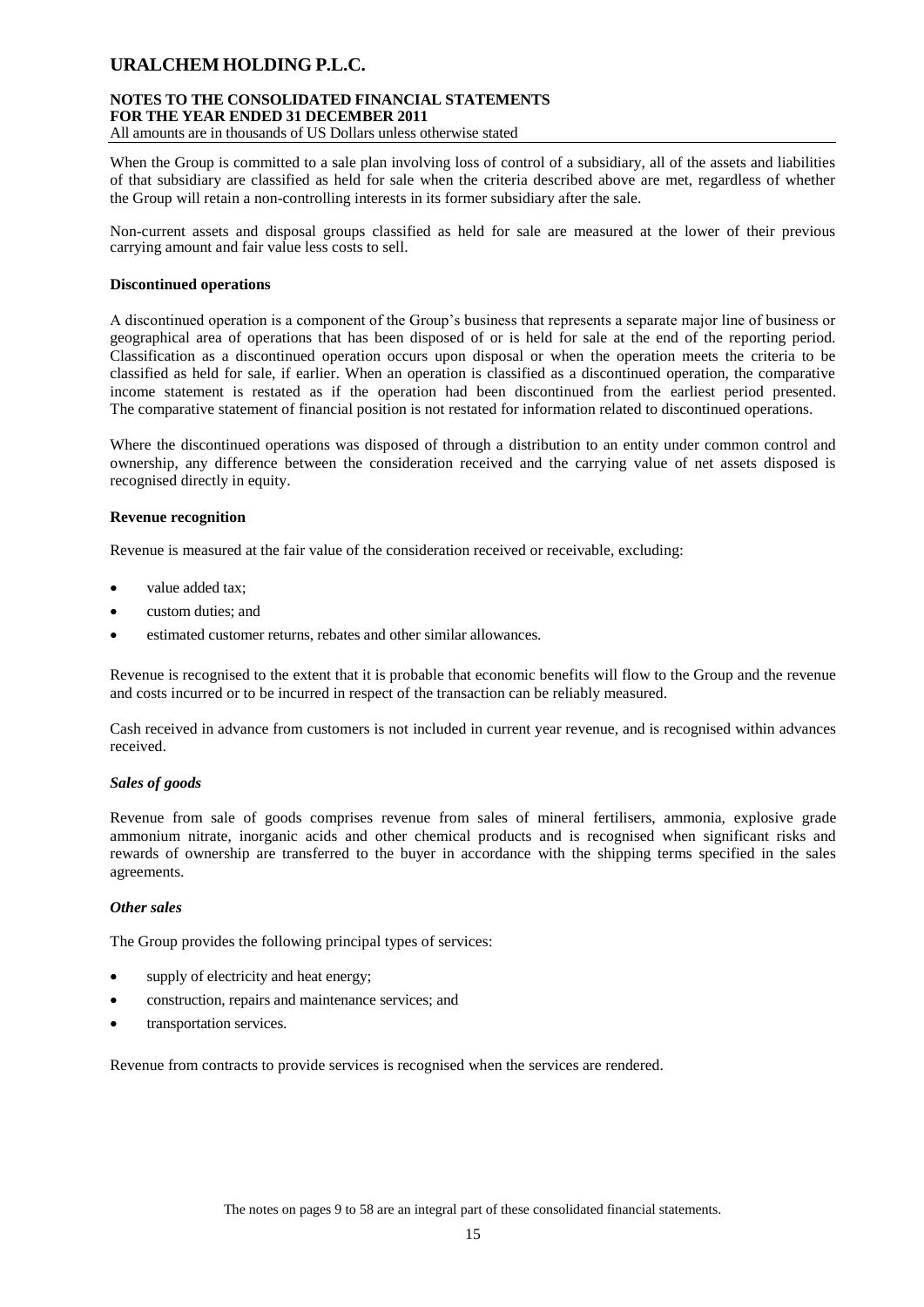When the Group is committed to a sale plan involving loss of control of a subsidiary, all of the assets and liabilities of that subsidiary are classified as held for sale when the criteria described above are met, regardless of whether the Group will retain a non-controlling interests in its former subsidiary after the sale.

Non-current assets and disposal groups classified as held for sale are measured at the lower of their previous carrying amount and fair value less costs to sell.

**Discontinued operations**

A discontinued operation is a component of the Group's business that represents a separate major line of business or geographical area of operations that has been disposed of or is held for sale at the end of the reporting period. Classification as a discontinued operation occurs upon disposal or when the operation meets the criteria to be classified as held for sale, if earlier. When an operation is classified as a discontinued operation, the comparative income statement is restated as if the operation had been discontinued from the earliest period presented. The comparative statement of financial position is not restated for information related to discontinued operations.

Where the discontinued operations was disposed of through a distribution to an entity under common control and ownership, any difference between the consideration received and the carrying value of net assets disposed is recognised directly in equity.

**Revenue recognition**

Revenue is measured at the fair value of the consideration received or receivable, excluding:

- value added tax;
- custom duties; and
- estimated customer returns, rebates and other similar allowances.

Revenue is recognised to the extent that it is probable that economic benefits will flow to the Group and the revenue and costs incurred or to be incurred in respect of the transaction can be reliably measured.

Cash received in advance from customers is not included in current year revenue, and is recognised within advances received.

***Sales of goods***

Revenue from sale of goods comprises revenue from sales of mineral fertilisers, ammonia, explosive grade ammonium nitrate, inorganic acids and other chemical products and is recognised when significant risks and rewards of ownership are transferred to the buyer in accordance with the shipping terms specified in the sales agreements.

***Other sales***

The Group provides the following principal types of services:

- supply of electricity and heat energy;
- construction, repairs and maintenance services; and
- transportation services.

Revenue from contracts to provide services is recognised when the services are rendered.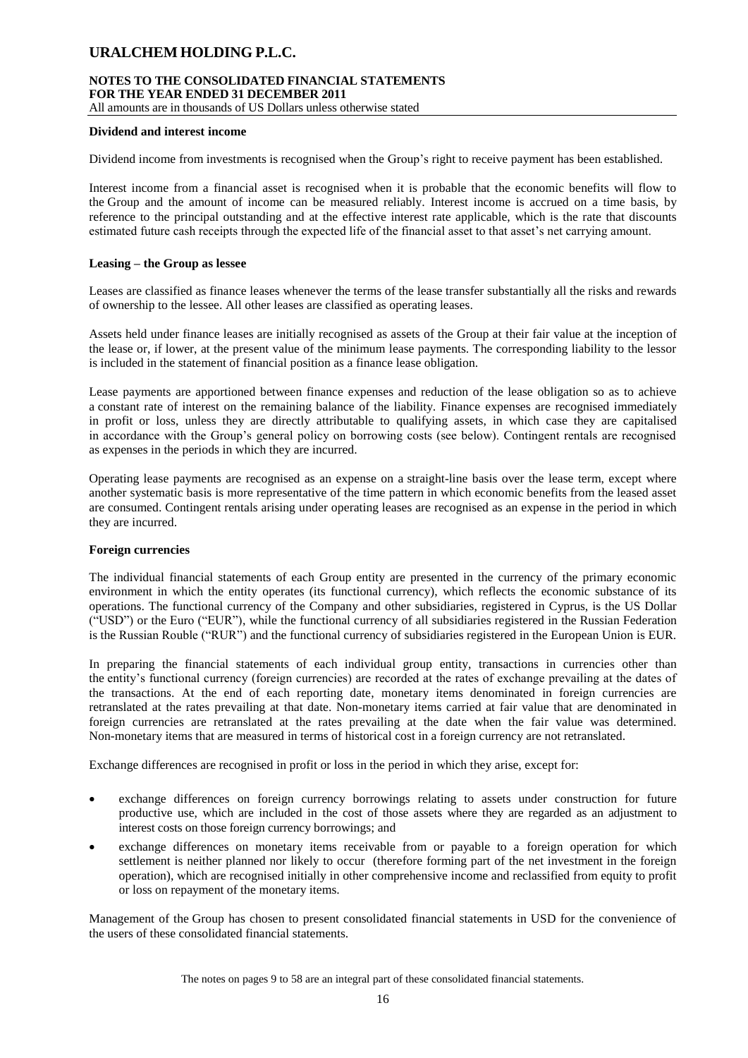**Dividend and interest income**

Dividend income from investments is recognised when the Group's right to receive payment has been established.

Interest income from a financial asset is recognised when it is probable that the economic benefits will flow to the Group and the amount of income can be measured reliably. Interest income is accrued on a time basis, by reference to the principal outstanding and at the effective interest rate applicable, which is the rate that discounts estimated future cash receipts through the expected life of the financial asset to that asset's net carrying amount.

**Leasing – the Group as lessee**

Leases are classified as finance leases whenever the terms of the lease transfer substantially all the risks and rewards of ownership to the lessee. All other leases are classified as operating leases.

Assets held under finance leases are initially recognised as assets of the Group at their fair value at the inception of the lease or, if lower, at the present value of the minimum lease payments. The corresponding liability to the lessor is included in the statement of financial position as a finance lease obligation.

Lease payments are apportioned between finance expenses and reduction of the lease obligation so as to achieve a constant rate of interest on the remaining balance of the liability. Finance expenses are recognised immediately in profit or loss, unless they are directly attributable to qualifying assets, in which case they are capitalised in accordance with the Group's general policy on borrowing costs (see below). Contingent rentals are recognised as expenses in the periods in which they are incurred.

Operating lease payments are recognised as an expense on a straight-line basis over the lease term, except where another systematic basis is more representative of the time pattern in which economic benefits from the leased asset are consumed. Contingent rentals arising under operating leases are recognised as an expense in the period in which they are incurred.

**Foreign currencies**

The individual financial statements of each Group entity are presented in the currency of the primary economic environment in which the entity operates (its functional currency), which reflects the economic substance of its operations. The functional currency of the Company and other subsidiaries, registered in Cyprus, is the US Dollar ("USD") or the Euro ("EUR"), while the functional currency of all subsidiaries registered in the Russian Federation is the Russian Rouble ("RUR") and the functional currency of subsidiaries registered in the European Union is EUR.

In preparing the financial statements of each individual group entity, transactions in currencies other than the entity's functional currency (foreign currencies) are recorded at the rates of exchange prevailing at the dates of the transactions. At the end of each reporting date, monetary items denominated in foreign currencies are retranslated at the rates prevailing at that date. Non-monetary items carried at fair value that are denominated in foreign currencies are retranslated at the rates prevailing at the date when the fair value was determined. Non-monetary items that are measured in terms of historical cost in a foreign currency are not retranslated.

Exchange differences are recognised in profit or loss in the period in which they arise, except for:

- exchange differences on foreign currency borrowings relating to assets under construction for future productive use, which are included in the cost of those assets where they are regarded as an adjustment to interest costs on those foreign currency borrowings; and
- exchange differences on monetary items receivable from or payable to a foreign operation for which settlement is neither planned nor likely to occur (therefore forming part of the net investment in the foreign operation), which are recognised initially in other comprehensive income and reclassified from equity to profit or loss on repayment of the monetary items.

Management of the Group has chosen to present consolidated financial statements in USD for the convenience of the users of these consolidated financial statements.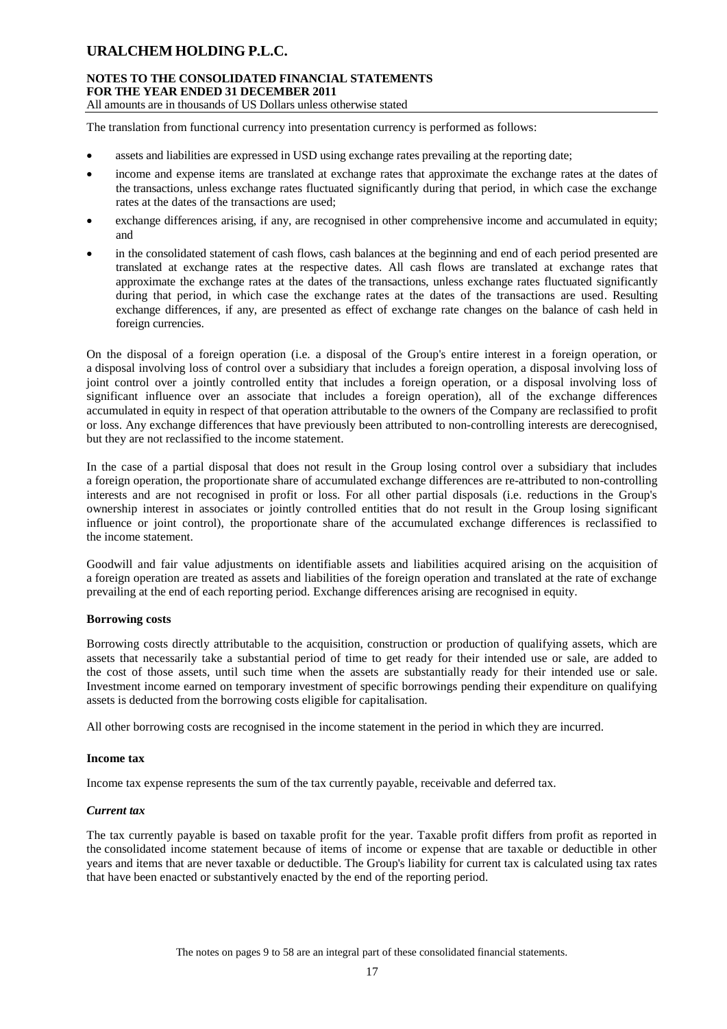The translation from functional currency into presentation currency is performed as follows:

- assets and liabilities are expressed in USD using exchange rates prevailing at the reporting date;
- income and expense items are translated at exchange rates that approximate the exchange rates at the dates of the transactions, unless exchange rates fluctuated significantly during that period, in which case the exchange rates at the dates of the transactions are used;
- exchange differences arising, if any, are recognised in other comprehensive income and accumulated in equity; and
- in the consolidated statement of cash flows, cash balances at the beginning and end of each period presented are translated at exchange rates at the respective dates. All cash flows are translated at exchange rates that approximate the exchange rates at the dates of the transactions, unless exchange rates fluctuated significantly during that period, in which case the exchange rates at the dates of the transactions are used. Resulting exchange differences, if any, are presented as effect of exchange rate changes on the balance of cash held in foreign currencies.

On the disposal of a foreign operation (i.e. a disposal of the Group's entire interest in a foreign operation, or a disposal involving loss of control over a subsidiary that includes a foreign operation, a disposal involving loss of joint control over a jointly controlled entity that includes a foreign operation, or a disposal involving loss of significant influence over an associate that includes a foreign operation), all of the exchange differences accumulated in equity in respect of that operation attributable to the owners of the Company are reclassified to profit or loss. Any exchange differences that have previously been attributed to non-controlling interests are derecognised, but they are not reclassified to the income statement.

In the case of a partial disposal that does not result in the Group losing control over a subsidiary that includes a foreign operation, the proportionate share of accumulated exchange differences are re-attributed to non-controlling interests and are not recognised in profit or loss. For all other partial disposals (i.e. reductions in the Group's ownership interest in associates or jointly controlled entities that do not result in the Group losing significant influence or joint control), the proportionate share of the accumulated exchange differences is reclassified to the income statement.

Goodwill and fair value adjustments on identifiable assets and liabilities acquired arising on the acquisition of a foreign operation are treated as assets and liabilities of the foreign operation and translated at the rate of exchange prevailing at the end of each reporting period. Exchange differences arising are recognised in equity.

**Borrowing costs**

Borrowing costs directly attributable to the acquisition, construction or production of qualifying assets, which are assets that necessarily take a substantial period of time to get ready for their intended use or sale, are added to the cost of those assets, until such time when the assets are substantially ready for their intended use or sale. Investment income earned on temporary investment of specific borrowings pending their expenditure on qualifying assets is deducted from the borrowing costs eligible for capitalisation.

All other borrowing costs are recognised in the income statement in the period in which they are incurred.

**Income tax**

Income tax expense represents the sum of the tax currently payable, receivable and deferred tax.

***Current tax***

The tax currently payable is based on taxable profit for the year. Taxable profit differs from profit as reported in the consolidated income statement because of items of income or expense that are taxable or deductible in other years and items that are never taxable or deductible. The Group's liability for current tax is calculated using tax rates that have been enacted or substantively enacted by the end of the reporting period.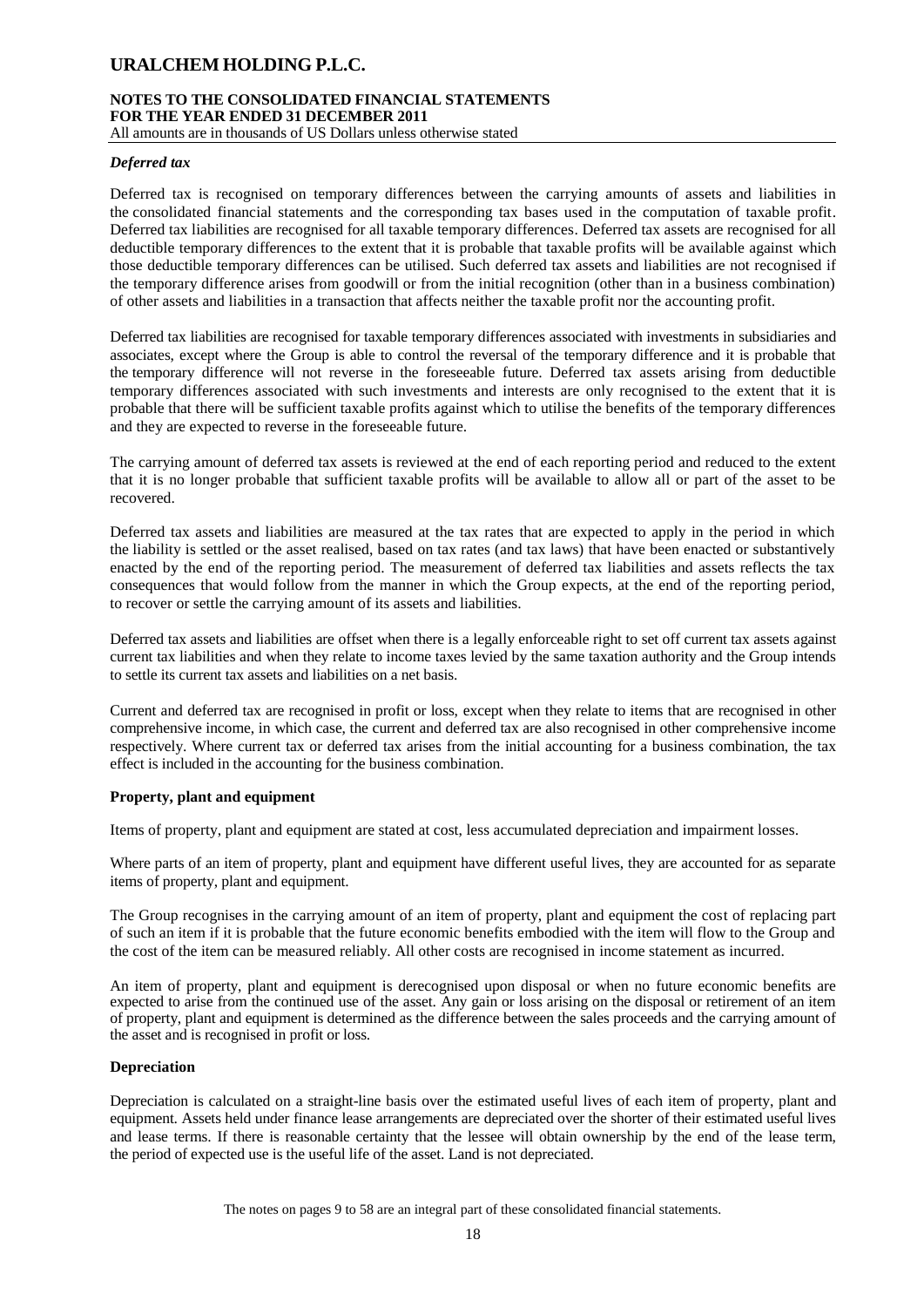*Deferred tax*

Deferred tax is recognised on temporary differences between the carrying amounts of assets and liabilities in the consolidated financial statements and the corresponding tax bases used in the computation of taxable profit. Deferred tax liabilities are recognised for all taxable temporary differences. Deferred tax assets are recognised for all deductible temporary differences to the extent that it is probable that taxable profits will be available against which those deductible temporary differences can be utilised. Such deferred tax assets and liabilities are not recognised if the temporary difference arises from goodwill or from the initial recognition (other than in a business combination) of other assets and liabilities in a transaction that affects neither the taxable profit nor the accounting profit.

Deferred tax liabilities are recognised for taxable temporary differences associated with investments in subsidiaries and associates, except where the Group is able to control the reversal of the temporary difference and it is probable that the temporary difference will not reverse in the foreseeable future. Deferred tax assets arising from deductible temporary differences associated with such investments and interests are only recognised to the extent that it is probable that there will be sufficient taxable profits against which to utilise the benefits of the temporary differences and they are expected to reverse in the foreseeable future.

The carrying amount of deferred tax assets is reviewed at the end of each reporting period and reduced to the extent that it is no longer probable that sufficient taxable profits will be available to allow all or part of the asset to be recovered.

Deferred tax assets and liabilities are measured at the tax rates that are expected to apply in the period in which the liability is settled or the asset realised, based on tax rates (and tax laws) that have been enacted or substantively enacted by the end of the reporting period. The measurement of deferred tax liabilities and assets reflects the tax consequences that would follow from the manner in which the Group expects, at the end of the reporting period, to recover or settle the carrying amount of its assets and liabilities.

Deferred tax assets and liabilities are offset when there is a legally enforceable right to set off current tax assets against current tax liabilities and when they relate to income taxes levied by the same taxation authority and the Group intends to settle its current tax assets and liabilities on a net basis.

Current and deferred tax are recognised in profit or loss, except when they relate to items that are recognised in other comprehensive income, in which case, the current and deferred tax are also recognised in other comprehensive income respectively. Where current tax or deferred tax arises from the initial accounting for a business combination, the tax effect is included in the accounting for the business combination.

**Property, plant and equipment**

Items of property, plant and equipment are stated at cost, less accumulated depreciation and impairment losses.

Where parts of an item of property, plant and equipment have different useful lives, they are accounted for as separate items of property, plant and equipment.

The Group recognises in the carrying amount of an item of property, plant and equipment the cost of replacing part of such an item if it is probable that the future economic benefits embodied with the item will flow to the Group and the cost of the item can be measured reliably. All other costs are recognised in income statement as incurred.

An item of property, plant and equipment is derecognised upon disposal or when no future economic benefits are expected to arise from the continued use of the asset. Any gain or loss arising on the disposal or retirement of an item of property, plant and equipment is determined as the difference between the sales proceeds and the carrying amount of the asset and is recognised in profit or loss.

**Depreciation**

Depreciation is calculated on a straight-line basis over the estimated useful lives of each item of property, plant and equipment. Assets held under finance lease arrangements are depreciated over the shorter of their estimated useful lives and lease terms. If there is reasonable certainty that the lessee will obtain ownership by the end of the lease term, the period of expected use is the useful life of the asset. Land is not depreciated.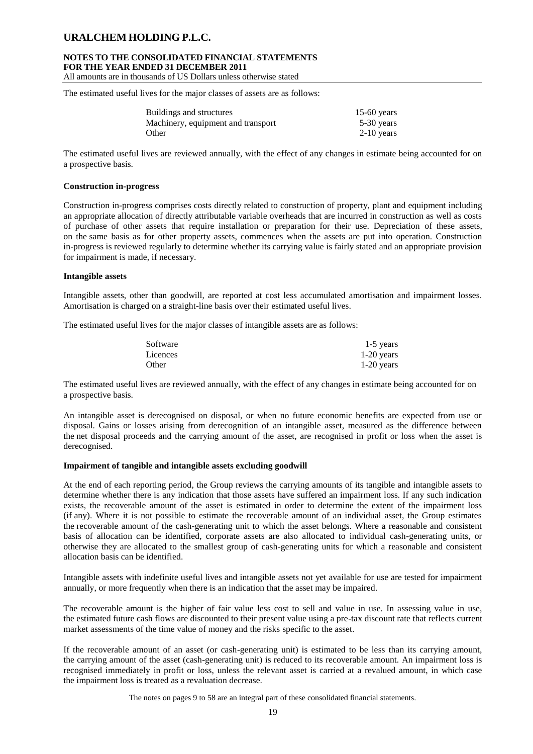The estimated useful lives for the major classes of assets are as follows:

| | |
|---|---|
| Buildings and structures | 15-60 years |
| Machinery, equipment and transport | 5-30 years |
| Other | 2-10 years |

The estimated useful lives are reviewed annually, with the effect of any changes in estimate being accounted for on a prospective basis.

**Construction in-progress**

Construction in-progress comprises costs directly related to construction of property, plant and equipment including an appropriate allocation of directly attributable variable overheads that are incurred in construction as well as costs of purchase of other assets that require installation or preparation for their use. Depreciation of these assets, on the same basis as for other property assets, commences when the assets are put into operation. Construction in-progress is reviewed regularly to determine whether its carrying value is fairly stated and an appropriate provision for impairment is made, if necessary.

**Intangible assets**

Intangible assets, other than goodwill, are reported at cost less accumulated amortisation and impairment losses. Amortisation is charged on a straight-line basis over their estimated useful lives.

The estimated useful lives for the major classes of intangible assets are as follows:

| | |
|---|---|
| Software | 1-5 years |
| Licences | 1-20 years |
| Other | 1-20 years |

The estimated useful lives are reviewed annually, with the effect of any changes in estimate being accounted for on a prospective basis.

An intangible asset is derecognised on disposal, or when no future economic benefits are expected from use or disposal. Gains or losses arising from derecognition of an intangible asset, measured as the difference between the net disposal proceeds and the carrying amount of the asset, are recognised in profit or loss when the asset is derecognised.

**Impairment of tangible and intangible assets excluding goodwill**

At the end of each reporting period, the Group reviews the carrying amounts of its tangible and intangible assets to determine whether there is any indication that those assets have suffered an impairment loss. If any such indication exists, the recoverable amount of the asset is estimated in order to determine the extent of the impairment loss (if any). Where it is not possible to estimate the recoverable amount of an individual asset, the Group estimates the recoverable amount of the cash-generating unit to which the asset belongs. Where a reasonable and consistent basis of allocation can be identified, corporate assets are also allocated to individual cash-generating units, or otherwise they are allocated to the smallest group of cash-generating units for which a reasonable and consistent allocation basis can be identified.

Intangible assets with indefinite useful lives and intangible assets not yet available for use are tested for impairment annually, or more frequently when there is an indication that the asset may be impaired.

The recoverable amount is the higher of fair value less cost to sell and value in use. In assessing value in use, the estimated future cash flows are discounted to their present value using a pre-tax discount rate that reflects current market assessments of the time value of money and the risks specific to the asset.

If the recoverable amount of an asset (or cash-generating unit) is estimated to be less than its carrying amount, the carrying amount of the asset (cash-generating unit) is reduced to its recoverable amount. An impairment loss is recognised immediately in profit or loss, unless the relevant asset is carried at a revalued amount, in which case the impairment loss is treated as a revaluation decrease.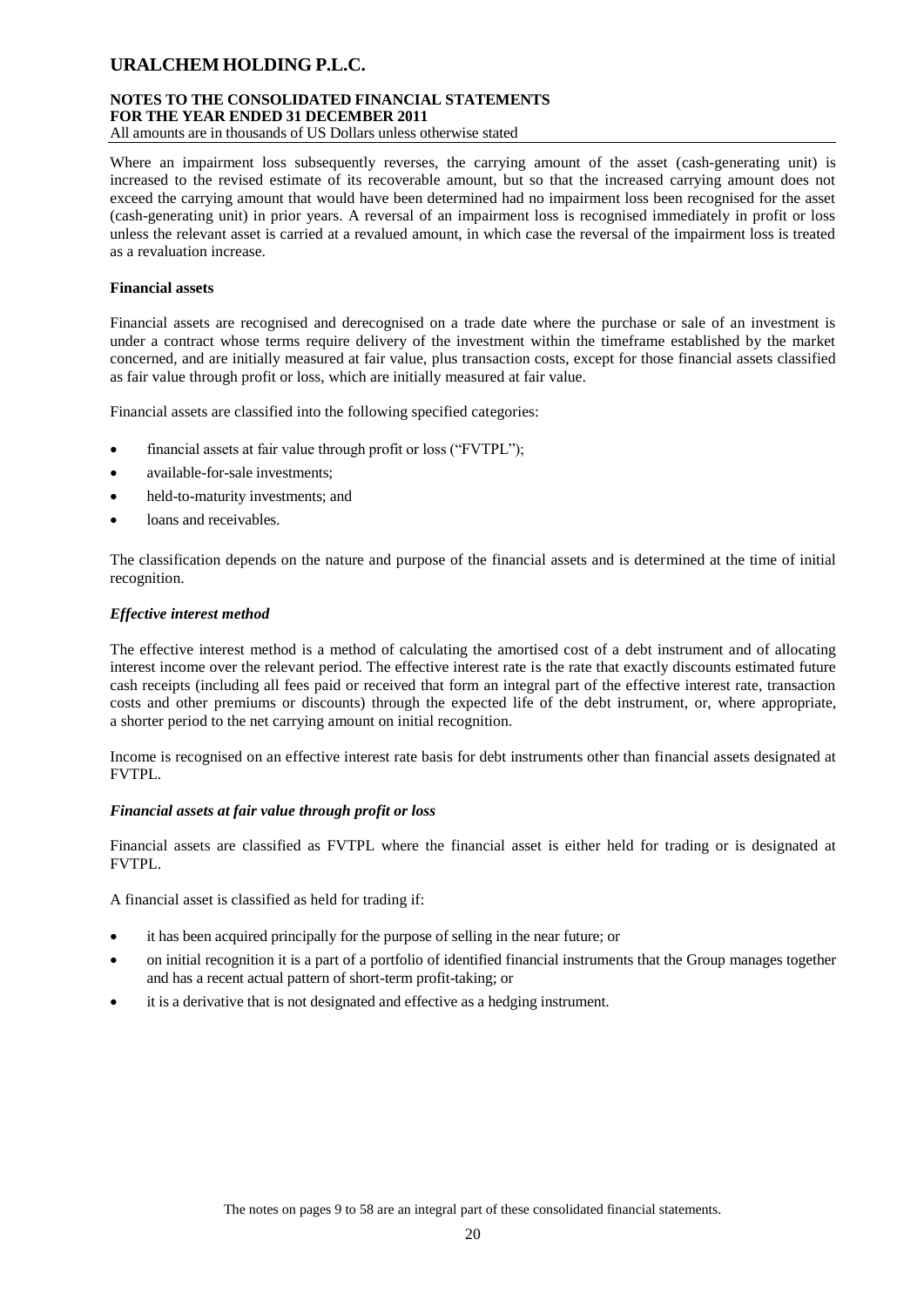Where an impairment loss subsequently reverses, the carrying amount of the asset (cash-generating unit) is increased to the revised estimate of its recoverable amount, but so that the increased carrying amount does not exceed the carrying amount that would have been determined had no impairment loss been recognised for the asset (cash-generating unit) in prior years. A reversal of an impairment loss is recognised immediately in profit or loss unless the relevant asset is carried at a revalued amount, in which case the reversal of the impairment loss is treated as a revaluation increase.

**Financial assets**

Financial assets are recognised and derecognised on a trade date where the purchase or sale of an investment is under a contract whose terms require delivery of the investment within the timeframe established by the market concerned, and are initially measured at fair value, plus transaction costs, except for those financial assets classified as fair value through profit or loss, which are initially measured at fair value.

Financial assets are classified into the following specified categories:

- financial assets at fair value through profit or loss ("FVTPL");
- available-for-sale investments;
- held-to-maturity investments; and
- loans and receivables.

The classification depends on the nature and purpose of the financial assets and is determined at the time of initial recognition.

***Effective interest method***

The effective interest method is a method of calculating the amortised cost of a debt instrument and of allocating interest income over the relevant period. The effective interest rate is the rate that exactly discounts estimated future cash receipts (including all fees paid or received that form an integral part of the effective interest rate, transaction costs and other premiums or discounts) through the expected life of the debt instrument, or, where appropriate, a shorter period to the net carrying amount on initial recognition.

Income is recognised on an effective interest rate basis for debt instruments other than financial assets designated at FVTPL.

***Financial assets at fair value through profit or loss***

Financial assets are classified as FVTPL where the financial asset is either held for trading or is designated at FVTPL.

A financial asset is classified as held for trading if:

- it has been acquired principally for the purpose of selling in the near future; or
- on initial recognition it is a part of a portfolio of identified financial instruments that the Group manages together and has a recent actual pattern of short-term profit-taking; or
- it is a derivative that is not designated and effective as a hedging instrument.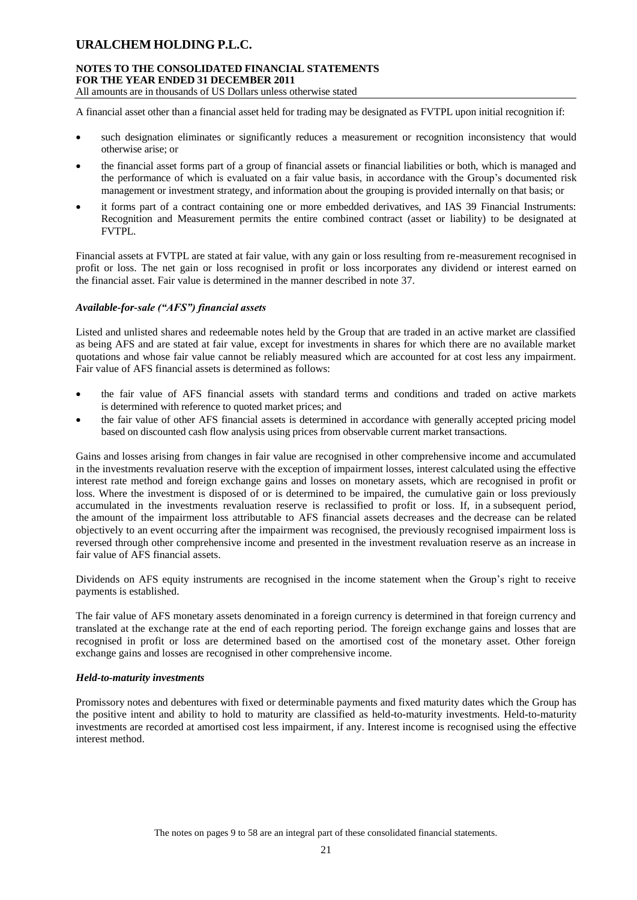A financial asset other than a financial asset held for trading may be designated as FVTPL upon initial recognition if:

- such designation eliminates or significantly reduces a measurement or recognition inconsistency that would otherwise arise; or
- the financial asset forms part of a group of financial assets or financial liabilities or both, which is managed and the performance of which is evaluated on a fair value basis, in accordance with the Group's documented risk management or investment strategy, and information about the grouping is provided internally on that basis; or
- it forms part of a contract containing one or more embedded derivatives, and IAS 39 Financial Instruments: Recognition and Measurement permits the entire combined contract (asset or liability) to be designated at FVTPL.

Financial assets at FVTPL are stated at fair value, with any gain or loss resulting from re-measurement recognised in profit or loss. The net gain or loss recognised in profit or loss incorporates any dividend or interest earned on the financial asset. Fair value is determined in the manner described in note 37.

***Available-for-sale ("AFS") financial assets***

Listed and unlisted shares and redeemable notes held by the Group that are traded in an active market are classified as being AFS and are stated at fair value, except for investments in shares for which there are no available market quotations and whose fair value cannot be reliably measured which are accounted for at cost less any impairment. Fair value of AFS financial assets is determined as follows:

- the fair value of AFS financial assets with standard terms and conditions and traded on active markets is determined with reference to quoted market prices; and
- the fair value of other AFS financial assets is determined in accordance with generally accepted pricing model based on discounted cash flow analysis using prices from observable current market transactions.

Gains and losses arising from changes in fair value are recognised in other comprehensive income and accumulated in the investments revaluation reserve with the exception of impairment losses, interest calculated using the effective interest rate method and foreign exchange gains and losses on monetary assets, which are recognised in profit or loss. Where the investment is disposed of or is determined to be impaired, the cumulative gain or loss previously accumulated in the investments revaluation reserve is reclassified to profit or loss. If, in a subsequent period, the amount of the impairment loss attributable to AFS financial assets decreases and the decrease can be related objectively to an event occurring after the impairment was recognised, the previously recognised impairment loss is reversed through other comprehensive income and presented in the investment revaluation reserve as an increase in fair value of AFS financial assets.

Dividends on AFS equity instruments are recognised in the income statement when the Group's right to receive payments is established.

The fair value of AFS monetary assets denominated in a foreign currency is determined in that foreign currency and translated at the exchange rate at the end of each reporting period. The foreign exchange gains and losses that are recognised in profit or loss are determined based on the amortised cost of the monetary asset. Other foreign exchange gains and losses are recognised in other comprehensive income.

***Held-to-maturity investments***

Promissory notes and debentures with fixed or determinable payments and fixed maturity dates which the Group has the positive intent and ability to hold to maturity are classified as held-to-maturity investments. Held-to-maturity investments are recorded at amortised cost less impairment, if any. Interest income is recognised using the effective interest method.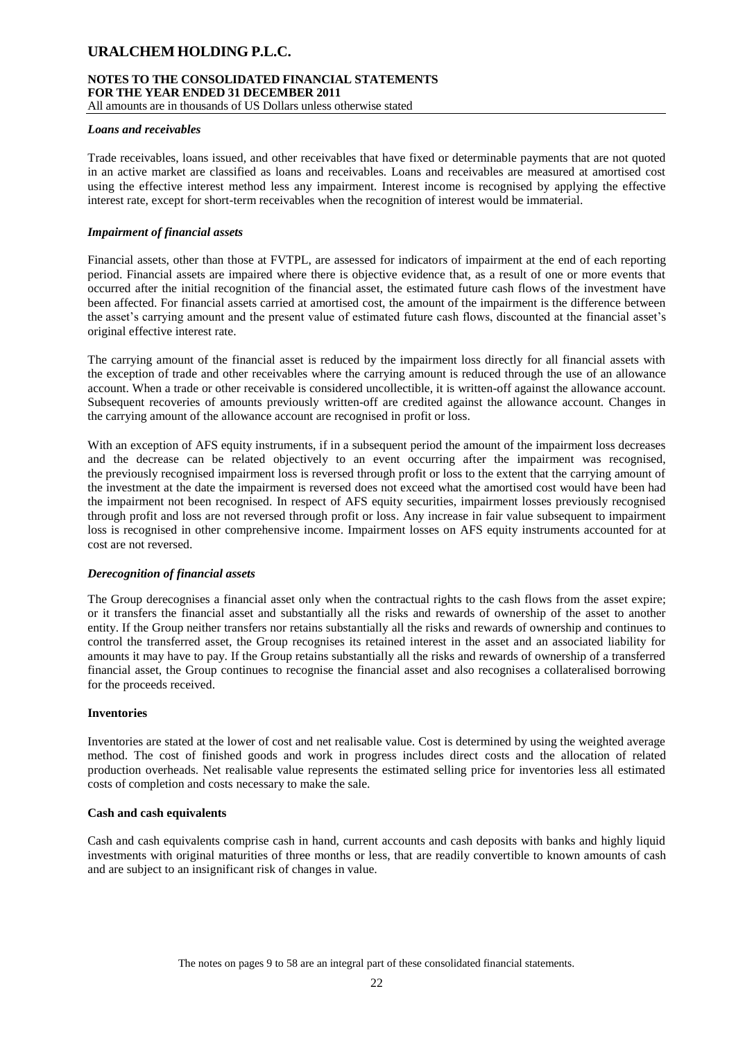#### *Loans and receivables*

Trade receivables, loans issued, and other receivables that have fixed or determinable payments that are not quoted in an active market are classified as loans and receivables. Loans and receivables are measured at amortised cost using the effective interest method less any impairment. Interest income is recognised by applying the effective interest rate, except for short-term receivables when the recognition of interest would be immaterial.

#### *Impairment of financial assets*

Financial assets, other than those at FVTPL, are assessed for indicators of impairment at the end of each reporting period. Financial assets are impaired where there is objective evidence that, as a result of one or more events that occurred after the initial recognition of the financial asset, the estimated future cash flows of the investment have been affected. For financial assets carried at amortised cost, the amount of the impairment is the difference between the asset's carrying amount and the present value of estimated future cash flows, discounted at the financial asset's original effective interest rate.

The carrying amount of the financial asset is reduced by the impairment loss directly for all financial assets with the exception of trade and other receivables where the carrying amount is reduced through the use of an allowance account. When a trade or other receivable is considered uncollectible, it is written-off against the allowance account. Subsequent recoveries of amounts previously written-off are credited against the allowance account. Changes in the carrying amount of the allowance account are recognised in profit or loss.

With an exception of AFS equity instruments, if in a subsequent period the amount of the impairment loss decreases and the decrease can be related objectively to an event occurring after the impairment was recognised, the previously recognised impairment loss is reversed through profit or loss to the extent that the carrying amount of the investment at the date the impairment is reversed does not exceed what the amortised cost would have been had the impairment not been recognised. In respect of AFS equity securities, impairment losses previously recognised through profit and loss are not reversed through profit or loss. Any increase in fair value subsequent to impairment loss is recognised in other comprehensive income. Impairment losses on AFS equity instruments accounted for at cost are not reversed.

#### *Derecognition of financial assets*

The Group derecognises a financial asset only when the contractual rights to the cash flows from the asset expire; or it transfers the financial asset and substantially all the risks and rewards of ownership of the asset to another entity. If the Group neither transfers nor retains substantially all the risks and rewards of ownership and continues to control the transferred asset, the Group recognises its retained interest in the asset and an associated liability for amounts it may have to pay. If the Group retains substantially all the risks and rewards of ownership of a transferred financial asset, the Group continues to recognise the financial asset and also recognises a collateralised borrowing for the proceeds received.

### **Inventories**

Inventories are stated at the lower of cost and net realisable value. Cost is determined by using the weighted average method. The cost of finished goods and work in progress includes direct costs and the allocation of related production overheads. Net realisable value represents the estimated selling price for inventories less all estimated costs of completion and costs necessary to make the sale.

### **Cash and cash equivalents**

Cash and cash equivalents comprise cash in hand, current accounts and cash deposits with banks and highly liquid investments with original maturities of three months or less, that are readily convertible to known amounts of cash and are subject to an insignificant risk of changes in value.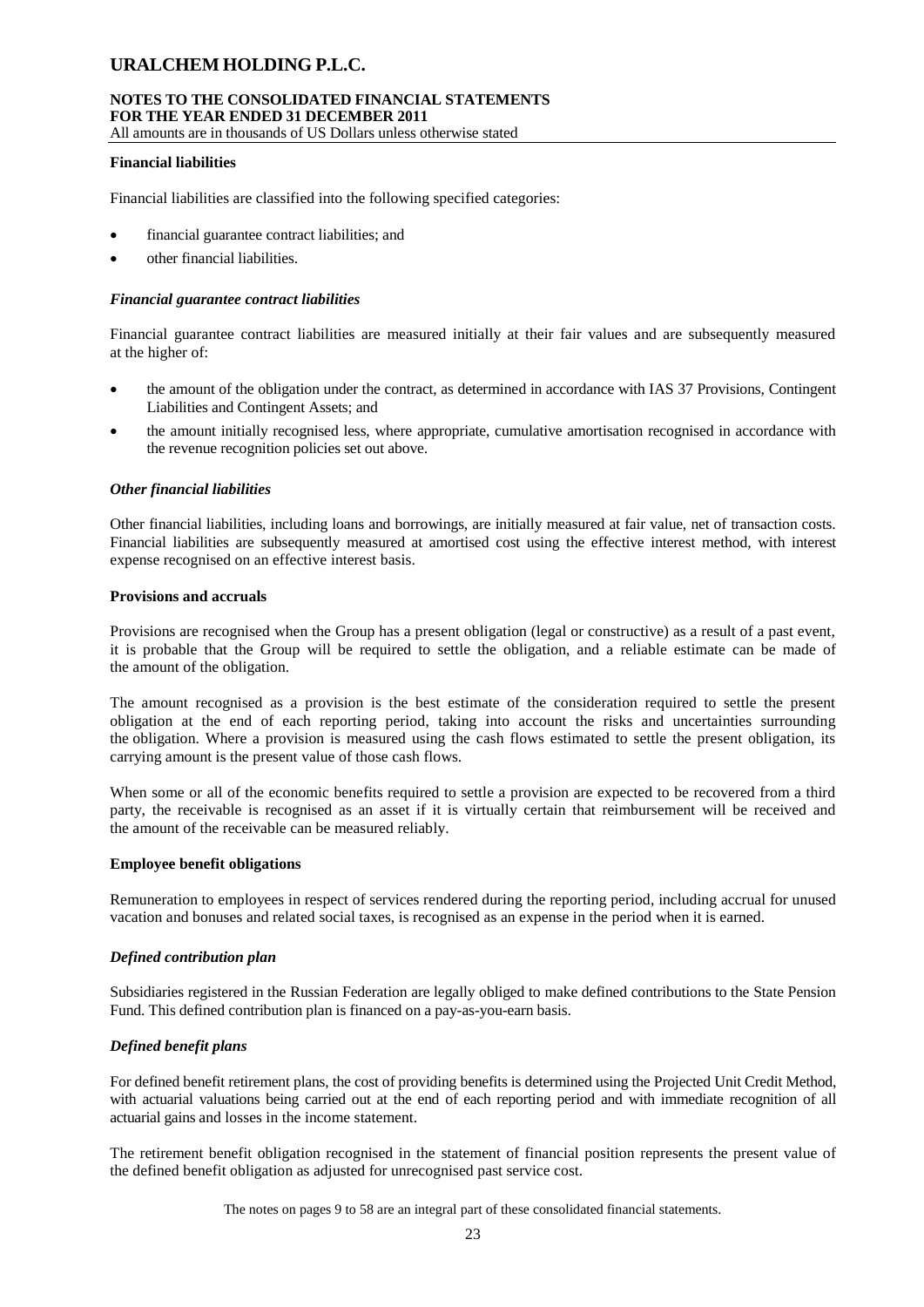**Financial liabilities**

Financial liabilities are classified into the following specified categories:

- financial guarantee contract liabilities; and
- other financial liabilities.

***Financial guarantee contract liabilities***

Financial guarantee contract liabilities are measured initially at their fair values and are subsequently measured at the higher of:

- the amount of the obligation under the contract, as determined in accordance with IAS 37 Provisions, Contingent Liabilities and Contingent Assets; and
- the amount initially recognised less, where appropriate, cumulative amortisation recognised in accordance with the revenue recognition policies set out above.

***Other financial liabilities***

Other financial liabilities, including loans and borrowings, are initially measured at fair value, net of transaction costs. Financial liabilities are subsequently measured at amortised cost using the effective interest method, with interest expense recognised on an effective interest basis.

**Provisions and accruals**

Provisions are recognised when the Group has a present obligation (legal or constructive) as a result of a past event, it is probable that the Group will be required to settle the obligation, and a reliable estimate can be made of the amount of the obligation.

The amount recognised as a provision is the best estimate of the consideration required to settle the present obligation at the end of each reporting period, taking into account the risks and uncertainties surrounding the obligation. Where a provision is measured using the cash flows estimated to settle the present obligation, its carrying amount is the present value of those cash flows.

When some or all of the economic benefits required to settle a provision are expected to be recovered from a third party, the receivable is recognised as an asset if it is virtually certain that reimbursement will be received and the amount of the receivable can be measured reliably.

**Employee benefit obligations**

Remuneration to employees in respect of services rendered during the reporting period, including accrual for unused vacation and bonuses and related social taxes, is recognised as an expense in the period when it is earned.

***Defined contribution plan***

Subsidiaries registered in the Russian Federation are legally obliged to make defined contributions to the State Pension Fund. This defined contribution plan is financed on a pay-as-you-earn basis.

***Defined benefit plans***

For defined benefit retirement plans, the cost of providing benefits is determined using the Projected Unit Credit Method, with actuarial valuations being carried out at the end of each reporting period and with immediate recognition of all actuarial gains and losses in the income statement.

The retirement benefit obligation recognised in the statement of financial position represents the present value of the defined benefit obligation as adjusted for unrecognised past service cost.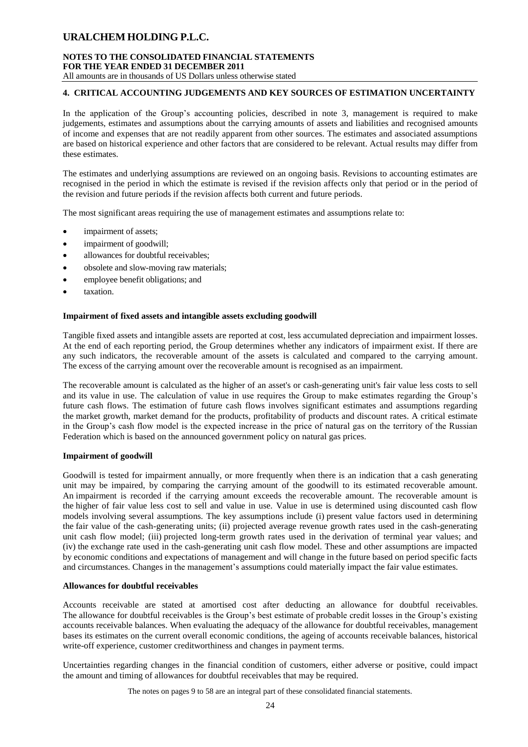## 4. CRITICAL ACCOUNTING JUDGEMENTS AND KEY SOURCES OF ESTIMATION UNCERTAINTY

In the application of the Group's accounting policies, described in note 3, management is required to make judgements, estimates and assumptions about the carrying amounts of assets and liabilities and recognised amounts of income and expenses that are not readily apparent from other sources. The estimates and associated assumptions are based on historical experience and other factors that are considered to be relevant. Actual results may differ from these estimates.

The estimates and underlying assumptions are reviewed on an ongoing basis. Revisions to accounting estimates are recognised in the period in which the estimate is revised if the revision affects only that period or in the period of the revision and future periods if the revision affects both current and future periods.

The most significant areas requiring the use of management estimates and assumptions relate to:

- impairment of assets;
- impairment of goodwill;
- allowances for doubtful receivables;
- obsolete and slow-moving raw materials;
- employee benefit obligations; and
- taxation.

### Impairment of fixed assets and intangible assets excluding goodwill

Tangible fixed assets and intangible assets are reported at cost, less accumulated depreciation and impairment losses. At the end of each reporting period, the Group determines whether any indicators of impairment exist. If there are any such indicators, the recoverable amount of the assets is calculated and compared to the carrying amount. The excess of the carrying amount over the recoverable amount is recognised as an impairment.

The recoverable amount is calculated as the higher of an asset's or cash-generating unit's fair value less costs to sell and its value in use. The calculation of value in use requires the Group to make estimates regarding the Group's future cash flows. The estimation of future cash flows involves significant estimates and assumptions regarding the market growth, market demand for the products, profitability of products and discount rates. A critical estimate in the Group's cash flow model is the expected increase in the price of natural gas on the territory of the Russian Federation which is based on the announced government policy on natural gas prices.

### Impairment of goodwill

Goodwill is tested for impairment annually, or more frequently when there is an indication that a cash generating unit may be impaired, by comparing the carrying amount of the goodwill to its estimated recoverable amount. An impairment is recorded if the carrying amount exceeds the recoverable amount. The recoverable amount is the higher of fair value less cost to sell and value in use. Value in use is determined using discounted cash flow models involving several assumptions. The key assumptions include (i) present value factors used in determining the fair value of the cash-generating units; (ii) projected average revenue growth rates used in the cash-generating unit cash flow model; (iii) projected long-term growth rates used in the derivation of terminal year values; and (iv) the exchange rate used in the cash-generating unit cash flow model. These and other assumptions are impacted by economic conditions and expectations of management and will change in the future based on period specific facts and circumstances. Changes in the management's assumptions could materially impact the fair value estimates.

### Allowances for doubtful receivables

Accounts receivable are stated at amortised cost after deducting an allowance for doubtful receivables. The allowance for doubtful receivables is the Group's best estimate of probable credit losses in the Group's existing accounts receivable balances. When evaluating the adequacy of the allowance for doubtful receivables, management bases its estimates on the current overall economic conditions, the ageing of accounts receivable balances, historical write-off experience, customer creditworthiness and changes in payment terms.

Uncertainties regarding changes in the financial condition of customers, either adverse or positive, could impact the amount and timing of allowances for doubtful receivables that may be required.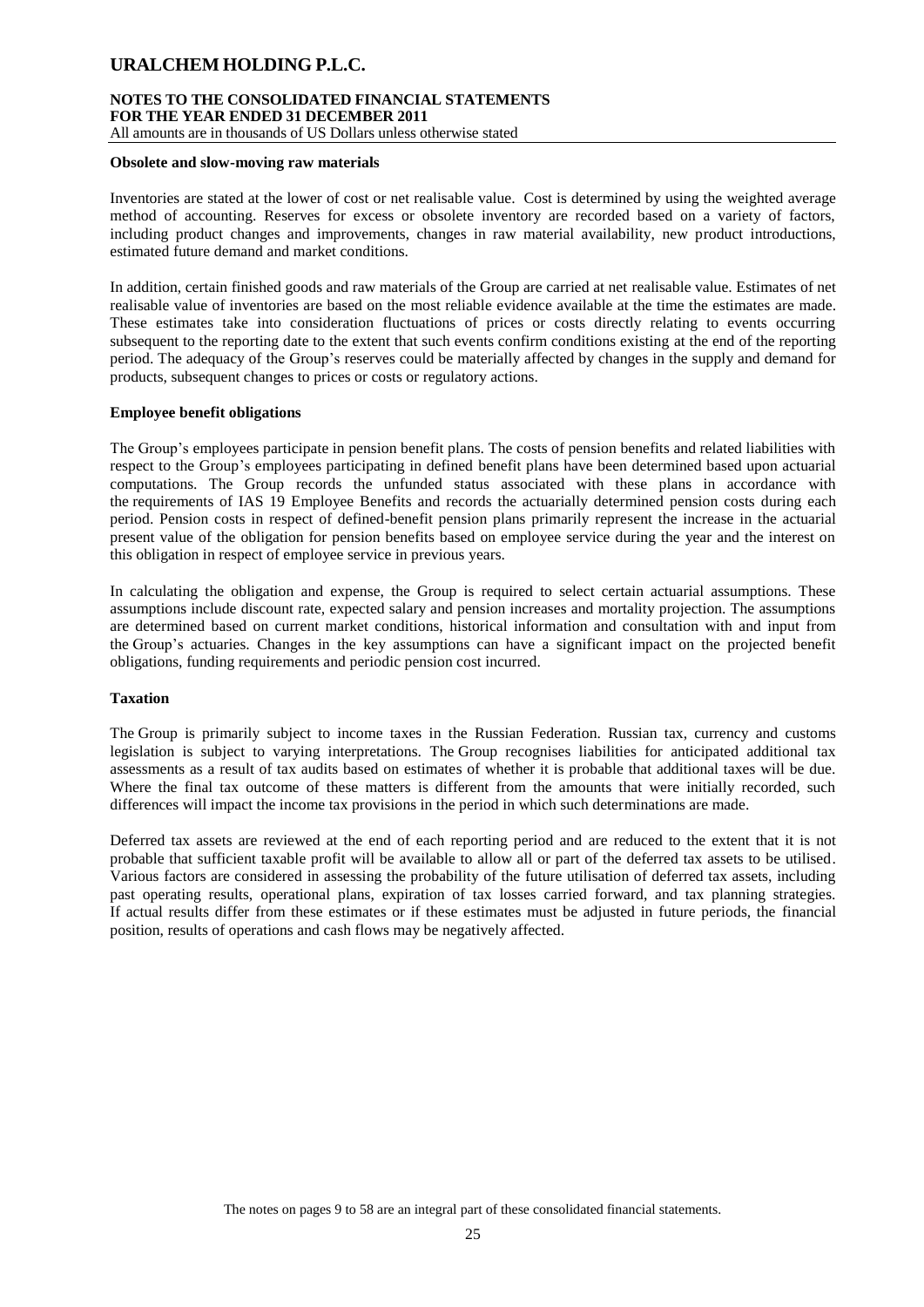**Obsolete and slow-moving raw materials**

Inventories are stated at the lower of cost or net realisable value. Cost is determined by using the weighted average method of accounting. Reserves for excess or obsolete inventory are recorded based on a variety of factors, including product changes and improvements, changes in raw material availability, new product introductions, estimated future demand and market conditions.

In addition, certain finished goods and raw materials of the Group are carried at net realisable value. Estimates of net realisable value of inventories are based on the most reliable evidence available at the time the estimates are made. These estimates take into consideration fluctuations of prices or costs directly relating to events occurring subsequent to the reporting date to the extent that such events confirm conditions existing at the end of the reporting period. The adequacy of the Group's reserves could be materially affected by changes in the supply and demand for products, subsequent changes to prices or costs or regulatory actions.

**Employee benefit obligations**

The Group's employees participate in pension benefit plans. The costs of pension benefits and related liabilities with respect to the Group's employees participating in defined benefit plans have been determined based upon actuarial computations. The Group records the unfunded status associated with these plans in accordance with the requirements of IAS 19 Employee Benefits and records the actuarially determined pension costs during each period. Pension costs in respect of defined-benefit pension plans primarily represent the increase in the actuarial present value of the obligation for pension benefits based on employee service during the year and the interest on this obligation in respect of employee service in previous years.

In calculating the obligation and expense, the Group is required to select certain actuarial assumptions. These assumptions include discount rate, expected salary and pension increases and mortality projection. The assumptions are determined based on current market conditions, historical information and consultation with and input from the Group's actuaries. Changes in the key assumptions can have a significant impact on the projected benefit obligations, funding requirements and periodic pension cost incurred.

**Taxation**

The Group is primarily subject to income taxes in the Russian Federation. Russian tax, currency and customs legislation is subject to varying interpretations. The Group recognises liabilities for anticipated additional tax assessments as a result of tax audits based on estimates of whether it is probable that additional taxes will be due. Where the final tax outcome of these matters is different from the amounts that were initially recorded, such differences will impact the income tax provisions in the period in which such determinations are made.

Deferred tax assets are reviewed at the end of each reporting period and are reduced to the extent that it is not probable that sufficient taxable profit will be available to allow all or part of the deferred tax assets to be utilised. Various factors are considered in assessing the probability of the future utilisation of deferred tax assets, including past operating results, operational plans, expiration of tax losses carried forward, and tax planning strategies. If actual results differ from these estimates or if these estimates must be adjusted in future periods, the financial position, results of operations and cash flows may be negatively affected.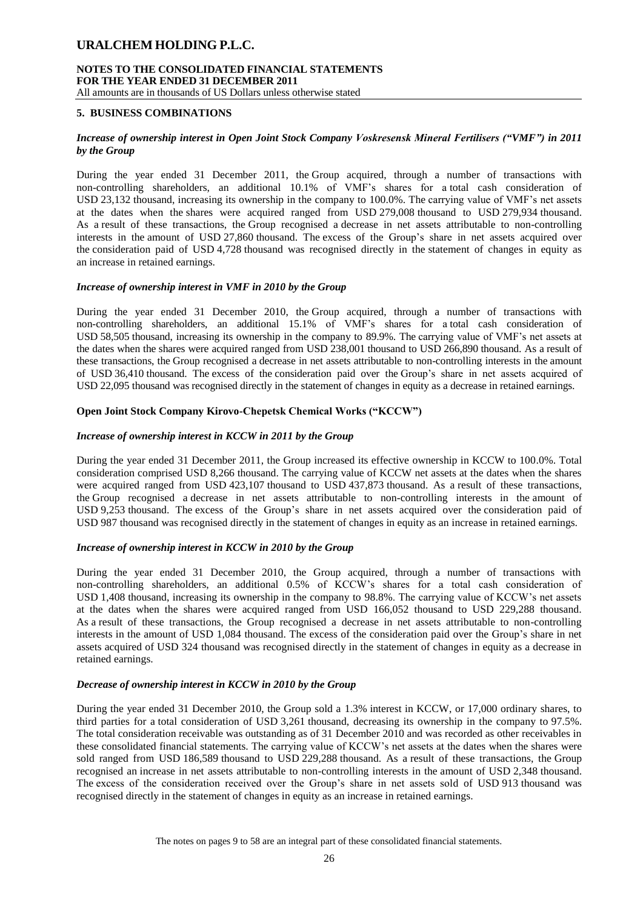## 5. BUSINESS COMBINATIONS

### *Increase of ownership interest in Open Joint Stock Company Voskresensk Mineral Fertilisers ("VMF") in 2011 by the Group*

During the year ended 31 December 2011, the Group acquired, through a number of transactions with non-controlling shareholders, an additional 10.1% of VMF's shares for a total cash consideration of USD 23,132 thousand, increasing its ownership in the company to 100.0%. The carrying value of VMF's net assets at the dates when the shares were acquired ranged from USD 279,008 thousand to USD 279,934 thousand. As a result of these transactions, the Group recognised a decrease in net assets attributable to non-controlling interests in the amount of USD 27,860 thousand. The excess of the Group's share in net assets acquired over the consideration paid of USD 4,728 thousand was recognised directly in the statement of changes in equity as an increase in retained earnings.

### *Increase of ownership interest in VMF in 2010 by the Group*

During the year ended 31 December 2010, the Group acquired, through a number of transactions with non-controlling shareholders, an additional 15.1% of VMF's shares for a total cash consideration of USD 58,505 thousand, increasing its ownership in the company to 89.9%. The carrying value of VMF's net assets at the dates when the shares were acquired ranged from USD 238,001 thousand to USD 266,890 thousand. As a result of these transactions, the Group recognised a decrease in net assets attributable to non-controlling interests in the amount of USD 36,410 thousand. The excess of the consideration paid over the Group's share in net assets acquired of USD 22,095 thousand was recognised directly in the statement of changes in equity as a decrease in retained earnings.

### Open Joint Stock Company Kirovo-Chepetsk Chemical Works ("KCCW")

### *Increase of ownership interest in KCCW in 2011 by the Group*

During the year ended 31 December 2011, the Group increased its effective ownership in KCCW to 100.0%. Total consideration comprised USD 8,266 thousand. The carrying value of KCCW net assets at the dates when the shares were acquired ranged from USD 423,107 thousand to USD 437,873 thousand. As a result of these transactions, the Group recognised a decrease in net assets attributable to non-controlling interests in the amount of USD 9,253 thousand. The excess of the Group's share in net assets acquired over the consideration paid of USD 987 thousand was recognised directly in the statement of changes in equity as an increase in retained earnings.

### *Increase of ownership interest in KCCW in 2010 by the Group*

During the year ended 31 December 2010, the Group acquired, through a number of transactions with non-controlling shareholders, an additional 0.5% of KCCW's shares for a total cash consideration of USD 1,408 thousand, increasing its ownership in the company to 98.8%. The carrying value of KCCW's net assets at the dates when the shares were acquired ranged from USD 166,052 thousand to USD 229,288 thousand. As a result of these transactions, the Group recognised a decrease in net assets attributable to non-controlling interests in the amount of USD 1,084 thousand. The excess of the consideration paid over the Group's share in net assets acquired of USD 324 thousand was recognised directly in the statement of changes in equity as a decrease in retained earnings.

### *Decrease of ownership interest in KCCW in 2010 by the Group*

During the year ended 31 December 2010, the Group sold a 1.3% interest in KCCW, or 17,000 ordinary shares, to third parties for a total consideration of USD 3,261 thousand, decreasing its ownership in the company to 97.5%. The total consideration receivable was outstanding as of 31 December 2010 and was recorded as other receivables in these consolidated financial statements. The carrying value of KCCW's net assets at the dates when the shares were sold ranged from USD 186,589 thousand to USD 229,288 thousand. As a result of these transactions, the Group recognised an increase in net assets attributable to non-controlling interests in the amount of USD 2,348 thousand. The excess of the consideration received over the Group's share in net assets sold of USD 913 thousand was recognised directly in the statement of changes in equity as an increase in retained earnings.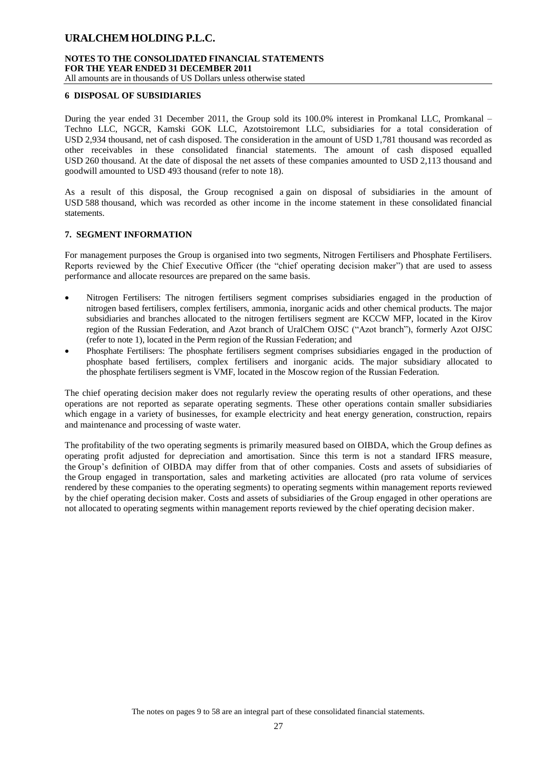## 6 DISPOSAL OF SUBSIDIARIES

During the year ended 31 December 2011, the Group sold its 100.0% interest in Promkanal LLC, Promkanal – Techno LLC, NGCR, Kamski GOK LLC, Azotstoiremont LLC, subsidiaries for a total consideration of USD 2,934 thousand, net of cash disposed. The consideration in the amount of USD 1,781 thousand was recorded as other receivables in these consolidated financial statements. The amount of cash disposed equalled USD 260 thousand. At the date of disposal the net assets of these companies amounted to USD 2,113 thousand and goodwill amounted to USD 493 thousand (refer to note 18).

As a result of this disposal, the Group recognised a gain on disposal of subsidiaries in the amount of USD 588 thousand, which was recorded as other income in the income statement in these consolidated financial statements.

## 7. SEGMENT INFORMATION

For management purposes the Group is organised into two segments, Nitrogen Fertilisers and Phosphate Fertilisers. Reports reviewed by the Chief Executive Officer (the "chief operating decision maker") that are used to assess performance and allocate resources are prepared on the same basis.

- Nitrogen Fertilisers: The nitrogen fertilisers segment comprises subsidiaries engaged in the production of nitrogen based fertilisers, complex fertilisers, ammonia, inorganic acids and other chemical products. The major subsidiaries and branches allocated to the nitrogen fertilisers segment are KCCW MFP, located in the Kirov region of the Russian Federation, and Azot branch of UralChem OJSC ("Azot branch"), formerly Azot OJSC (refer to note 1), located in the Perm region of the Russian Federation; and
- Phosphate Fertilisers: The phosphate fertilisers segment comprises subsidiaries engaged in the production of phosphate based fertilisers, complex fertilisers and inorganic acids. The major subsidiary allocated to the phosphate fertilisers segment is VMF, located in the Moscow region of the Russian Federation.

The chief operating decision maker does not regularly review the operating results of other operations, and these operations are not reported as separate operating segments. These other operations contain smaller subsidiaries which engage in a variety of businesses, for example electricity and heat energy generation, construction, repairs and maintenance and processing of waste water.

The profitability of the two operating segments is primarily measured based on OIBDA, which the Group defines as operating profit adjusted for depreciation and amortisation. Since this term is not a standard IFRS measure, the Group's definition of OIBDA may differ from that of other companies. Costs and assets of subsidiaries of the Group engaged in transportation, sales and marketing activities are allocated (pro rata volume of services rendered by these companies to the operating segments) to operating segments within management reports reviewed by the chief operating decision maker. Costs and assets of subsidiaries of the Group engaged in other operations are not allocated to operating segments within management reports reviewed by the chief operating decision maker.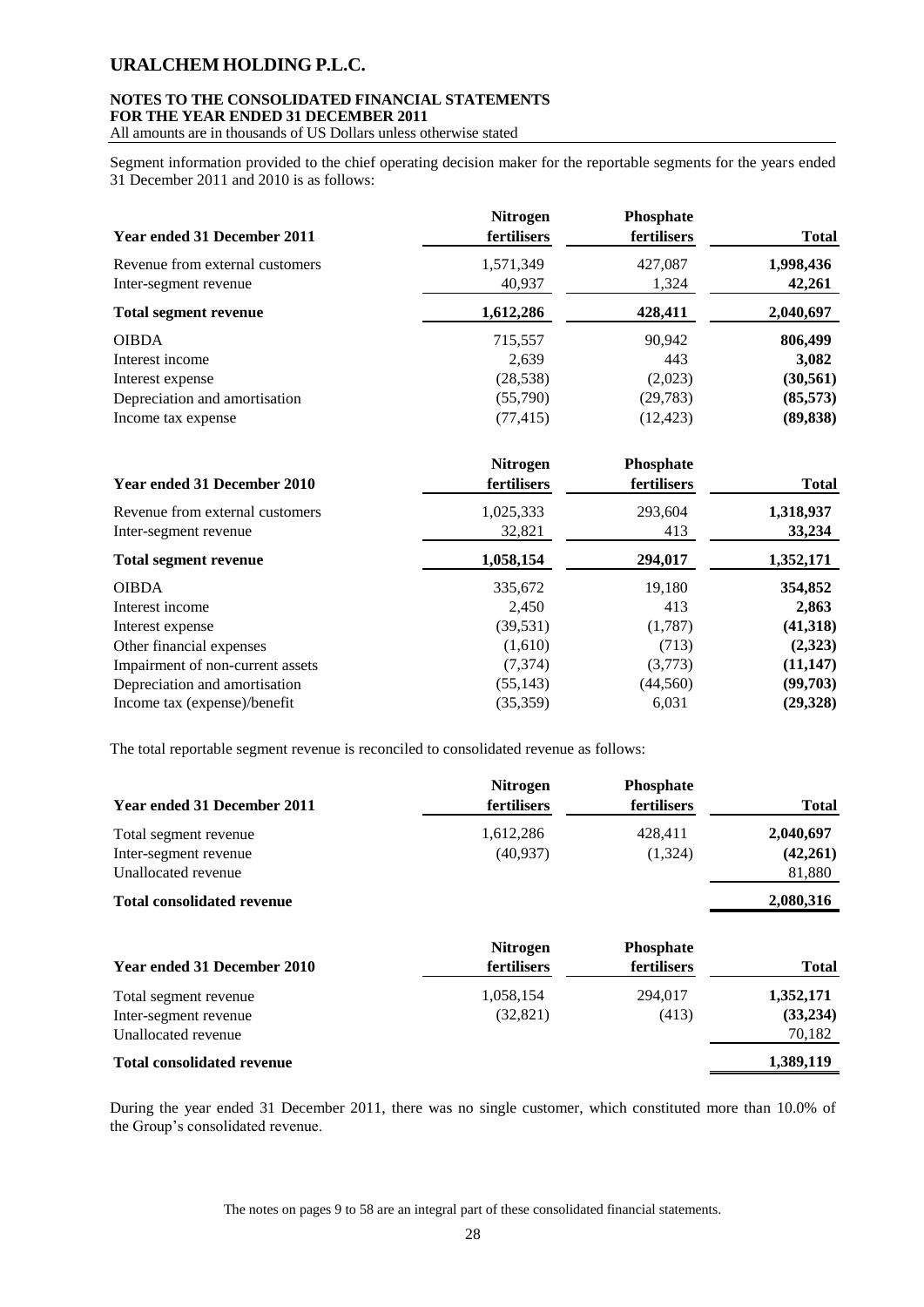Segment information provided to the chief operating decision maker for the reportable segments for the years ended 31 December 2011 and 2010 is as follows:

| Year ended 31 December 2011 | Nitrogen fertilisers | Phosphate fertilisers | Total |
|---|---|---|---|
| Revenue from external customers | 1,571,349 | 427,087 | **1,998,436** |
| Inter-segment revenue | 40,937 | 1,324 | **42,261** |
| **Total segment revenue** | **1,612,286** | **428,411** | **2,040,697** |
| OIBDA | 715,557 | 90,942 | **806,499** |
| Interest income | 2,639 | 443 | **3,082** |
| Interest expense | (28,538) | (2,023) | **(30,561)** |
| Depreciation and amortisation | (55,790) | (29,783) | **(85,573)** |
| Income tax expense | (77,415) | (12,423) | **(89,838)** |

| Year ended 31 December 2010 | Nitrogen fertilisers | Phosphate fertilisers | Total |
|---|---|---|---|
| Revenue from external customers | 1,025,333 | 293,604 | **1,318,937** |
| Inter-segment revenue | 32,821 | 413 | **33,234** |
| **Total segment revenue** | **1,058,154** | **294,017** | **1,352,171** |
| OIBDA | 335,672 | 19,180 | **354,852** |
| Interest income | 2,450 | 413 | **2,863** |
| Interest expense | (39,531) | (1,787) | **(41,318)** |
| Other financial expenses | (1,610) | (713) | **(2,323)** |
| Impairment of non-current assets | (7,374) | (3,773) | **(11,147)** |
| Depreciation and amortisation | (55,143) | (44,560) | **(99,703)** |
| Income tax (expense)/benefit | (35,359) | 6,031 | **(29,328)** |

The total reportable segment revenue is reconciled to consolidated revenue as follows:

| Year ended 31 December 2011 | Nitrogen fertilisers | Phosphate fertilisers | Total |
|---|---|---|---|
| Total segment revenue | 1,612,286 | 428,411 | **2,040,697** |
| Inter-segment revenue | (40,937) | (1,324) | **(42,261)** |
| Unallocated revenue | | | 81,880 |
| **Total consolidated revenue** | | | **2,080,316** |

| Year ended 31 December 2010 | Nitrogen fertilisers | Phosphate fertilisers | Total |
|---|---|---|---|
| Total segment revenue | 1,058,154 | 294,017 | **1,352,171** |
| Inter-segment revenue | (32,821) | (413) | **(33,234)** |
| Unallocated revenue | | | 70,182 |
| **Total consolidated revenue** | | | **1,389,119** |

During the year ended 31 December 2011, there was no single customer, which constituted more than 10.0% of the Group's consolidated revenue.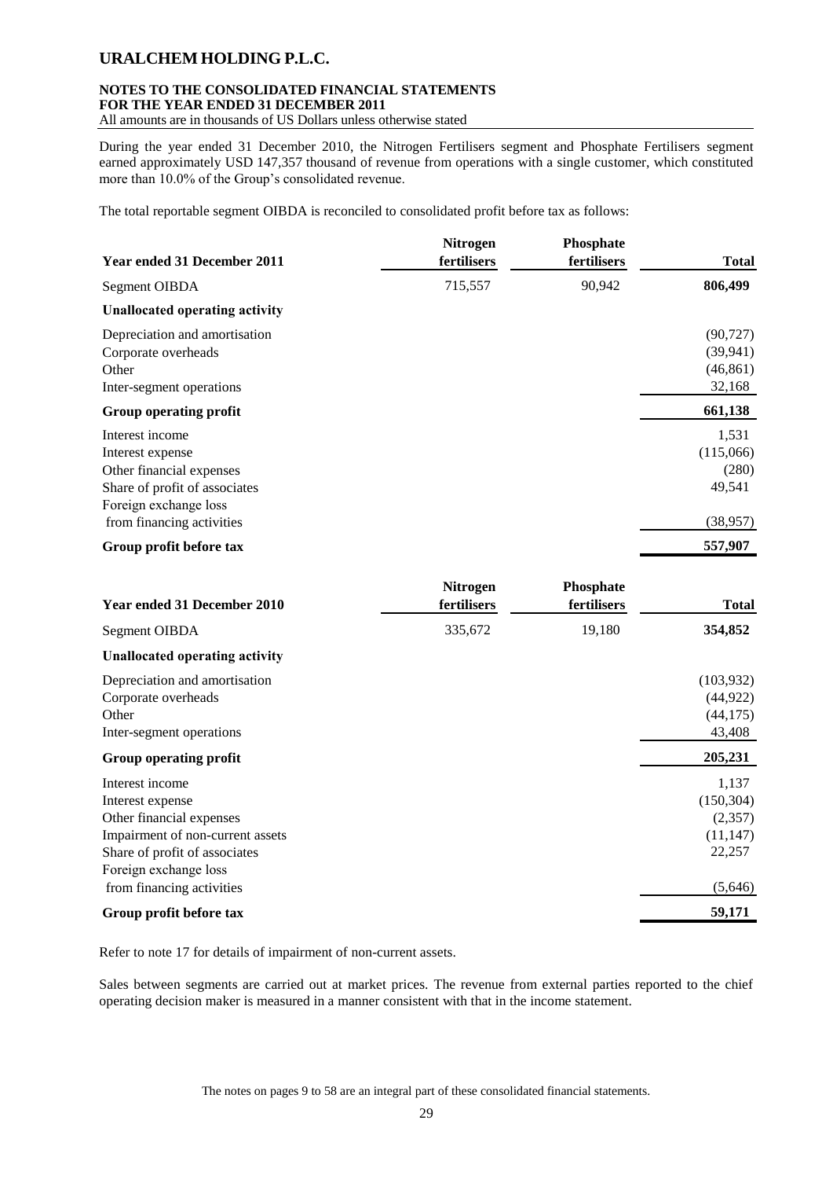During the year ended 31 December 2010, the Nitrogen Fertilisers segment and Phosphate Fertilisers segment earned approximately USD 147,357 thousand of revenue from operations with a single customer, which constituted more than 10.0% of the Group's consolidated revenue.

The total reportable segment OIBDA is reconciled to consolidated profit before tax as follows:

| Year ended 31 December 2011 | Nitrogen fertilisers | Phosphate fertilisers | Total |
|---|---|---|---|
| Segment OIBDA | 715,557 | 90,942 | **806,499** |
| **Unallocated operating activity** | | | |
| Depreciation and amortisation | | | (90,727) |
| Corporate overheads | | | (39,941) |
| Other | | | (46,861) |
| Inter-segment operations | | | 32,168 |
| **Group operating profit** | | | **661,138** |
| Interest income | | | 1,531 |
| Interest expense | | | (115,066) |
| Other financial expenses | | | (280) |
| Share of profit of associates | | | 49,541 |
| Foreign exchange loss from financing activities | | | (38,957) |
| **Group profit before tax** | | | **557,907** |

| Year ended 31 December 2010 | Nitrogen fertilisers | Phosphate fertilisers | Total |
|---|---|---|---|
| Segment OIBDA | 335,672 | 19,180 | **354,852** |
| **Unallocated operating activity** | | | |
| Depreciation and amortisation | | | (103,932) |
| Corporate overheads | | | (44,922) |
| Other | | | (44,175) |
| Inter-segment operations | | | 43,408 |
| **Group operating profit** | | | **205,231** |
| Interest income | | | 1,137 |
| Interest expense | | | (150,304) |
| Other financial expenses | | | (2,357) |
| Impairment of non-current assets | | | (11,147) |
| Share of profit of associates | | | 22,257 |
| Foreign exchange loss from financing activities | | | (5,646) |
| **Group profit before tax** | | | **59,171** |

Refer to note 17 for details of impairment of non-current assets.

Sales between segments are carried out at market prices. The revenue from external parties reported to the chief operating decision maker is measured in a manner consistent with that in the income statement.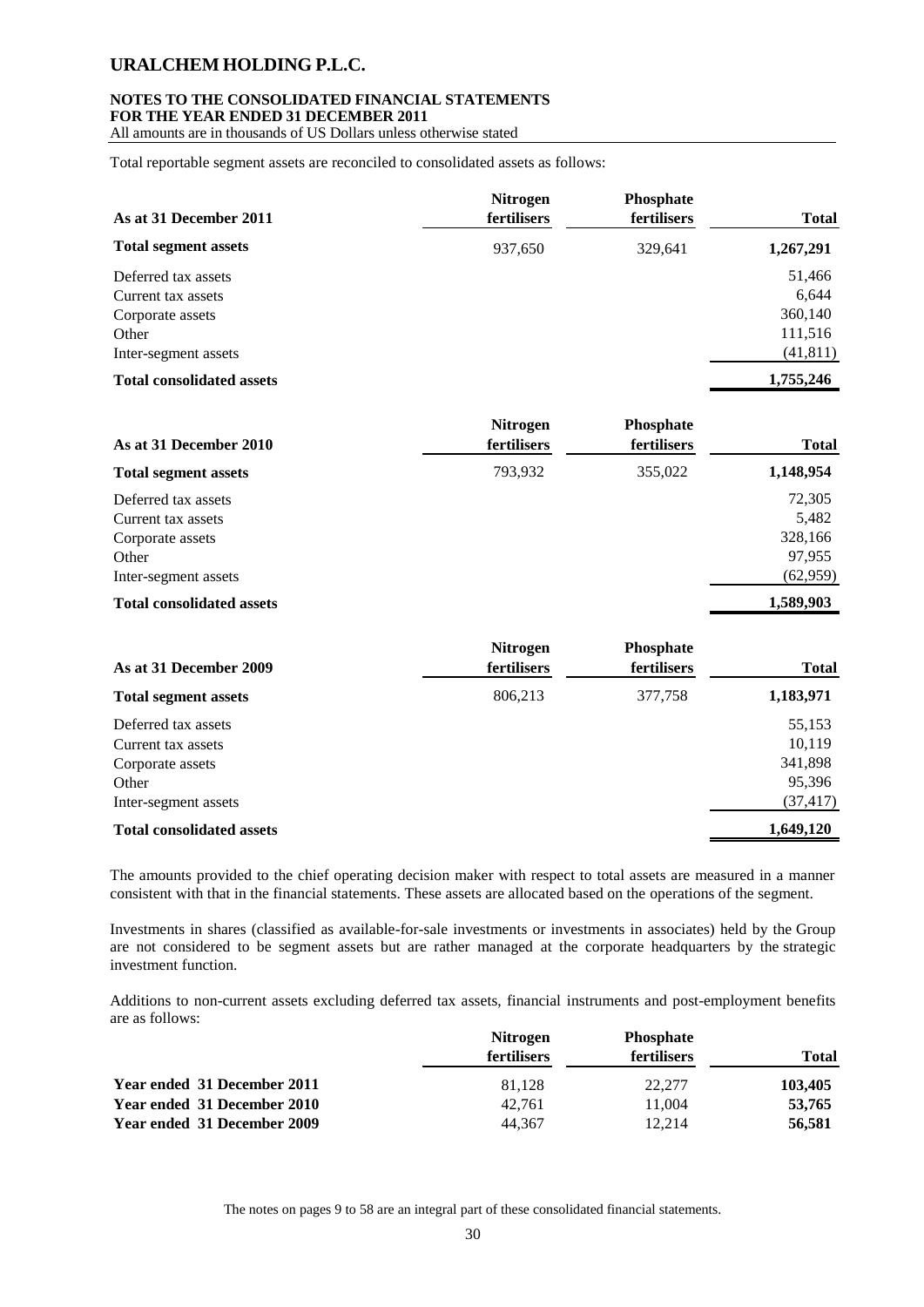Total reportable segment assets are reconciled to consolidated assets as follows:

| As at 31 December 2011 | Nitrogen fertilisers | Phosphate fertilisers | Total |
|---|---|---|---|
| **Total segment assets** | 937,650 | 329,641 | **1,267,291** |
| Deferred tax assets | | | 51,466 |
| Current tax assets | | | 6,644 |
| Corporate assets | | | 360,140 |
| Other | | | 111,516 |
| Inter-segment assets | | | (41,811) |
| **Total consolidated assets** | | | **1,755,246** |

| As at 31 December 2010 | Nitrogen fertilisers | Phosphate fertilisers | Total |
|---|---|---|---|
| **Total segment assets** | 793,932 | 355,022 | **1,148,954** |
| Deferred tax assets | | | 72,305 |
| Current tax assets | | | 5,482 |
| Corporate assets | | | 328,166 |
| Other | | | 97,955 |
| Inter-segment assets | | | (62,959) |
| **Total consolidated assets** | | | **1,589,903** |

| As at 31 December 2009 | Nitrogen fertilisers | Phosphate fertilisers | Total |
|---|---|---|---|
| **Total segment assets** | 806,213 | 377,758 | **1,183,971** |
| Deferred tax assets | | | 55,153 |
| Current tax assets | | | 10,119 |
| Corporate assets | | | 341,898 |
| Other | | | 95,396 |
| Inter-segment assets | | | (37,417) |
| **Total consolidated assets** | | | **1,649,120** |

The amounts provided to the chief operating decision maker with respect to total assets are measured in a manner consistent with that in the financial statements. These assets are allocated based on the operations of the segment.

Investments in shares (classified as available-for-sale investments or investments in associates) held by the Group are not considered to be segment assets but are rather managed at the corporate headquarters by the strategic investment function.

Additions to non-current assets excluding deferred tax assets, financial instruments and post-employment benefits are as follows:

| | Nitrogen fertilisers | Phosphate fertilisers | Total |
|---|---|---|---|
| **Year ended 31 December 2011** | 81,128 | 22,277 | **103,405** |
| **Year ended 31 December 2010** | 42,761 | 11,004 | **53,765** |
| **Year ended 31 December 2009** | 44,367 | 12,214 | **56,581** |

The notes on pages 9 to 58 are an integral part of these consolidated financial statements.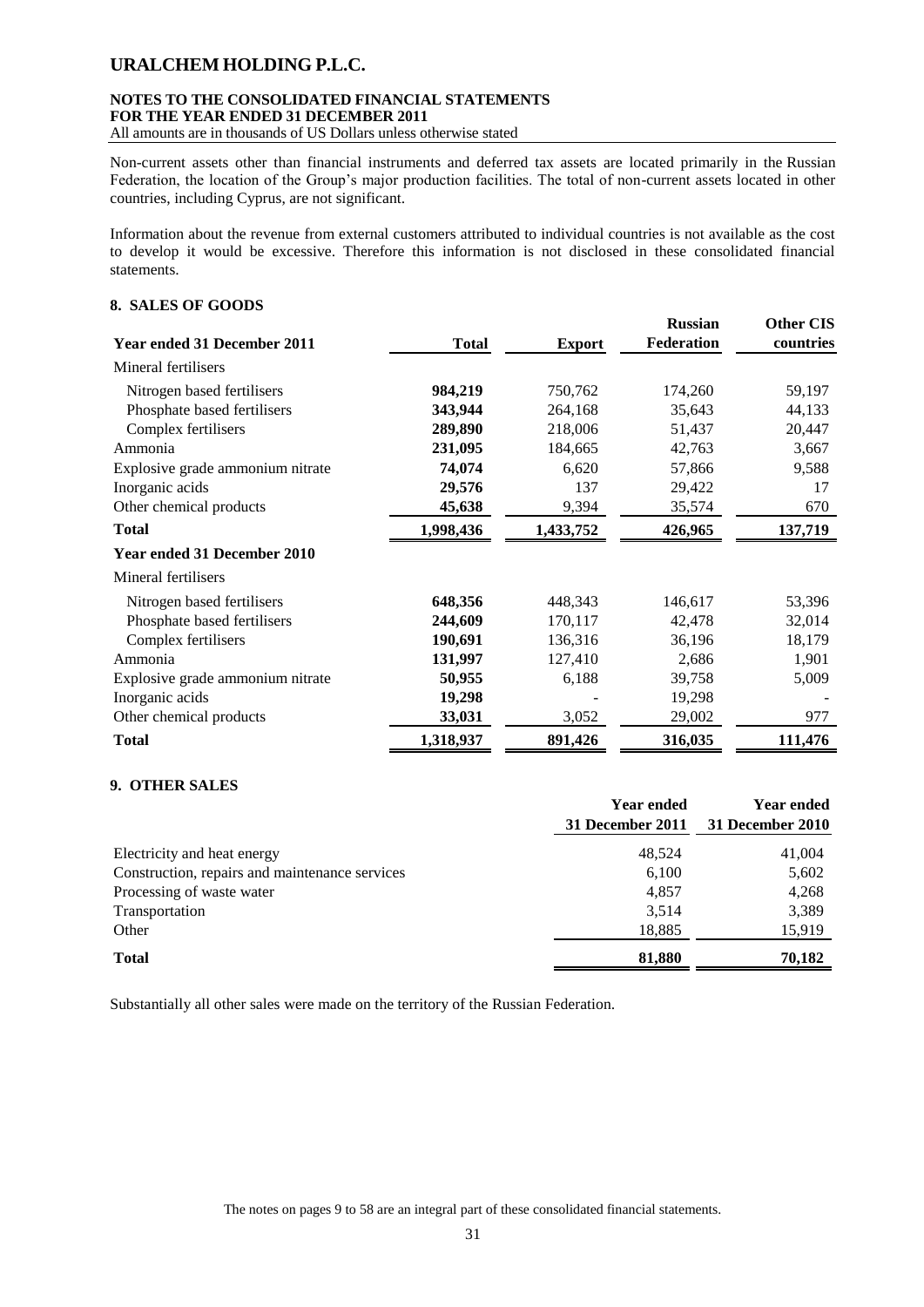Non-current assets other than financial instruments and deferred tax assets are located primarily in the Russian Federation, the location of the Group's major production facilities. The total of non-current assets located in other countries, including Cyprus, are not significant.

Information about the revenue from external customers attributed to individual countries is not available as the cost to develop it would be excessive. Therefore this information is not disclosed in these consolidated financial statements.

## 8. SALES OF GOODS

| Year ended 31 December 2011 | Total | Export | Russian Federation | Other CIS countries |
|---|---|---|---|---|
| Mineral fertilisers | | | | |
| Nitrogen based fertilisers | **984,219** | 750,762 | 174,260 | 59,197 |
| Phosphate based fertilisers | **343,944** | 264,168 | 35,643 | 44,133 |
| Complex fertilisers | **289,890** | 218,006 | 51,437 | 20,447 |
| Ammonia | **231,095** | 184,665 | 42,763 | 3,667 |
| Explosive grade ammonium nitrate | **74,074** | 6,620 | 57,866 | 9,588 |
| Inorganic acids | **29,576** | 137 | 29,422 | 17 |
| Other chemical products | **45,638** | 9,394 | 35,574 | 670 |
| **Total** | **1,998,436** | **1,433,752** | **426,965** | **137,719** |
| **Year ended 31 December 2010** | | | | |
| Mineral fertilisers | | | | |
| Nitrogen based fertilisers | **648,356** | 448,343 | 146,617 | 53,396 |
| Phosphate based fertilisers | **244,609** | 170,117 | 42,478 | 32,014 |
| Complex fertilisers | **190,691** | 136,316 | 36,196 | 18,179 |
| Ammonia | **131,997** | 127,410 | 2,686 | 1,901 |
| Explosive grade ammonium nitrate | **50,955** | 6,188 | 39,758 | 5,009 |
| Inorganic acids | **19,298** | - | 19,298 | - |
| Other chemical products | **33,031** | 3,052 | 29,002 | 977 |
| **Total** | **1,318,937** | **891,426** | **316,035** | **111,476** |

## 9. OTHER SALES

| | Year ended 31 December 2011 | Year ended 31 December 2010 |
|---|---|---|
| Electricity and heat energy | 48,524 | 41,004 |
| Construction, repairs and maintenance services | 6,100 | 5,602 |
| Processing of waste water | 4,857 | 4,268 |
| Transportation | 3,514 | 3,389 |
| Other | 18,885 | 15,919 |
| **Total** | **81,880** | **70,182** |

Substantially all other sales were made on the territory of the Russian Federation.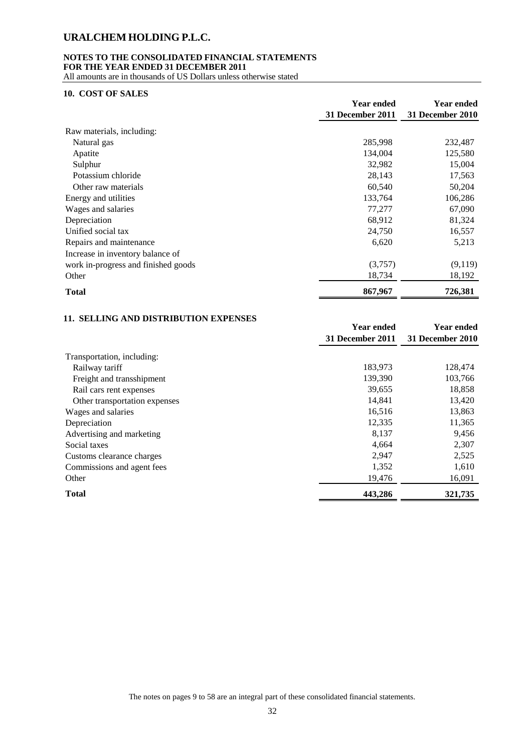# URALCHEM HOLDING P.L.C.

**NOTES TO THE CONSOLIDATED FINANCIAL STATEMENTS**
**FOR THE YEAR ENDED 31 DECEMBER 2011**
All amounts are in thousands of US Dollars unless otherwise stated

## 10. COST OF SALES

| | Year ended 31 December 2011 | Year ended 31 December 2010 |
|---|---|---|
| Raw materials, including: | | |
| Natural gas | 285,998 | 232,487 |
| Apatite | 134,004 | 125,580 |
| Sulphur | 32,982 | 15,004 |
| Potassium chloride | 28,143 | 17,563 |
| Other raw materials | 60,540 | 50,204 |
| Energy and utilities | 133,764 | 106,286 |
| Wages and salaries | 77,277 | 67,090 |
| Depreciation | 68,912 | 81,324 |
| Unified social tax | 24,750 | 16,557 |
| Repairs and maintenance | 6,620 | 5,213 |
| Increase in inventory balance of work in-progress and finished goods | (3,757) | (9,119) |
| Other | 18,734 | 18,192 |
| **Total** | **867,967** | **726,381** |

## 11. SELLING AND DISTRIBUTION EXPENSES

| | Year ended 31 December 2011 | Year ended 31 December 2010 |
|---|---|---|
| Transportation, including: | | |
| Railway tariff | 183,973 | 128,474 |
| Freight and transshipment | 139,390 | 103,766 |
| Rail cars rent expenses | 39,655 | 18,858 |
| Other transportation expenses | 14,841 | 13,420 |
| Wages and salaries | 16,516 | 13,863 |
| Depreciation | 12,335 | 11,365 |
| Advertising and marketing | 8,137 | 9,456 |
| Social taxes | 4,664 | 2,307 |
| Customs clearance charges | 2,947 | 2,525 |
| Commissions and agent fees | 1,352 | 1,610 |
| Other | 19,476 | 16,091 |
| **Total** | **443,286** | **321,735** |

The notes on pages 9 to 58 are an integral part of these consolidated financial statements.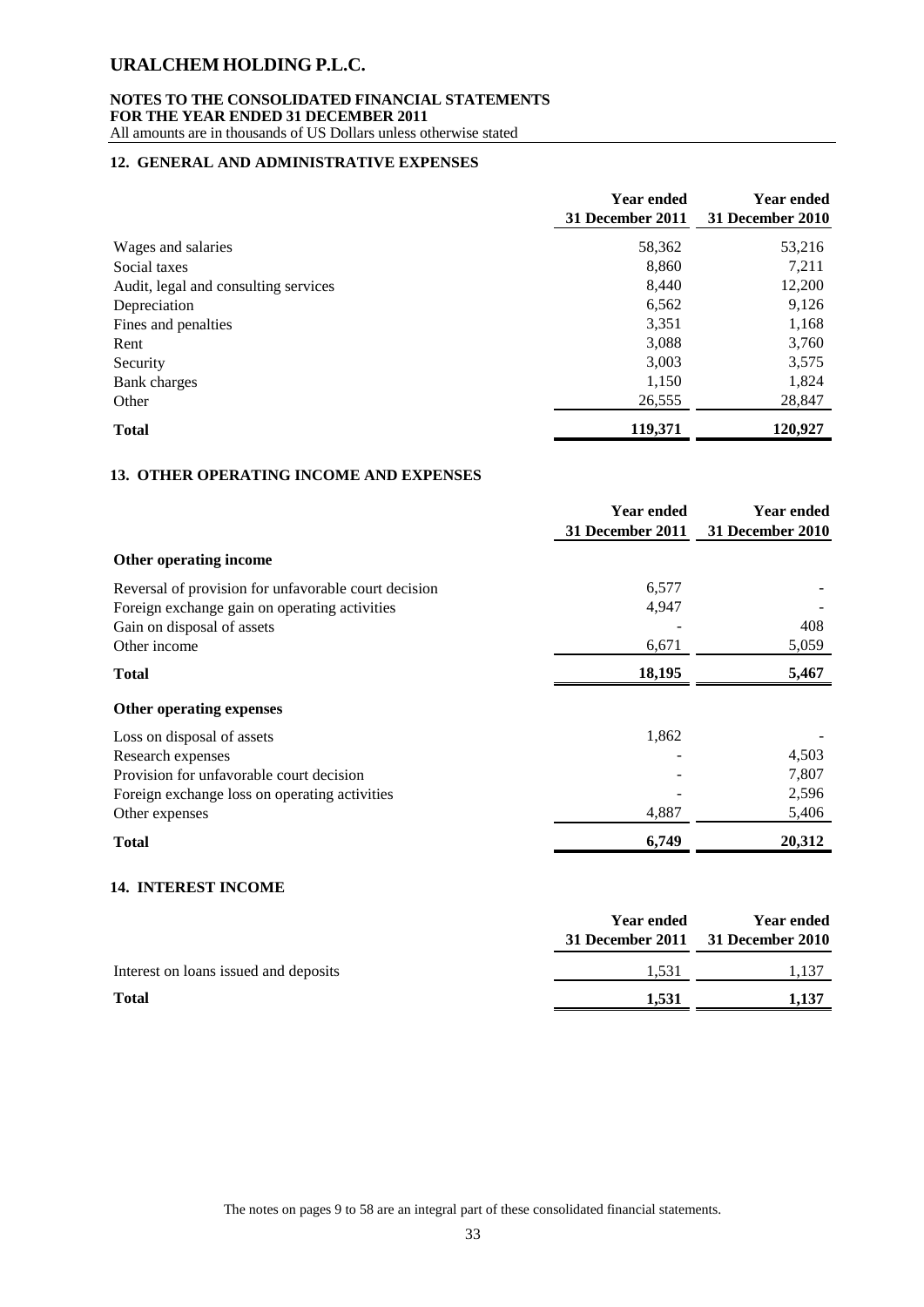# URALCHEM HOLDING P.L.C.

**NOTES TO THE CONSOLIDATED FINANCIAL STATEMENTS**
**FOR THE YEAR ENDED 31 DECEMBER 2011**
All amounts are in thousands of US Dollars unless otherwise stated

## 12. GENERAL AND ADMINISTRATIVE EXPENSES

| | Year ended 31 December 2011 | Year ended 31 December 2010 |
|---|---|---|
| Wages and salaries | 58,362 | 53,216 |
| Social taxes | 8,860 | 7,211 |
| Audit, legal and consulting services | 8,440 | 12,200 |
| Depreciation | 6,562 | 9,126 |
| Fines and penalties | 3,351 | 1,168 |
| Rent | 3,088 | 3,760 |
| Security | 3,003 | 3,575 |
| Bank charges | 1,150 | 1,824 |
| Other | 26,555 | 28,847 |
| **Total** | **119,371** | **120,927** |

## 13. OTHER OPERATING INCOME AND EXPENSES

| | Year ended 31 December 2011 | Year ended 31 December 2010 |
|---|---|---|
| **Other operating income** | | |
| Reversal of provision for unfavorable court decision | 6,577 | - |
| Foreign exchange gain on operating activities | 4,947 | - |
| Gain on disposal of assets | - | 408 |
| Other income | 6,671 | 5,059 |
| **Total** | **18,195** | **5,467** |
| **Other operating expenses** | | |
| Loss on disposal of assets | 1,862 | - |
| Research expenses | - | 4,503 |
| Provision for unfavorable court decision | - | 7,807 |
| Foreign exchange loss on operating activities | - | 2,596 |
| Other expenses | 4,887 | 5,406 |
| **Total** | **6,749** | **20,312** |

## 14. INTEREST INCOME

| | Year ended 31 December 2011 | Year ended 31 December 2010 |
|---|---|---|
| Interest on loans issued and deposits | 1,531 | 1,137 |
| **Total** | **1,531** | **1,137** |

The notes on pages 9 to 58 are an integral part of these consolidated financial statements.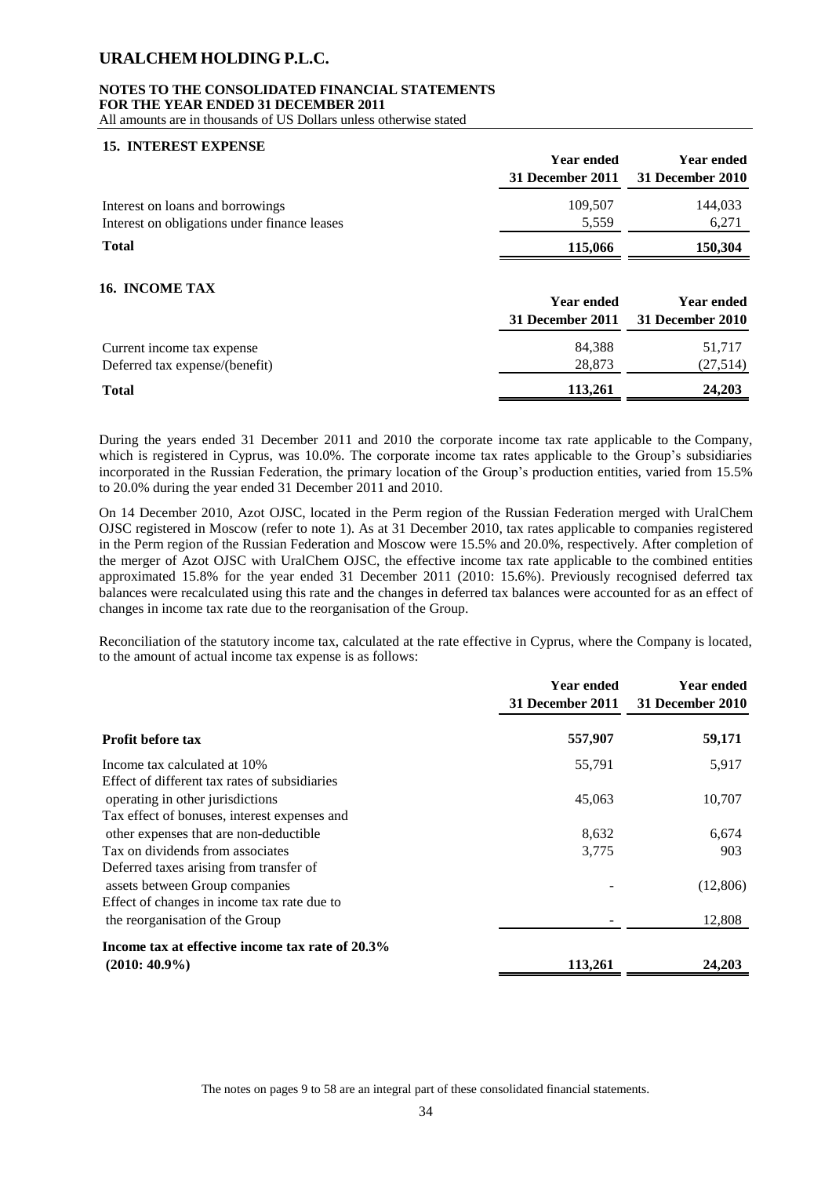## 15. INTEREST EXPENSE

| | Year ended 31 December 2011 | Year ended 31 December 2010 |
|---|---|---|
| Interest on loans and borrowings | 109,507 | 144,033 |
| Interest on obligations under finance leases | 5,559 | 6,271 |
| **Total** | **115,066** | **150,304** |

## 16. INCOME TAX

| | Year ended 31 December 2011 | Year ended 31 December 2010 |
|---|---|---|
| Current income tax expense | 84,388 | 51,717 |
| Deferred tax expense/(benefit) | 28,873 | (27,514) |
| **Total** | **113,261** | **24,203** |

During the years ended 31 December 2011 and 2010 the corporate income tax rate applicable to the Company, which is registered in Cyprus, was 10.0%. The corporate income tax rates applicable to the Group's subsidiaries incorporated in the Russian Federation, the primary location of the Group's production entities, varied from 15.5% to 20.0% during the year ended 31 December 2011 and 2010.

On 14 December 2010, Azot OJSC, located in the Perm region of the Russian Federation merged with UralChem OJSC registered in Moscow (refer to note 1). As at 31 December 2010, tax rates applicable to companies registered in the Perm region of the Russian Federation and Moscow were 15.5% and 20.0%, respectively. After completion of the merger of Azot OJSC with UralChem OJSC, the effective income tax rate applicable to the combined entities approximated 15.8% for the year ended 31 December 2011 (2010: 15.6%). Previously recognised deferred tax balances were recalculated using this rate and the changes in deferred tax balances were accounted for as an effect of changes in income tax rate due to the reorganisation of the Group.

Reconciliation of the statutory income tax, calculated at the rate effective in Cyprus, where the Company is located, to the amount of actual income tax expense is as follows:

| | Year ended 31 December 2011 | Year ended 31 December 2010 |
|---|---|---|
| **Profit before tax** | **557,907** | **59,171** |
| Income tax calculated at 10% | 55,791 | 5,917 |
| Effect of different tax rates of subsidiaries operating in other jurisdictions | 45,063 | 10,707 |
| Tax effect of bonuses, interest expenses and other expenses that are non-deductible | 8,632 | 6,674 |
| Tax on dividends from associates | 3,775 | 903 |
| Deferred taxes arising from transfer of assets between Group companies | - | (12,806) |
| Effect of changes in income tax rate due to the reorganisation of the Group | - | 12,808 |
| **Income tax at effective income tax rate of 20.3% (2010: 40.9%)** | **113,261** | **24,203** |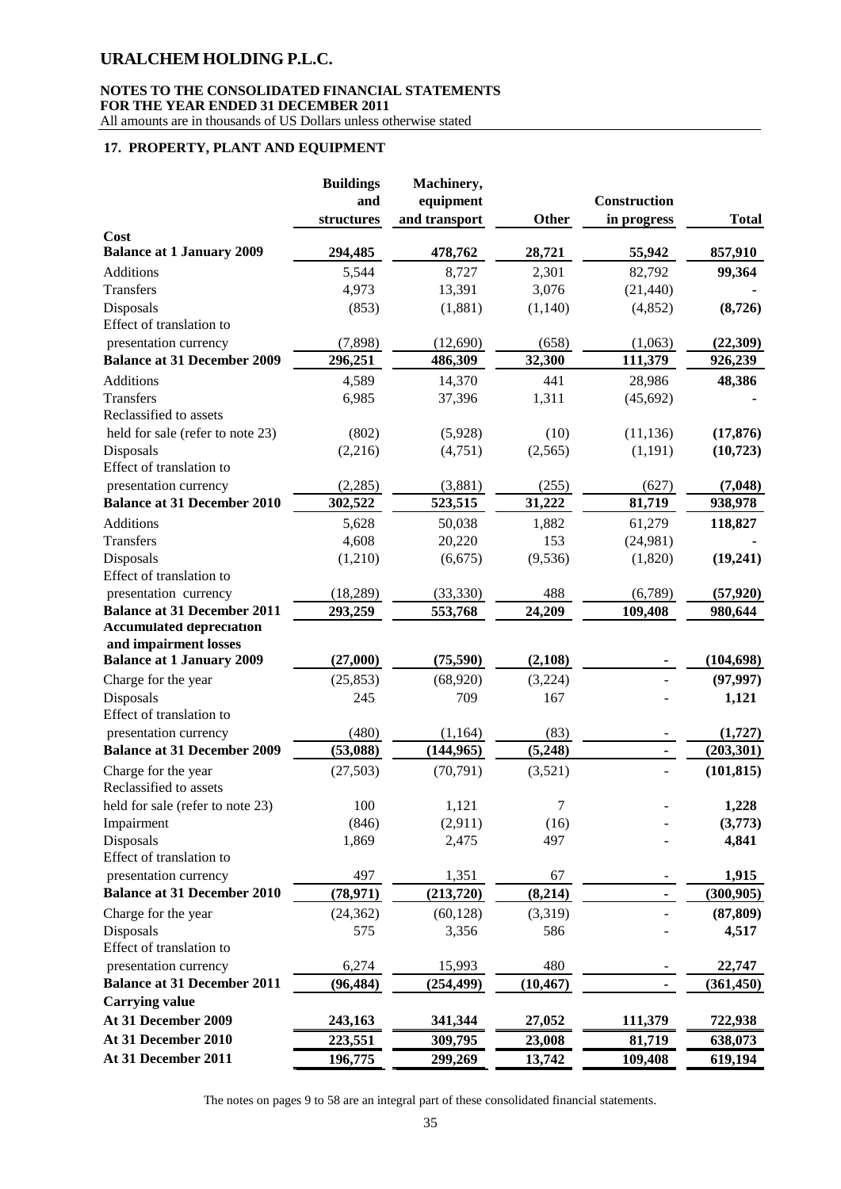# URALCHEM HOLDING P.L.C.

**NOTES TO THE CONSOLIDATED FINANCIAL STATEMENTS**
**FOR THE YEAR ENDED 31 DECEMBER 2011**
All amounts are in thousands of US Dollars unless otherwise stated

## 17. PROPERTY, PLANT AND EQUIPMENT

| | Buildings and structures | Machinery, equipment and transport | Other | Construction in progress | Total |
|---|---|---|---|---|---|
| **Cost** | | | | | |
| **Balance at 1 January 2009** | 294,485 | 478,762 | 28,721 | 55,942 | 857,910 |
| Additions | 5,544 | 8,727 | 2,301 | 82,792 | **99,364** |
| Transfers | 4,973 | 13,391 | 3,076 | (21,440) | **-** |
| Disposals | (853) | (1,881) | (1,140) | (4,852) | **(8,726)** |
| Effect of translation to presentation currency | (7,898) | (12,690) | (658) | (1,063) | **(22,309)** |
| **Balance at 31 December 2009** | 296,251 | 486,309 | 32,300 | 111,379 | 926,239 |
| Additions | 4,589 | 14,370 | 441 | 28,986 | **48,386** |
| Transfers | 6,985 | 37,396 | 1,311 | (45,692) | **-** |
| Reclassified to assets held for sale (refer to note 23) | (802) | (5,928) | (10) | (11,136) | **(17,876)** |
| Disposals | (2,216) | (4,751) | (2,565) | (1,191) | **(10,723)** |
| Effect of translation to presentation currency | (2,285) | (3,881) | (255) | (627) | **(7,048)** |
| **Balance at 31 December 2010** | 302,522 | 523,515 | 31,222 | 81,719 | 938,978 |
| Additions | 5,628 | 50,038 | 1,882 | 61,279 | **118,827** |
| Transfers | 4,608 | 20,220 | 153 | (24,981) | **-** |
| Disposals | (1,210) | (6,675) | (9,536) | (1,820) | **(19,241)** |
| Effect of translation to presentation currency | (18,289) | (33,330) | 488 | (6,789) | **(57,920)** |
| **Balance at 31 December 2011** | 293,259 | 553,768 | 24,209 | 109,408 | 980,644 |
| **Accumulated depreciation and impairment losses** | | | | | |
| **Balance at 1 January 2009** | (27,000) | (75,590) | (2,108) | - | (104,698) |
| Charge for the year | (25,853) | (68,920) | (3,224) | - | **(97,997)** |
| Disposals | 245 | 709 | 167 | - | **1,121** |
| Effect of translation to presentation currency | (480) | (1,164) | (83) | - | **(1,727)** |
| **Balance at 31 December 2009** | (53,088) | (144,965) | (5,248) | - | (203,301) |
| Charge for the year | (27,503) | (70,791) | (3,521) | - | **(101,815)** |
| Reclassified to assets held for sale (refer to note 23) | 100 | 1,121 | 7 | - | **1,228** |
| Impairment | (846) | (2,911) | (16) | - | **(3,773)** |
| Disposals | 1,869 | 2,475 | 497 | - | **4,841** |
| Effect of translation to presentation currency | 497 | 1,351 | 67 | - | **1,915** |
| **Balance at 31 December 2010** | (78,971) | (213,720) | (8,214) | - | (300,905) |
| Charge for the year | (24,362) | (60,128) | (3,319) | - | **(87,809)** |
| Disposals | 575 | 3,356 | 586 | - | **4,517** |
| Effect of translation to presentation currency | 6,274 | 15,993 | 480 | - | **22,747** |
| **Balance at 31 December 2011** | (96,484) | (254,499) | (10,467) | - | (361,450) |
| **Carrying value** | | | | | |
| **At 31 December 2009** | 243,163 | 341,344 | 27,052 | 111,379 | 722,938 |
| **At 31 December 2010** | 223,551 | 309,795 | 23,008 | 81,719 | 638,073 |
| **At 31 December 2011** | 196,775 | 299,269 | 13,742 | 109,408 | 619,194 |

The notes on pages 9 to 58 are an integral part of these consolidated financial statements.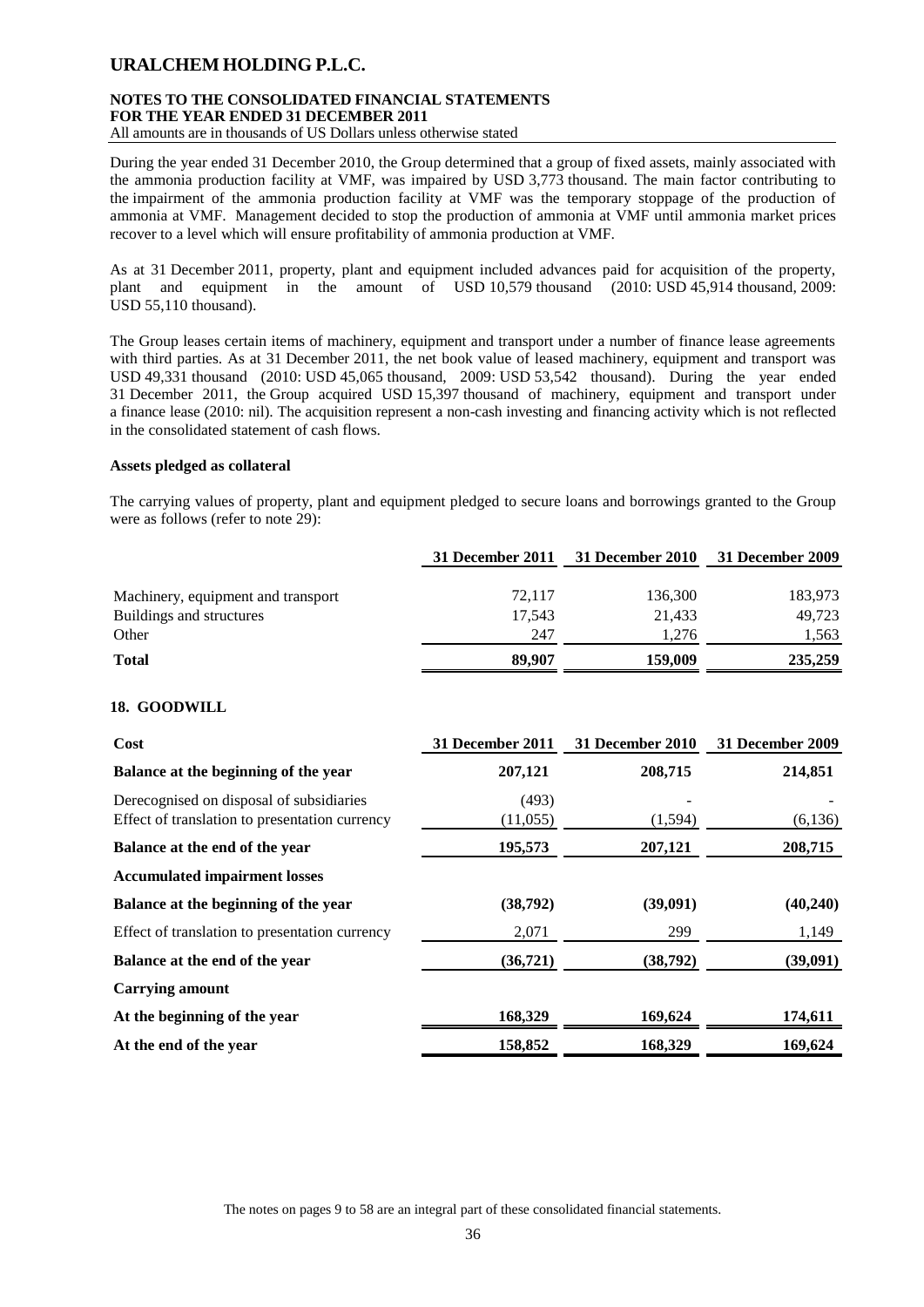During the year ended 31 December 2010, the Group determined that a group of fixed assets, mainly associated with the ammonia production facility at VMF, was impaired by USD 3,773 thousand. The main factor contributing to the impairment of the ammonia production facility at VMF was the temporary stoppage of the production of ammonia at VMF. Management decided to stop the production of ammonia at VMF until ammonia market prices recover to a level which will ensure profitability of ammonia production at VMF.

As at 31 December 2011, property, plant and equipment included advances paid for acquisition of the property, plant and equipment in the amount of USD 10,579 thousand (2010: USD 45,914 thousand, 2009: USD 55,110 thousand).

The Group leases certain items of machinery, equipment and transport under a number of finance lease agreements with third parties. As at 31 December 2011, the net book value of leased machinery, equipment and transport was USD 49,331 thousand (2010: USD 45,065 thousand, 2009: USD 53,542 thousand). During the year ended 31 December 2011, the Group acquired USD 15,397 thousand of machinery, equipment and transport under a finance lease (2010: nil). The acquisition represent a non-cash investing and financing activity which is not reflected in the consolidated statement of cash flows.

**Assets pledged as collateral**

The carrying values of property, plant and equipment pledged to secure loans and borrowings granted to the Group were as follows (refer to note 29):

| | 31 December 2011 | 31 December 2010 | 31 December 2009 |
|---|---|---|---|
| Machinery, equipment and transport | 72,117 | 136,300 | 183,973 |
| Buildings and structures | 17,543 | 21,433 | 49,723 |
| Other | 247 | 1,276 | 1,563 |
| **Total** | **89,907** | **159,009** | **235,259** |

## 18. GOODWILL

| **Cost** | 31 December 2011 | 31 December 2010 | 31 December 2009 |
|---|---|---|---|
| **Balance at the beginning of the year** | **207,121** | **208,715** | **214,851** |
| Derecognised on disposal of subsidiaries | (493) | - | - |
| Effect of translation to presentation currency | (11,055) | (1,594) | (6,136) |
| **Balance at the end of the year** | **195,573** | **207,121** | **208,715** |
| **Accumulated impairment losses** | | | |
| **Balance at the beginning of the year** | **(38,792)** | **(39,091)** | **(40,240)** |
| Effect of translation to presentation currency | 2,071 | 299 | 1,149 |
| **Balance at the end of the year** | **(36,721)** | **(38,792)** | **(39,091)** |
| **Carrying amount** | | | |
| **At the beginning of the year** | **168,329** | **169,624** | **174,611** |
| **At the end of the year** | **158,852** | **168,329** | **169,624** |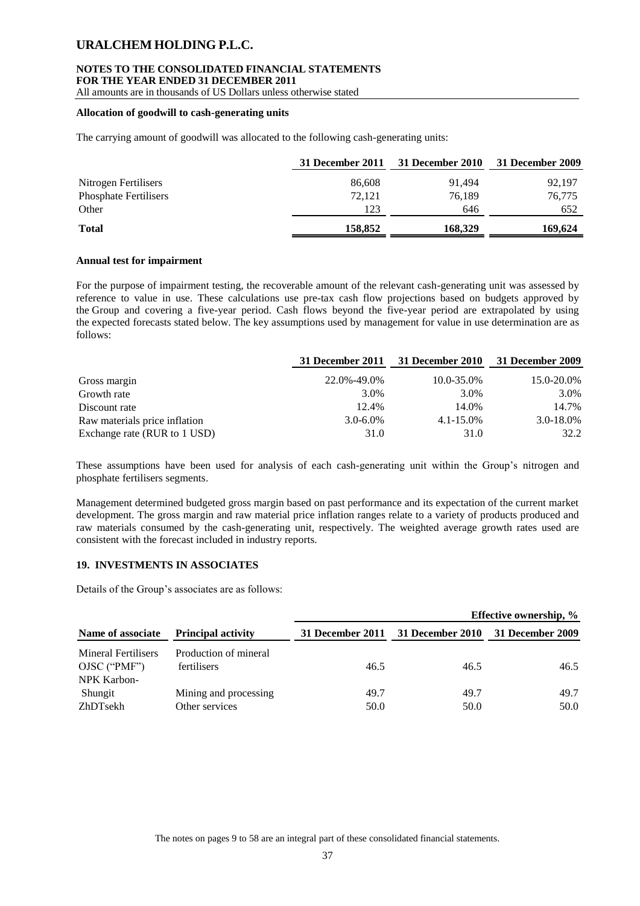#### Allocation of goodwill to cash-generating units

The carrying amount of goodwill was allocated to the following cash-generating units:

| | 31 December 2011 | 31 December 2010 | 31 December 2009 |
|---|---|---|---|
| Nitrogen Fertilisers | 86,608 | 91,494 | 92,197 |
| Phosphate Fertilisers | 72,121 | 76,189 | 76,775 |
| Other | 123 | 646 | 652 |
| **Total** | **158,852** | **168,329** | **169,624** |

#### Annual test for impairment

For the purpose of impairment testing, the recoverable amount of the relevant cash-generating unit was assessed by reference to value in use. These calculations use pre-tax cash flow projections based on budgets approved by the Group and covering a five-year period. Cash flows beyond the five-year period are extrapolated by using the expected forecasts stated below. The key assumptions used by management for value in use determination are as follows:

| | 31 December 2011 | 31 December 2010 | 31 December 2009 |
|---|---|---|---|
| Gross margin | 22.0%-49.0% | 10.0-35.0% | 15.0-20.0% |
| Growth rate | 3.0% | 3.0% | 3.0% |
| Discount rate | 12.4% | 14.0% | 14.7% |
| Raw materials price inflation | 3.0-6.0% | 4.1-15.0% | 3.0-18.0% |
| Exchange rate (RUR to 1 USD) | 31.0 | 31.0 | 32.2 |

These assumptions have been used for analysis of each cash-generating unit within the Group's nitrogen and phosphate fertilisers segments.

Management determined budgeted gross margin based on past performance and its expectation of the current market development. The gross margin and raw material price inflation ranges relate to a variety of products produced and raw materials consumed by the cash-generating unit, respectively. The weighted average growth rates used are consistent with the forecast included in industry reports.

### 19. INVESTMENTS IN ASSOCIATES

Details of the Group's associates are as follows:

| | | Effective ownership, % | | |
|---|---|---|---|---|
| Name of associate | Principal activity | 31 December 2011 | 31 December 2010 | 31 December 2009 |
| Mineral Fertilisers OJSC ("PMF") | Production of mineral fertilisers | 46.5 | 46.5 | 46.5 |
| NPK Karbon-Shungit | Mining and processing | 49.7 | 49.7 | 49.7 |
| ZhDTsekh | Other services | 50.0 | 50.0 | 50.0 |

The notes on pages 9 to 58 are an integral part of these consolidated financial statements.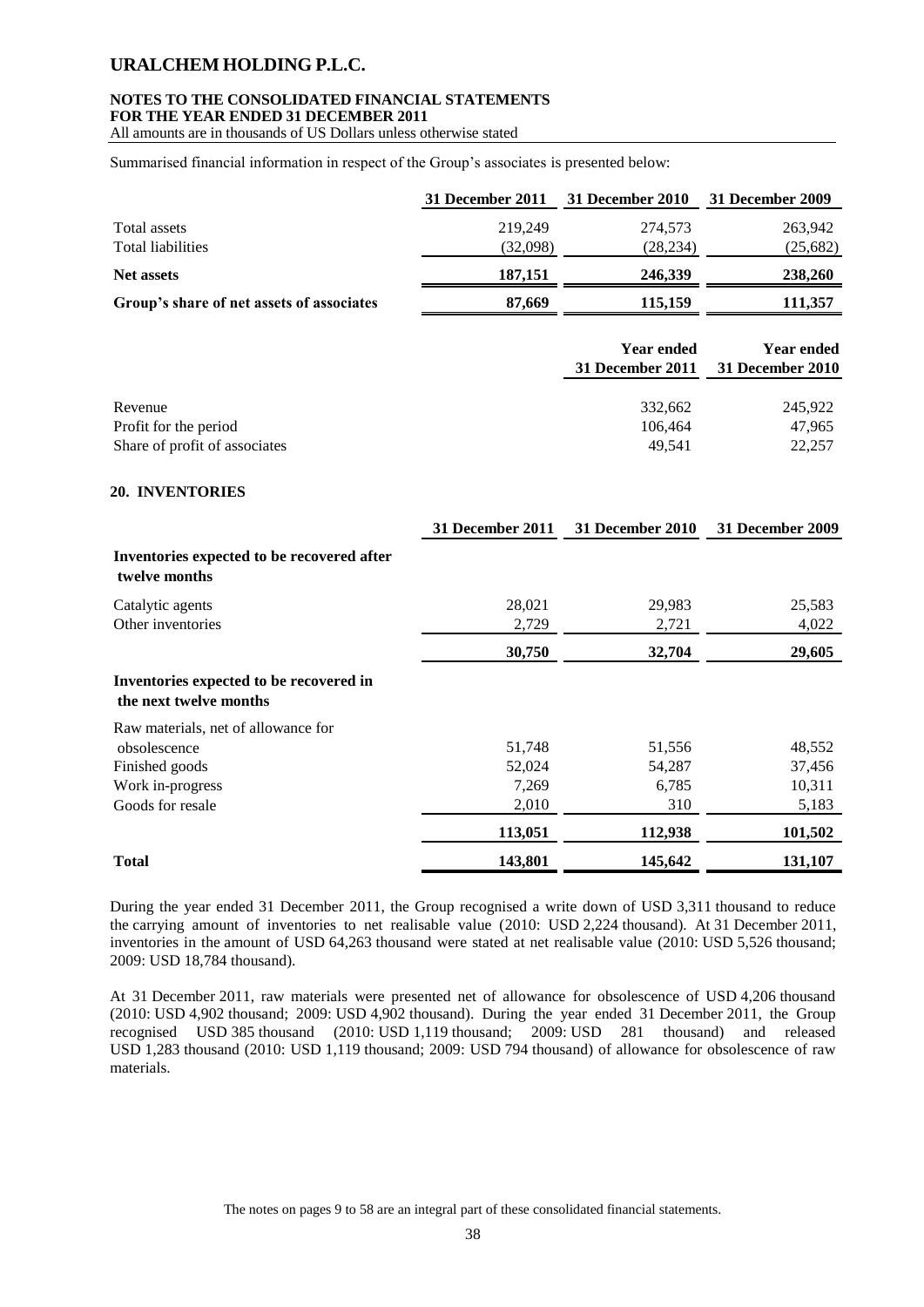Summarised financial information in respect of the Group's associates is presented below:

| | 31 December 2011 | 31 December 2010 | 31 December 2009 |
|---|---|---|---|
| Total assets | 219,249 | 274,573 | 263,942 |
| Total liabilities | (32,098) | (28,234) | (25,682) |
| **Net assets** | **187,151** | **246,339** | **238,260** |
| **Group's share of net assets of associates** | **87,669** | **115,159** | **111,357** |

| | Year ended 31 December 2011 | Year ended 31 December 2010 |
|---|---|---|
| Revenue | 332,662 | 245,922 |
| Profit for the period | 106,464 | 47,965 |
| Share of profit of associates | 49,541 | 22,257 |

## 20. INVENTORIES

| | 31 December 2011 | 31 December 2010 | 31 December 2009 |
|---|---|---|---|
| **Inventories expected to be recovered after twelve months** | | | |
| Catalytic agents | 28,021 | 29,983 | 25,583 |
| Other inventories | 2,729 | 2,721 | 4,022 |
| | **30,750** | **32,704** | **29,605** |
| **Inventories expected to be recovered in the next twelve months** | | | |
| Raw materials, net of allowance for obsolescence | 51,748 | 51,556 | 48,552 |
| Finished goods | 52,024 | 54,287 | 37,456 |
| Work in-progress | 7,269 | 6,785 | 10,311 |
| Goods for resale | 2,010 | 310 | 5,183 |
| | **113,051** | **112,938** | **101,502** |
| **Total** | **143,801** | **145,642** | **131,107** |

During the year ended 31 December 2011, the Group recognised a write down of USD 3,311 thousand to reduce the carrying amount of inventories to net realisable value (2010: USD 2,224 thousand). At 31 December 2011, inventories in the amount of USD 64,263 thousand were stated at net realisable value (2010: USD 5,526 thousand; 2009: USD 18,784 thousand).

At 31 December 2011, raw materials were presented net of allowance for obsolescence of USD 4,206 thousand (2010: USD 4,902 thousand; 2009: USD 4,902 thousand). During the year ended 31 December 2011, the Group recognised USD 385 thousand (2010: USD 1,119 thousand; 2009: USD 281 thousand) and released USD 1,283 thousand (2010: USD 1,119 thousand; 2009: USD 794 thousand) of allowance for obsolescence of raw materials.

The notes on pages 9 to 58 are an integral part of these consolidated financial statements.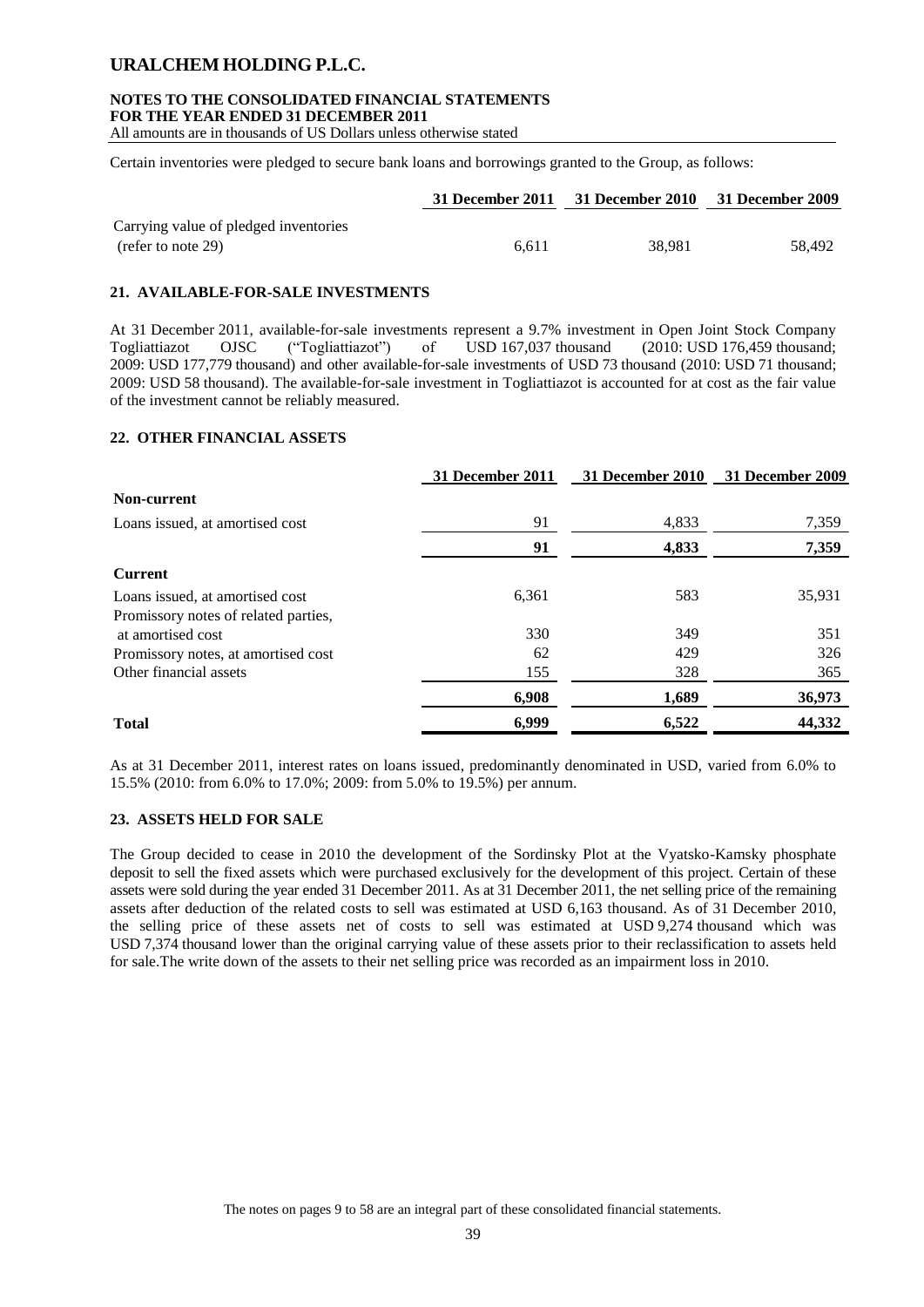Certain inventories were pledged to secure bank loans and borrowings granted to the Group, as follows:

| | 31 December 2011 | 31 December 2010 | 31 December 2009 |
|---|---|---|---|
| Carrying value of pledged inventories (refer to note 29) | 6,611 | 38,981 | 58,492 |

## 21. AVAILABLE-FOR-SALE INVESTMENTS

At 31 December 2011, available-for-sale investments represent a 9.7% investment in Open Joint Stock Company Togliattiazot OJSC ("Togliattiazot") of USD 167,037 thousand (2010: USD 176,459 thousand; 2009: USD 177,779 thousand) and other available-for-sale investments of USD 73 thousand (2010: USD 71 thousand; 2009: USD 58 thousand). The available-for-sale investment in Togliattiazot is accounted for at cost as the fair value of the investment cannot be reliably measured.

## 22. OTHER FINANCIAL ASSETS

| | 31 December 2011 | 31 December 2010 | 31 December 2009 |
|---|---|---|---|
| **Non-current** | | | |
| Loans issued, at amortised cost | 91 | 4,833 | 7,359 |
| | **91** | **4,833** | **7,359** |
| **Current** | | | |
| Loans issued, at amortised cost | 6,361 | 583 | 35,931 |
| Promissory notes of related parties, at amortised cost | 330 | 349 | 351 |
| Promissory notes, at amortised cost | 62 | 429 | 326 |
| Other financial assets | 155 | 328 | 365 |
| | **6,908** | **1,689** | **36,973** |
| **Total** | **6,999** | **6,522** | **44,332** |

As at 31 December 2011, interest rates on loans issued, predominantly denominated in USD, varied from 6.0% to 15.5% (2010: from 6.0% to 17.0%; 2009: from 5.0% to 19.5%) per annum.

## 23. ASSETS HELD FOR SALE

The Group decided to cease in 2010 the development of the Sordinsky Plot at the Vyatsko-Kamsky phosphate deposit to sell the fixed assets which were purchased exclusively for the development of this project. Certain of these assets were sold during the year ended 31 December 2011. As at 31 December 2011, the net selling price of the remaining assets after deduction of the related costs to sell was estimated at USD 6,163 thousand. As of 31 December 2010, the selling price of these assets net of costs to sell was estimated at USD 9,274 thousand which was USD 7,374 thousand lower than the original carrying value of these assets prior to their reclassification to assets held for sale.The write down of the assets to their net selling price was recorded as an impairment loss in 2010.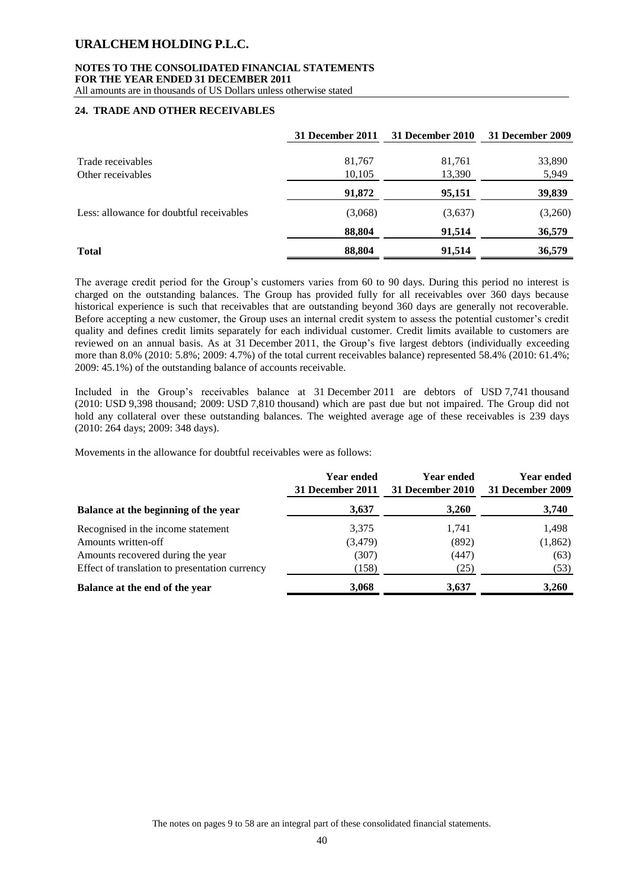## 24. TRADE AND OTHER RECEIVABLES

| | 31 December 2011 | 31 December 2010 | 31 December 2009 |
|---|---|---|---|
| Trade receivables | 81,767 | 81,761 | 33,890 |
| Other receivables | 10,105 | 13,390 | 5,949 |
| | **91,872** | **95,151** | **39,839** |
| Less: allowance for doubtful receivables | (3,068) | (3,637) | (3,260) |
| | **88,804** | **91,514** | **36,579** |
| **Total** | **88,804** | **91,514** | **36,579** |

The average credit period for the Group's customers varies from 60 to 90 days. During this period no interest is charged on the outstanding balances. The Group has provided fully for all receivables over 360 days because historical experience is such that receivables that are outstanding beyond 360 days are generally not recoverable. Before accepting a new customer, the Group uses an internal credit system to assess the potential customer's credit quality and defines credit limits separately for each individual customer. Credit limits available to customers are reviewed on an annual basis. As at 31 December 2011, the Group's five largest debtors (individually exceeding more than 8.0% (2010: 5.8%; 2009: 4.7%) of the total current receivables balance) represented 58.4% (2010: 61.4%; 2009: 45.1%) of the outstanding balance of accounts receivable.

Included in the Group's receivables balance at 31 December 2011 are debtors of USD 7,741 thousand (2010: USD 9,398 thousand; 2009: USD 7,810 thousand) which are past due but not impaired. The Group did not hold any collateral over these outstanding balances. The weighted average age of these receivables is 239 days (2010: 264 days; 2009: 348 days).

Movements in the allowance for doubtful receivables were as follows:

| | Year ended 31 December 2011 | Year ended 31 December 2010 | Year ended 31 December 2009 |
|---|---|---|---|
| **Balance at the beginning of the year** | **3,637** | **3,260** | **3,740** |
| Recognised in the income statement | 3,375 | 1,741 | 1,498 |
| Amounts written-off | (3,479) | (892) | (1,862) |
| Amounts recovered during the year | (307) | (447) | (63) |
| Effect of translation to presentation currency | (158) | (25) | (53) |
| **Balance at the end of the year** | **3,068** | **3,637** | **3,260** |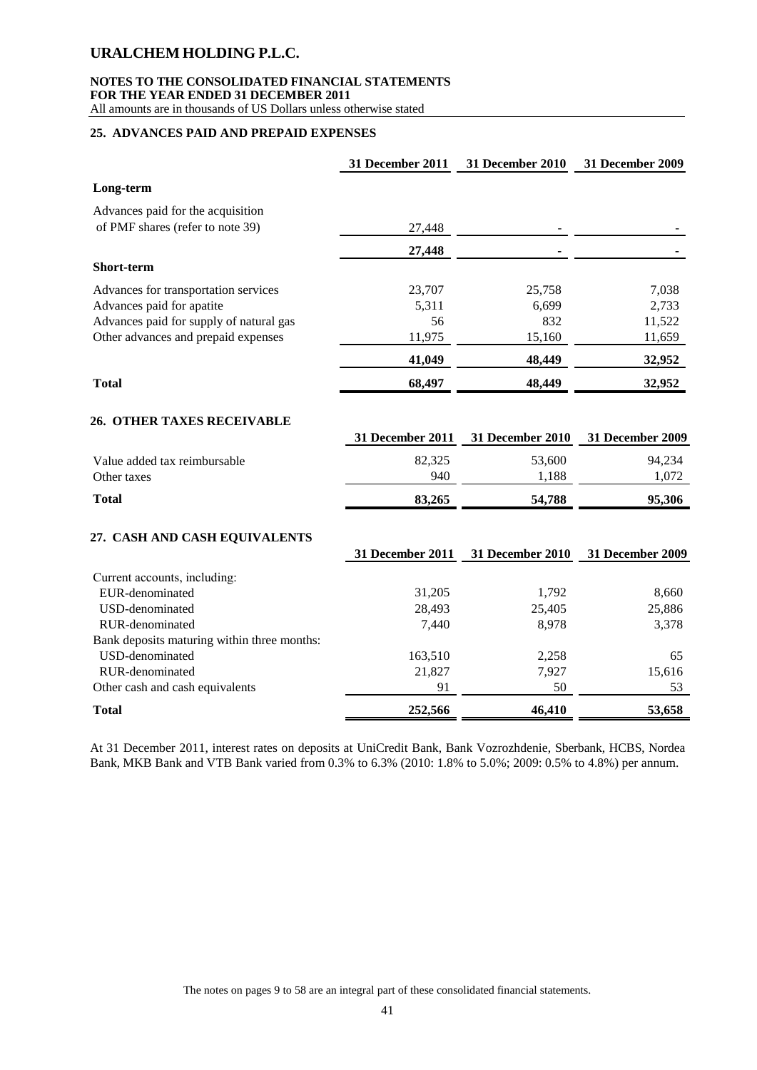## 25. ADVANCES PAID AND PREPAID EXPENSES

| | 31 December 2011 | 31 December 2010 | 31 December 2009 |
|---|---|---|---|
| **Long-term** | | | |
| Advances paid for the acquisition of PMF shares (refer to note 39) | 27,448 | - | - |
| | **27,448** | **-** | **-** |
| **Short-term** | | | |
| Advances for transportation services | 23,707 | 25,758 | 7,038 |
| Advances paid for apatite | 5,311 | 6,699 | 2,733 |
| Advances paid for supply of natural gas | 56 | 832 | 11,522 |
| Other advances and prepaid expenses | 11,975 | 15,160 | 11,659 |
| | **41,049** | **48,449** | **32,952** |
| **Total** | **68,497** | **48,449** | **32,952** |

## 26. OTHER TAXES RECEIVABLE

| | 31 December 2011 | 31 December 2010 | 31 December 2009 |
|---|---|---|---|
| Value added tax reimbursable | 82,325 | 53,600 | 94,234 |
| Other taxes | 940 | 1,188 | 1,072 |
| **Total** | **83,265** | **54,788** | **95,306** |

## 27. CASH AND CASH EQUIVALENTS

| | 31 December 2011 | 31 December 2010 | 31 December 2009 |
|---|---|---|---|
| Current accounts, including: | | | |
| EUR-denominated | 31,205 | 1,792 | 8,660 |
| USD-denominated | 28,493 | 25,405 | 25,886 |
| RUR-denominated | 7,440 | 8,978 | 3,378 |
| Bank deposits maturing within three months: | | | |
| USD-denominated | 163,510 | 2,258 | 65 |
| RUR-denominated | 21,827 | 7,927 | 15,616 |
| Other cash and cash equivalents | 91 | 50 | 53 |
| **Total** | **252,566** | **46,410** | **53,658** |

At 31 December 2011, interest rates on deposits at UniCredit Bank, Bank Vozrozhdenie, Sberbank, HCBS, Nordea Bank, MKB Bank and VTB Bank varied from 0.3% to 6.3% (2010: 1.8% to 5.0%; 2009: 0.5% to 4.8%) per annum.

The notes on pages 9 to 58 are an integral part of these consolidated financial statements.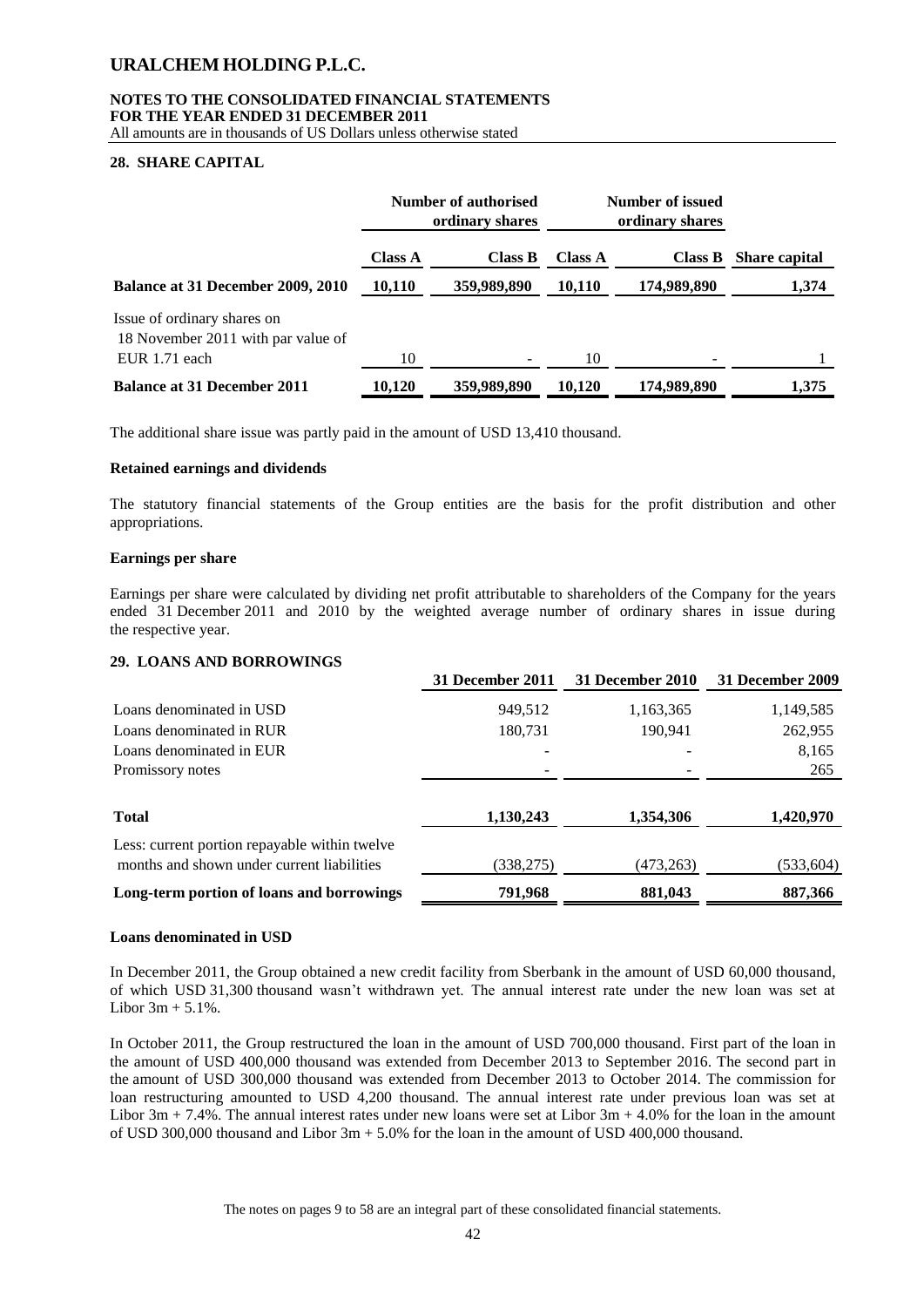## 28. SHARE CAPITAL

| | Number of authorised ordinary shares | | Number of issued ordinary shares | | |
|---|---|---|---|---|---|
| | **Class A** | **Class B** | **Class A** | **Class B** | **Share capital** |
| **Balance at 31 December 2009, 2010** | **10,110** | **359,989,890** | **10,110** | **174,989,890** | **1,374** |
| Issue of ordinary shares on 18 November 2011 with par value of EUR 1.71 each | 10 | - | 10 | - | 1 |
| **Balance at 31 December 2011** | **10,120** | **359,989,890** | **10,120** | **174,989,890** | **1,375** |

The additional share issue was partly paid in the amount of USD 13,410 thousand.

### Retained earnings and dividends

The statutory financial statements of the Group entities are the basis for the profit distribution and other appropriations.

### Earnings per share

Earnings per share were calculated by dividing net profit attributable to shareholders of the Company for the years ended 31 December 2011 and 2010 by the weighted average number of ordinary shares in issue during the respective year.

## 29. LOANS AND BORROWINGS

| | 31 December 2011 | 31 December 2010 | 31 December 2009 |
|---|---|---|---|
| Loans denominated in USD | 949,512 | 1,163,365 | 1,149,585 |
| Loans denominated in RUR | 180,731 | 190,941 | 262,955 |
| Loans denominated in EUR | - | - | 8,165 |
| Promissory notes | - | - | 265 |
| **Total** | **1,130,243** | **1,354,306** | **1,420,970** |
| Less: current portion repayable within twelve months and shown under current liabilities | (338,275) | (473,263) | (533,604) |
| **Long-term portion of loans and borrowings** | **791,968** | **881,043** | **887,366** |

### Loans denominated in USD

In December 2011, the Group obtained a new credit facility from Sberbank in the amount of USD 60,000 thousand, of which USD 31,300 thousand wasn't withdrawn yet. The annual interest rate under the new loan was set at Libor 3m + 5.1%.

In October 2011, the Group restructured the loan in the amount of USD 700,000 thousand. First part of the loan in the amount of USD 400,000 thousand was extended from December 2013 to September 2016. The second part in the amount of USD 300,000 thousand was extended from December 2013 to October 2014. The commission for loan restructuring amounted to USD 4,200 thousand. The annual interest rate under previous loan was set at Libor 3m + 7.4%. The annual interest rates under new loans were set at Libor 3m + 4.0% for the loan in the amount of USD 300,000 thousand and Libor 3m + 5.0% for the loan in the amount of USD 400,000 thousand.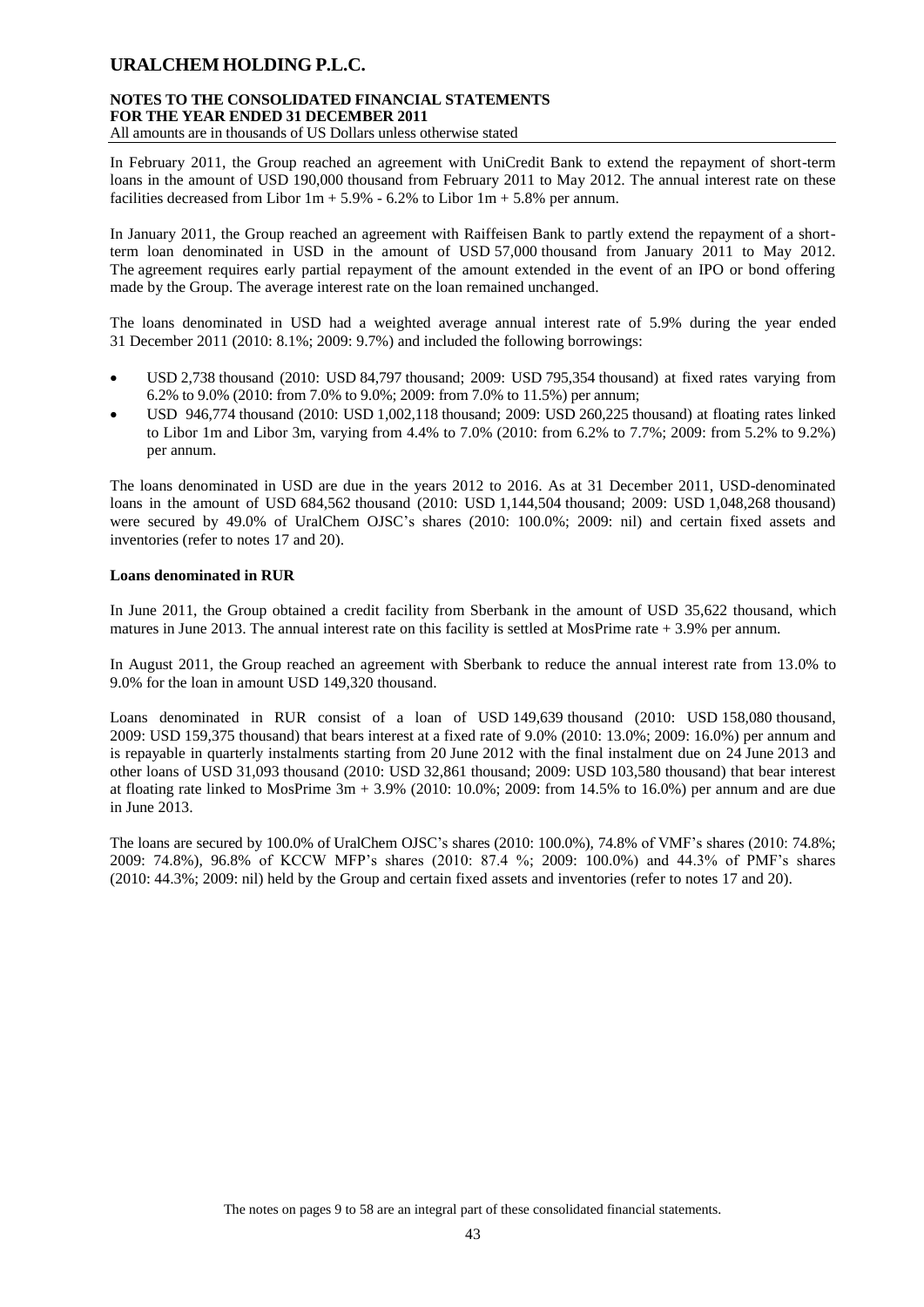In February 2011, the Group reached an agreement with UniCredit Bank to extend the repayment of short-term loans in the amount of USD 190,000 thousand from February 2011 to May 2012. The annual interest rate on these facilities decreased from Libor 1m + 5.9% - 6.2% to Libor 1m + 5.8% per annum.

In January 2011, the Group reached an agreement with Raiffeisen Bank to partly extend the repayment of a short-term loan denominated in USD in the amount of USD 57,000 thousand from January 2011 to May 2012. The agreement requires early partial repayment of the amount extended in the event of an IPO or bond offering made by the Group. The average interest rate on the loan remained unchanged.

The loans denominated in USD had a weighted average annual interest rate of 5.9% during the year ended 31 December 2011 (2010: 8.1%; 2009: 9.7%) and included the following borrowings:

- USD 2,738 thousand (2010: USD 84,797 thousand; 2009: USD 795,354 thousand) at fixed rates varying from 6.2% to 9.0% (2010: from 7.0% to 9.0%; 2009: from 7.0% to 11.5%) per annum;
- USD 946,774 thousand (2010: USD 1,002,118 thousand; 2009: USD 260,225 thousand) at floating rates linked to Libor 1m and Libor 3m, varying from 4.4% to 7.0% (2010: from 6.2% to 7.7%; 2009: from 5.2% to 9.2%) per annum.

The loans denominated in USD are due in the years 2012 to 2016. As at 31 December 2011, USD-denominated loans in the amount of USD 684,562 thousand (2010: USD 1,144,504 thousand; 2009: USD 1,048,268 thousand) were secured by 49.0% of UralChem OJSC's shares (2010: 100.0%; 2009: nil) and certain fixed assets and inventories (refer to notes 17 and 20).

**Loans denominated in RUR**

In June 2011, the Group obtained a credit facility from Sberbank in the amount of USD 35,622 thousand, which matures in June 2013. The annual interest rate on this facility is settled at MosPrime rate + 3.9% per annum.

In August 2011, the Group reached an agreement with Sberbank to reduce the annual interest rate from 13.0% to 9.0% for the loan in amount USD 149,320 thousand.

Loans denominated in RUR consist of a loan of USD 149,639 thousand (2010: USD 158,080 thousand, 2009: USD 159,375 thousand) that bears interest at a fixed rate of 9.0% (2010: 13.0%; 2009: 16.0%) per annum and is repayable in quarterly instalments starting from 20 June 2012 with the final instalment due on 24 June 2013 and other loans of USD 31,093 thousand (2010: USD 32,861 thousand; 2009: USD 103,580 thousand) that bear interest at floating rate linked to MosPrime 3m + 3.9% (2010: 10.0%; 2009: from 14.5% to 16.0%) per annum and are due in June 2013.

The loans are secured by 100.0% of UralChem OJSC's shares (2010: 100.0%), 74.8% of VMF's shares (2010: 74.8%; 2009: 74.8%), 96.8% of KCCW MFP's shares (2010: 87.4 %; 2009: 100.0%) and 44.3% of PMF's shares (2010: 44.3%; 2009: nil) held by the Group and certain fixed assets and inventories (refer to notes 17 and 20).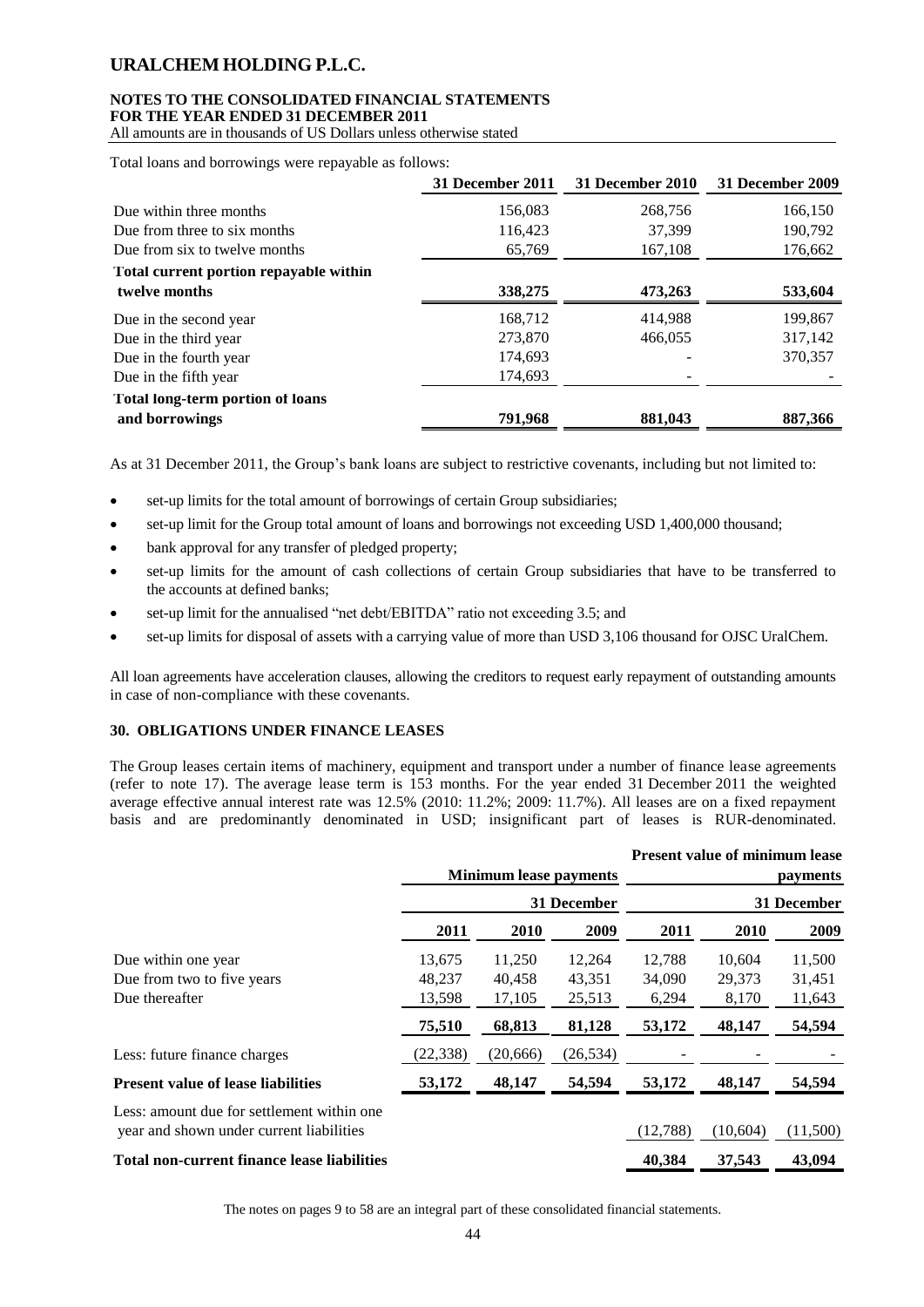Total loans and borrowings were repayable as follows:

| | 31 December 2011 | 31 December 2010 | 31 December 2009 |
|---|---|---|---|
| Due within three months | 156,083 | 268,756 | 166,150 |
| Due from three to six months | 116,423 | 37,399 | 190,792 |
| Due from six to twelve months | 65,769 | 167,108 | 176,662 |
| **Total current portion repayable within twelve months** | **338,275** | **473,263** | **533,604** |
| Due in the second year | 168,712 | 414,988 | 199,867 |
| Due in the third year | 273,870 | 466,055 | 317,142 |
| Due in the fourth year | 174,693 | - | 370,357 |
| Due in the fifth year | 174,693 | - | - |
| **Total long-term portion of loans and borrowings** | **791,968** | **881,043** | **887,366** |

As at 31 December 2011, the Group's bank loans are subject to restrictive covenants, including but not limited to:

- set-up limits for the total amount of borrowings of certain Group subsidiaries;
- set-up limit for the Group total amount of loans and borrowings not exceeding USD 1,400,000 thousand;
- bank approval for any transfer of pledged property;
- set-up limits for the amount of cash collections of certain Group subsidiaries that have to be transferred to the accounts at defined banks;
- set-up limit for the annualised "net debt/EBITDA" ratio not exceeding 3.5; and
- set-up limits for disposal of assets with a carrying value of more than USD 3,106 thousand for OJSC UralChem.

All loan agreements have acceleration clauses, allowing the creditors to request early repayment of outstanding amounts in case of non-compliance with these covenants.

## 30. OBLIGATIONS UNDER FINANCE LEASES

The Group leases certain items of machinery, equipment and transport under a number of finance lease agreements (refer to note 17). The average lease term is 153 months. For the year ended 31 December 2011 the weighted average effective annual interest rate was 12.5% (2010: 11.2%; 2009: 11.7%). All leases are on a fixed repayment basis and are predominantly denominated in USD; insignificant part of leases is RUR-denominated.

| | Minimum lease payments | | | Present value of minimum lease payments | | |
|---|---|---|---|---|---|---|
| | 31 December | | | 31 December | | |
| | 2011 | 2010 | 2009 | 2011 | 2010 | 2009 |
| Due within one year | 13,675 | 11,250 | 12,264 | 12,788 | 10,604 | 11,500 |
| Due from two to five years | 48,237 | 40,458 | 43,351 | 34,090 | 29,373 | 31,451 |
| Due thereafter | 13,598 | 17,105 | 25,513 | 6,294 | 8,170 | 11,643 |
| | **75,510** | **68,813** | **81,128** | **53,172** | **48,147** | **54,594** |
| Less: future finance charges | (22,338) | (20,666) | (26,534) | - | - | - |
| **Present value of lease liabilities** | **53,172** | **48,147** | **54,594** | **53,172** | **48,147** | **54,594** |
| Less: amount due for settlement within one year and shown under current liabilities | | | | (12,788) | (10,604) | (11,500) |
| **Total non-current finance lease liabilities** | | | | **40,384** | **37,543** | **43,094** |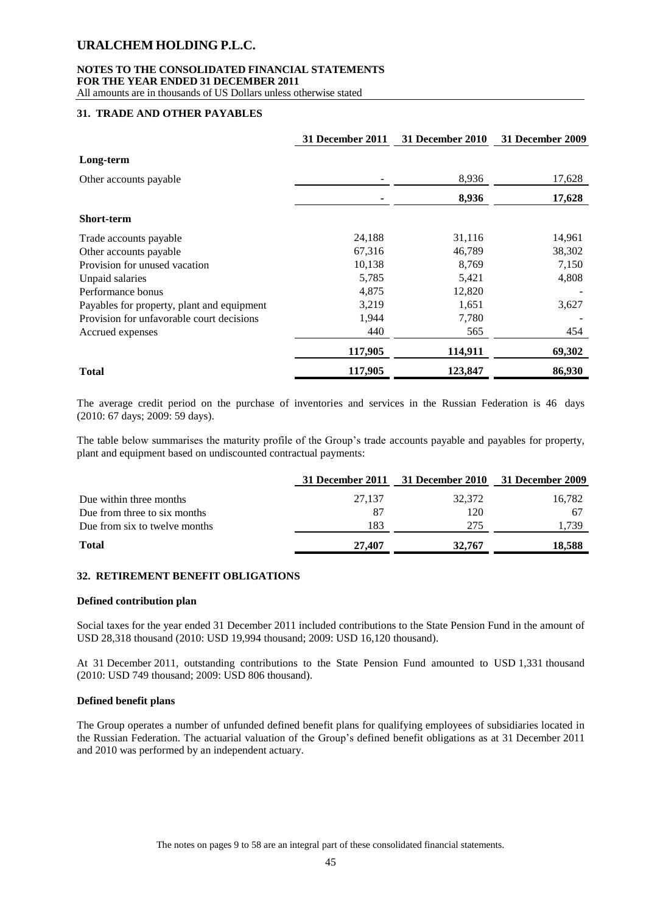## 31. TRADE AND OTHER PAYABLES

| | 31 December 2011 | 31 December 2010 | 31 December 2009 |
|---|---|---|---|
| **Long-term** | | | |
| Other accounts payable | - | 8,936 | 17,628 |
| | **-** | **8,936** | **17,628** |
| **Short-term** | | | |
| Trade accounts payable | 24,188 | 31,116 | 14,961 |
| Other accounts payable | 67,316 | 46,789 | 38,302 |
| Provision for unused vacation | 10,138 | 8,769 | 7,150 |
| Unpaid salaries | 5,785 | 5,421 | 4,808 |
| Performance bonus | 4,875 | 12,820 | - |
| Payables for property, plant and equipment | 3,219 | 1,651 | 3,627 |
| Provision for unfavorable court decisions | 1,944 | 7,780 | - |
| Accrued expenses | 440 | 565 | 454 |
| | **117,905** | **114,911** | **69,302** |
| **Total** | **117,905** | **123,847** | **86,930** |

The average credit period on the purchase of inventories and services in the Russian Federation is 46 days (2010: 67 days; 2009: 59 days).

The table below summarises the maturity profile of the Group's trade accounts payable and payables for property, plant and equipment based on undiscounted contractual payments:

| | 31 December 2011 | 31 December 2010 | 31 December 2009 |
|---|---|---|---|
| Due within three months | 27,137 | 32,372 | 16,782 |
| Due from three to six months | 87 | 120 | 67 |
| Due from six to twelve months | 183 | 275 | 1,739 |
| **Total** | **27,407** | **32,767** | **18,588** |

## 32. RETIREMENT BENEFIT OBLIGATIONS

### Defined contribution plan

Social taxes for the year ended 31 December 2011 included contributions to the State Pension Fund in the amount of USD 28,318 thousand (2010: USD 19,994 thousand; 2009: USD 16,120 thousand).

At 31 December 2011, outstanding contributions to the State Pension Fund amounted to USD 1,331 thousand (2010: USD 749 thousand; 2009: USD 806 thousand).

### Defined benefit plans

The Group operates a number of unfunded defined benefit plans for qualifying employees of subsidiaries located in the Russian Federation. The actuarial valuation of the Group's defined benefit obligations as at 31 December 2011 and 2010 was performed by an independent actuary.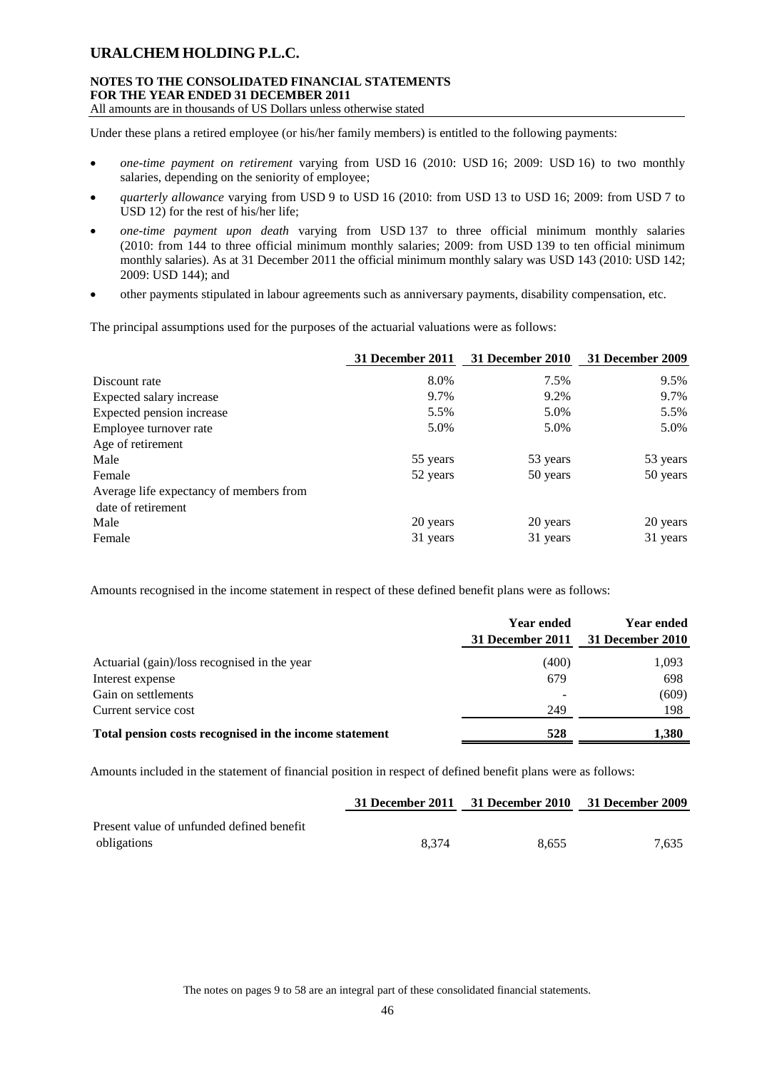Under these plans a retired employee (or his/her family members) is entitled to the following payments:

- *one-time payment on retirement* varying from USD 16 (2010: USD 16; 2009: USD 16) to two monthly salaries, depending on the seniority of employee;
- *quarterly allowance* varying from USD 9 to USD 16 (2010: from USD 13 to USD 16; 2009: from USD 7 to USD 12) for the rest of his/her life;
- *one-time payment upon death* varying from USD 137 to three official minimum monthly salaries (2010: from 144 to three official minimum monthly salaries; 2009: from USD 139 to ten official minimum monthly salaries). As at 31 December 2011 the official minimum monthly salary was USD 143 (2010: USD 142; 2009: USD 144); and
- other payments stipulated in labour agreements such as anniversary payments, disability compensation, etc.

The principal assumptions used for the purposes of the actuarial valuations were as follows:

| | 31 December 2011 | 31 December 2010 | 31 December 2009 |
|---|---|---|---|
| Discount rate | 8.0% | 7.5% | 9.5% |
| Expected salary increase | 9.7% | 9.2% | 9.7% |
| Expected pension increase | 5.5% | 5.0% | 5.5% |
| Employee turnover rate | 5.0% | 5.0% | 5.0% |
| Age of retirement | | | |
| Male | 55 years | 53 years | 53 years |
| Female | 52 years | 50 years | 50 years |
| Average life expectancy of members from date of retirement | | | |
| Male | 20 years | 20 years | 20 years |
| Female | 31 years | 31 years | 31 years |

Amounts recognised in the income statement in respect of these defined benefit plans were as follows:

| | Year ended 31 December 2011 | Year ended 31 December 2010 |
|---|---|---|
| Actuarial (gain)/loss recognised in the year | (400) | 1,093 |
| Interest expense | 679 | 698 |
| Gain on settlements | - | (609) |
| Current service cost | 249 | 198 |
| **Total pension costs recognised in the income statement** | **528** | **1,380** |

Amounts included in the statement of financial position in respect of defined benefit plans were as follows:

| | 31 December 2011 | 31 December 2010 | 31 December 2009 |
|---|---|---|---|
| Present value of unfunded defined benefit obligations | 8,374 | 8,655 | 7,635 |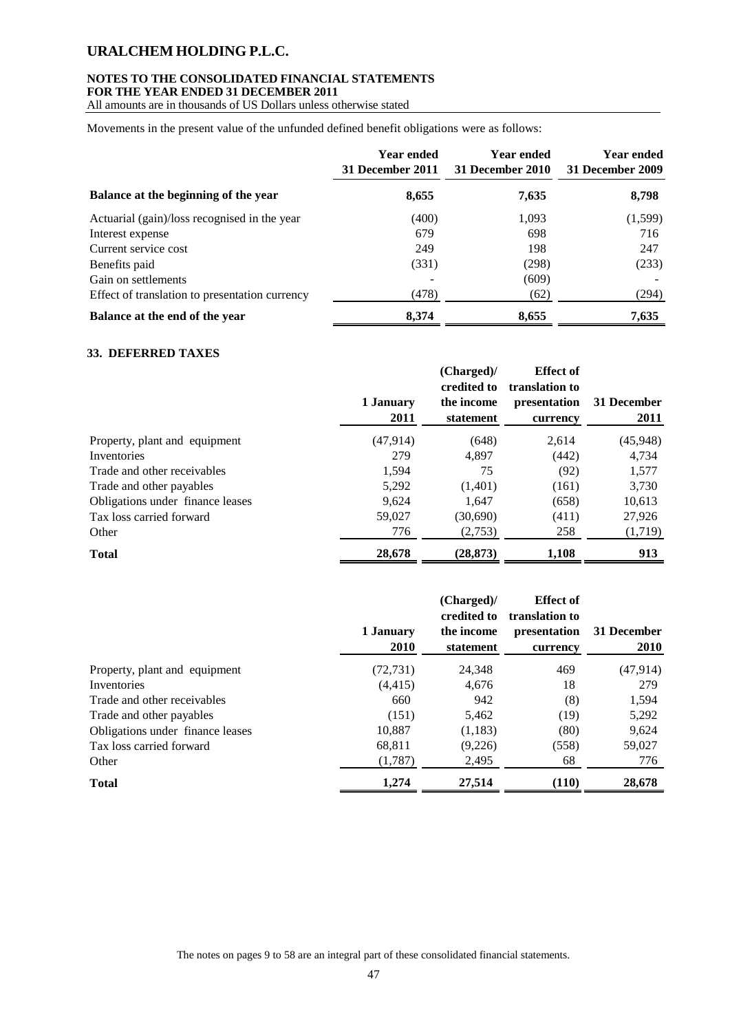Movements in the present value of the unfunded defined benefit obligations were as follows:

| | Year ended 31 December 2011 | Year ended 31 December 2010 | Year ended 31 December 2009 |
|---|---|---|---|
| **Balance at the beginning of the year** | **8,655** | **7,635** | **8,798** |
| Actuarial (gain)/loss recognised in the year | (400) | 1,093 | (1,599) |
| Interest expense | 679 | 698 | 716 |
| Current service cost | 249 | 198 | 247 |
| Benefits paid | (331) | (298) | (233) |
| Gain on settlements | - | (609) | - |
| Effect of translation to presentation currency | (478) | (62) | (294) |
| **Balance at the end of the year** | **8,374** | **8,655** | **7,635** |

## 33. DEFERRED TAXES

| | 1 January 2011 | (Charged)/ credited to the income statement | Effect of translation to presentation currency | 31 December 2011 |
|---|---|---|---|---|
| Property, plant and equipment | (47,914) | (648) | 2,614 | (45,948) |
| Inventories | 279 | 4,897 | (442) | 4,734 |
| Trade and other receivables | 1,594 | 75 | (92) | 1,577 |
| Trade and other payables | 5,292 | (1,401) | (161) | 3,730 |
| Obligations under finance leases | 9,624 | 1,647 | (658) | 10,613 |
| Tax loss carried forward | 59,027 | (30,690) | (411) | 27,926 |
| Other | 776 | (2,753) | 258 | (1,719) |
| **Total** | **28,678** | **(28,873)** | **1,108** | **913** |

| | 1 January 2010 | (Charged)/ credited to the income statement | Effect of translation to presentation currency | 31 December 2010 |
|---|---|---|---|---|
| Property, plant and equipment | (72,731) | 24,348 | 469 | (47,914) |
| Inventories | (4,415) | 4,676 | 18 | 279 |
| Trade and other receivables | 660 | 942 | (8) | 1,594 |
| Trade and other payables | (151) | 5,462 | (19) | 5,292 |
| Obligations under finance leases | 10,887 | (1,183) | (80) | 9,624 |
| Tax loss carried forward | 68,811 | (9,226) | (558) | 59,027 |
| Other | (1,787) | 2,495 | 68 | 776 |
| **Total** | **1,274** | **27,514** | **(110)** | **28,678** |

The notes on pages 9 to 58 are an integral part of these consolidated financial statements.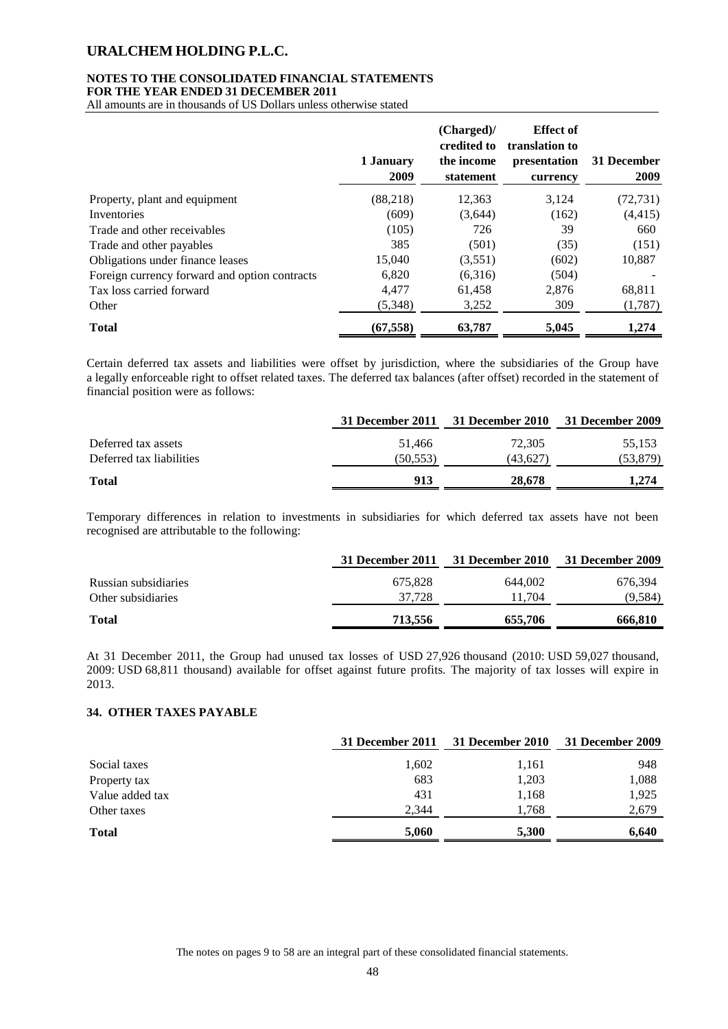|  | 1 January 2009 | (Charged)/ credited to the income statement | Effect of translation to presentation currency | 31 December 2009 |
|---|---|---|---|---|
| Property, plant and equipment | (88,218) | 12,363 | 3,124 | (72,731) |
| Inventories | (609) | (3,644) | (162) | (4,415) |
| Trade and other receivables | (105) | 726 | 39 | 660 |
| Trade and other payables | 385 | (501) | (35) | (151) |
| Obligations under finance leases | 15,040 | (3,551) | (602) | 10,887 |
| Foreign currency forward and option contracts | 6,820 | (6,316) | (504) | - |
| Tax loss carried forward | 4,477 | 61,458 | 2,876 | 68,811 |
| Other | (5,348) | 3,252 | 309 | (1,787) |
| **Total** | **(67,558)** | **63,787** | **5,045** | **1,274** |

Certain deferred tax assets and liabilities were offset by jurisdiction, where the subsidiaries of the Group have a legally enforceable right to offset related taxes. The deferred tax balances (after offset) recorded in the statement of financial position were as follows:

|  | 31 December 2011 | 31 December 2010 | 31 December 2009 |
|---|---|---|---|
| Deferred tax assets | 51,466 | 72,305 | 55,153 |
| Deferred tax liabilities | (50,553) | (43,627) | (53,879) |
| **Total** | **913** | **28,678** | **1,274** |

Temporary differences in relation to investments in subsidiaries for which deferred tax assets have not been recognised are attributable to the following:

|  | 31 December 2011 | 31 December 2010 | 31 December 2009 |
|---|---|---|---|
| Russian subsidiaries | 675,828 | 644,002 | 676,394 |
| Other subsidiaries | 37,728 | 11,704 | (9,584) |
| **Total** | **713,556** | **655,706** | **666,810** |

At 31 December 2011, the Group had unused tax losses of USD 27,926 thousand (2010: USD 59,027 thousand, 2009: USD 68,811 thousand) available for offset against future profits. The majority of tax losses will expire in 2013.

## 34. OTHER TAXES PAYABLE

|  | 31 December 2011 | 31 December 2010 | 31 December 2009 |
|---|---|---|---|
| Social taxes | 1,602 | 1,161 | 948 |
| Property tax | 683 | 1,203 | 1,088 |
| Value added tax | 431 | 1,168 | 1,925 |
| Other taxes | 2,344 | 1,768 | 2,679 |
| **Total** | **5,060** | **5,300** | **6,640** |

The notes on pages 9 to 58 are an integral part of these consolidated financial statements.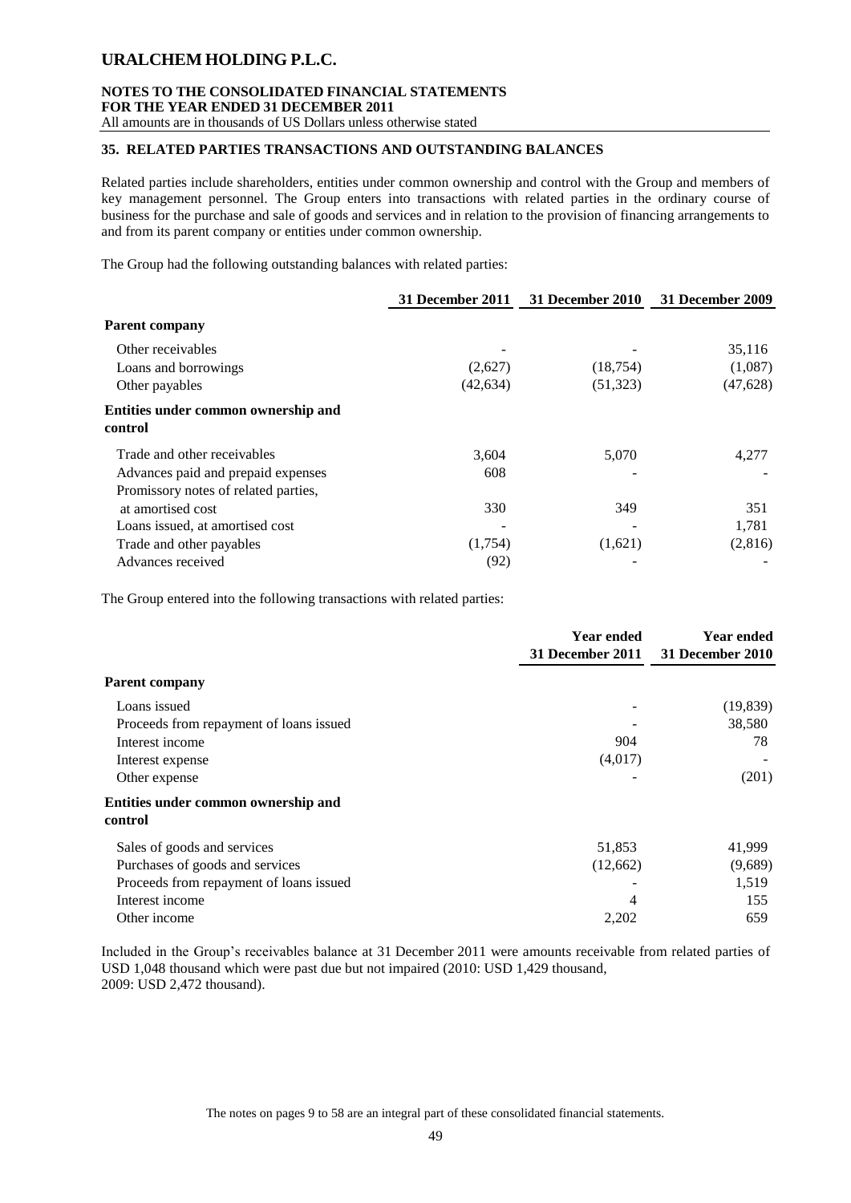# URALCHEM HOLDING P.L.C.

**NOTES TO THE CONSOLIDATED FINANCIAL STATEMENTS**
**FOR THE YEAR ENDED 31 DECEMBER 2011**
All amounts are in thousands of US Dollars unless otherwise stated

## 35. RELATED PARTIES TRANSACTIONS AND OUTSTANDING BALANCES

Related parties include shareholders, entities under common ownership and control with the Group and members of key management personnel. The Group enters into transactions with related parties in the ordinary course of business for the purchase and sale of goods and services and in relation to the provision of financing arrangements to and from its parent company or entities under common ownership.

The Group had the following outstanding balances with related parties:

| | 31 December 2011 | 31 December 2010 | 31 December 2009 |
|---|---|---|---|
| **Parent company** | | | |
| Other receivables | - | - | 35,116 |
| Loans and borrowings | (2,627) | (18,754) | (1,087) |
| Other payables | (42,634) | (51,323) | (47,628) |
| **Entities under common ownership and control** | | | |
| Trade and other receivables | 3,604 | 5,070 | 4,277 |
| Advances paid and prepaid expenses | 608 | - | - |
| Promissory notes of related parties, at amortised cost | 330 | 349 | 351 |
| Loans issued, at amortised cost | - | - | 1,781 |
| Trade and other payables | (1,754) | (1,621) | (2,816) |
| Advances received | (92) | - | - |

The Group entered into the following transactions with related parties:

| | Year ended 31 December 2011 | Year ended 31 December 2010 |
|---|---|---|
| **Parent company** | | |
| Loans issued | - | (19,839) |
| Proceeds from repayment of loans issued | - | 38,580 |
| Interest income | 904 | 78 |
| Interest expense | (4,017) | - |
| Other expense | - | (201) |
| **Entities under common ownership and control** | | |
| Sales of goods and services | 51,853 | 41,999 |
| Purchases of goods and services | (12,662) | (9,689) |
| Proceeds from repayment of loans issued | - | 1,519 |
| Interest income | 4 | 155 |
| Other income | 2,202 | 659 |

Included in the Group's receivables balance at 31 December 2011 were amounts receivable from related parties of USD 1,048 thousand which were past due but not impaired (2010: USD 1,429 thousand, 2009: USD 2,472 thousand).

The notes on pages 9 to 58 are an integral part of these consolidated financial statements.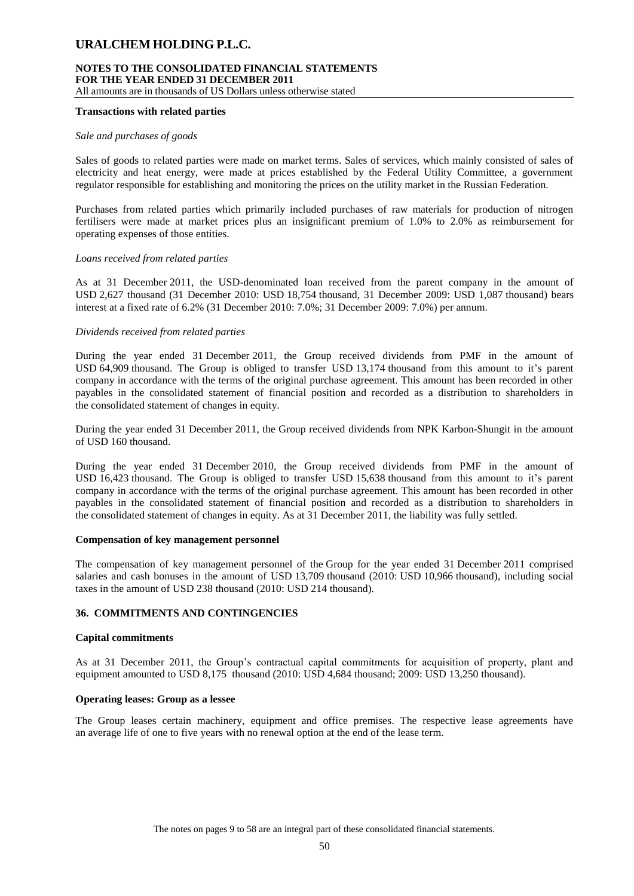**Transactions with related parties**

*Sale and purchases of goods*

Sales of goods to related parties were made on market terms. Sales of services, which mainly consisted of sales of electricity and heat energy, were made at prices established by the Federal Utility Committee, a government regulator responsible for establishing and monitoring the prices on the utility market in the Russian Federation.

Purchases from related parties which primarily included purchases of raw materials for production of nitrogen fertilisers were made at market prices plus an insignificant premium of 1.0% to 2.0% as reimbursement for operating expenses of those entities.

*Loans received from related parties*

As at 31 December 2011, the USD-denominated loan received from the parent company in the amount of USD 2,627 thousand (31 December 2010: USD 18,754 thousand, 31 December 2009: USD 1,087 thousand) bears interest at a fixed rate of 6.2% (31 December 2010: 7.0%; 31 December 2009: 7.0%) per annum.

*Dividends received from related parties*

During the year ended 31 December 2011, the Group received dividends from PMF in the amount of USD 64,909 thousand. The Group is obliged to transfer USD 13,174 thousand from this amount to it's parent company in accordance with the terms of the original purchase agreement. This amount has been recorded in other payables in the consolidated statement of financial position and recorded as a distribution to shareholders in the consolidated statement of changes in equity.

During the year ended 31 December 2011, the Group received dividends from NPK Karbon-Shungit in the amount of USD 160 thousand.

During the year ended 31 December 2010, the Group received dividends from PMF in the amount of USD 16,423 thousand. The Group is obliged to transfer USD 15,638 thousand from this amount to it's parent company in accordance with the terms of the original purchase agreement. This amount has been recorded in other payables in the consolidated statement of financial position and recorded as a distribution to shareholders in the consolidated statement of changes in equity. As at 31 December 2011, the liability was fully settled.

**Compensation of key management personnel**

The compensation of key management personnel of the Group for the year ended 31 December 2011 comprised salaries and cash bonuses in the amount of USD 13,709 thousand (2010: USD 10,966 thousand), including social taxes in the amount of USD 238 thousand (2010: USD 214 thousand).

## 36. COMMITMENTS AND CONTINGENCIES

**Capital commitments**

As at 31 December 2011, the Group's contractual capital commitments for acquisition of property, plant and equipment amounted to USD 8,175 thousand (2010: USD 4,684 thousand; 2009: USD 13,250 thousand).

**Operating leases: Group as a lessee**

The Group leases certain machinery, equipment and office premises. The respective lease agreements have an average life of one to five years with no renewal option at the end of the lease term.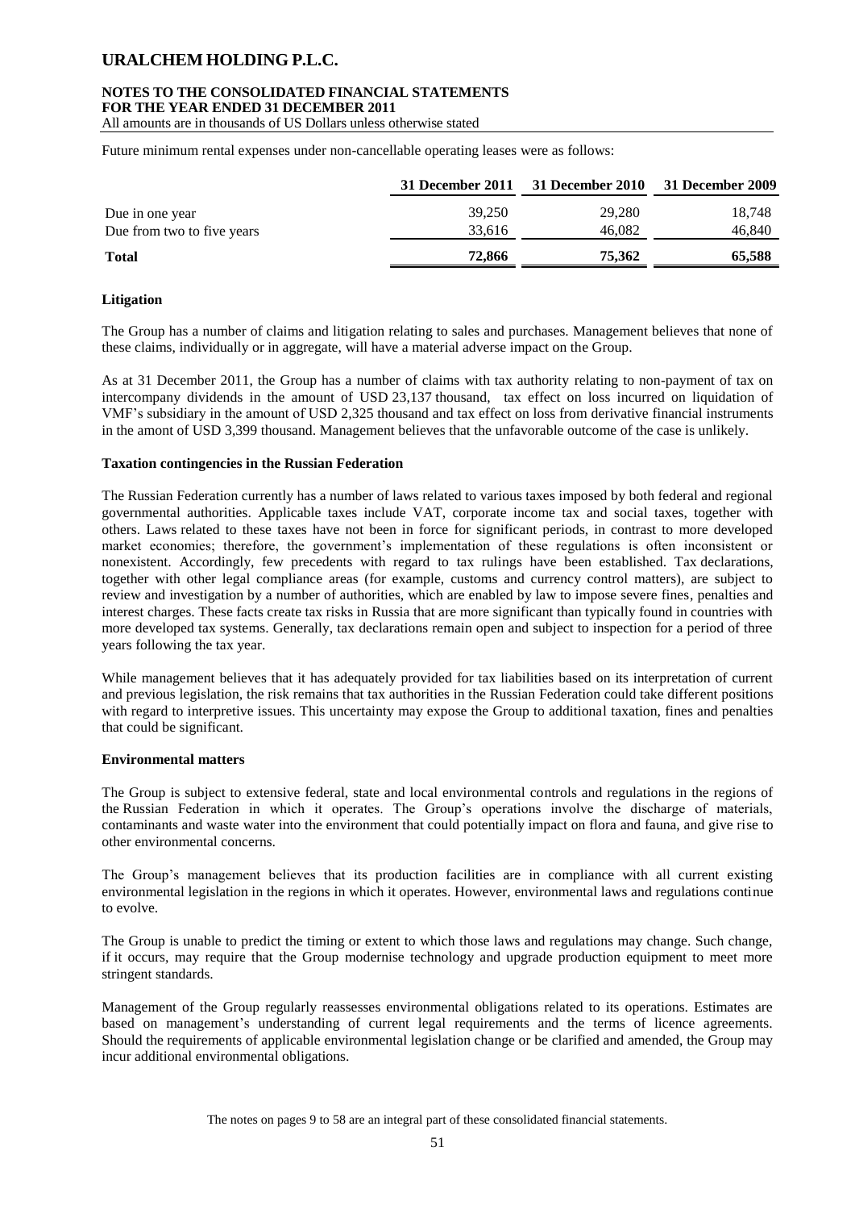Future minimum rental expenses under non-cancellable operating leases were as follows:

| | 31 December 2011 | 31 December 2010 | 31 December 2009 |
|---|---|---|---|
| Due in one year | 39,250 | 29,280 | 18,748 |
| Due from two to five years | 33,616 | 46,082 | 46,840 |
| **Total** | **72,866** | **75,362** | **65,588** |

**Litigation**

The Group has a number of claims and litigation relating to sales and purchases. Management believes that none of these claims, individually or in aggregate, will have a material adverse impact on the Group.

As at 31 December 2011, the Group has a number of claims with tax authority relating to non-payment of tax on intercompany dividends in the amount of USD 23,137 thousand, tax effect on loss incurred on liquidation of VMF's subsidiary in the amount of USD 2,325 thousand and tax effect on loss from derivative financial instruments in the amont of USD 3,399 thousand. Management believes that the unfavorable outcome of the case is unlikely.

**Taxation contingencies in the Russian Federation**

The Russian Federation currently has a number of laws related to various taxes imposed by both federal and regional governmental authorities. Applicable taxes include VAT, corporate income tax and social taxes, together with others. Laws related to these taxes have not been in force for significant periods, in contrast to more developed market economies; therefore, the government's implementation of these regulations is often inconsistent or nonexistent. Accordingly, few precedents with regard to tax rulings have been established. Tax declarations, together with other legal compliance areas (for example, customs and currency control matters), are subject to review and investigation by a number of authorities, which are enabled by law to impose severe fines, penalties and interest charges. These facts create tax risks in Russia that are more significant than typically found in countries with more developed tax systems. Generally, tax declarations remain open and subject to inspection for a period of three years following the tax year.

While management believes that it has adequately provided for tax liabilities based on its interpretation of current and previous legislation, the risk remains that tax authorities in the Russian Federation could take different positions with regard to interpretive issues. This uncertainty may expose the Group to additional taxation, fines and penalties that could be significant.

**Environmental matters**

The Group is subject to extensive federal, state and local environmental controls and regulations in the regions of the Russian Federation in which it operates. The Group's operations involve the discharge of materials, contaminants and waste water into the environment that could potentially impact on flora and fauna, and give rise to other environmental concerns.

The Group's management believes that its production facilities are in compliance with all current existing environmental legislation in the regions in which it operates. However, environmental laws and regulations continue to evolve.

The Group is unable to predict the timing or extent to which those laws and regulations may change. Such change, if it occurs, may require that the Group modernise technology and upgrade production equipment to meet more stringent standards.

Management of the Group regularly reassesses environmental obligations related to its operations. Estimates are based on management's understanding of current legal requirements and the terms of licence agreements. Should the requirements of applicable environmental legislation change or be clarified and amended, the Group may incur additional environmental obligations.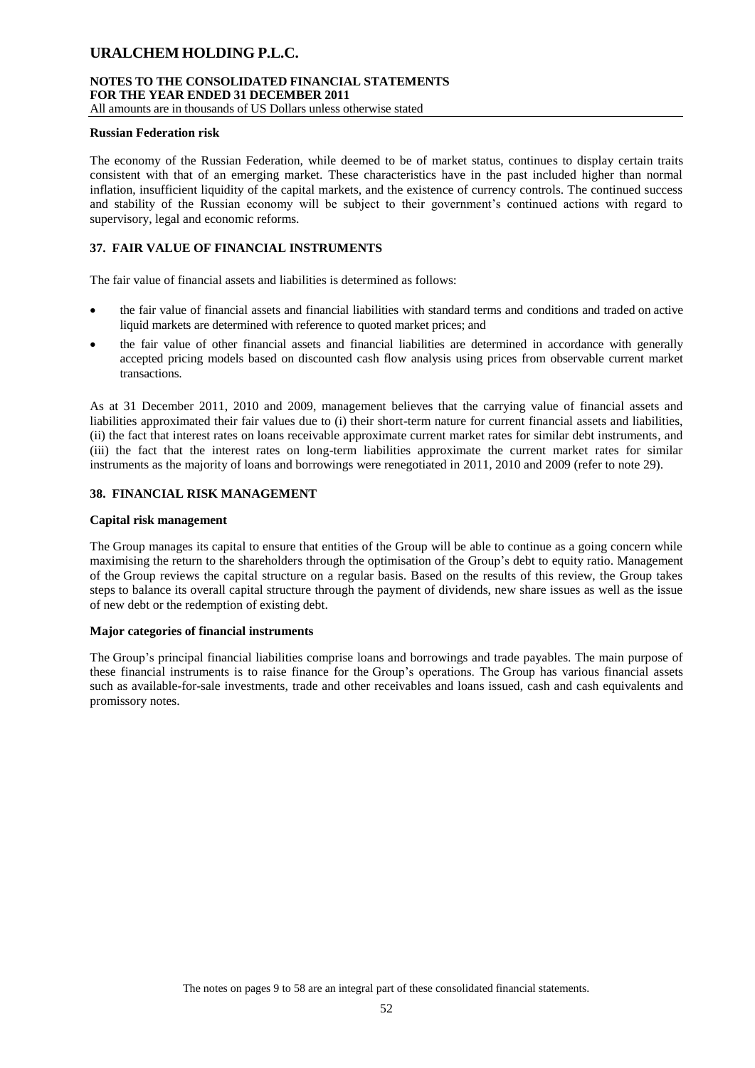**Russian Federation risk**

The economy of the Russian Federation, while deemed to be of market status, continues to display certain traits consistent with that of an emerging market. These characteristics have in the past included higher than normal inflation, insufficient liquidity of the capital markets, and the existence of currency controls. The continued success and stability of the Russian economy will be subject to their government's continued actions with regard to supervisory, legal and economic reforms.

## 37. FAIR VALUE OF FINANCIAL INSTRUMENTS

The fair value of financial assets and liabilities is determined as follows:

- the fair value of financial assets and financial liabilities with standard terms and conditions and traded on active liquid markets are determined with reference to quoted market prices; and
- the fair value of other financial assets and financial liabilities are determined in accordance with generally accepted pricing models based on discounted cash flow analysis using prices from observable current market transactions.

As at 31 December 2011, 2010 and 2009, management believes that the carrying value of financial assets and liabilities approximated their fair values due to (i) their short-term nature for current financial assets and liabilities, (ii) the fact that interest rates on loans receivable approximate current market rates for similar debt instruments, and (iii) the fact that the interest rates on long-term liabilities approximate the current market rates for similar instruments as the majority of loans and borrowings were renegotiated in 2011, 2010 and 2009 (refer to note 29).

## 38. FINANCIAL RISK MANAGEMENT

**Capital risk management**

The Group manages its capital to ensure that entities of the Group will be able to continue as a going concern while maximising the return to the shareholders through the optimisation of the Group's debt to equity ratio. Management of the Group reviews the capital structure on a regular basis. Based on the results of this review, the Group takes steps to balance its overall capital structure through the payment of dividends, new share issues as well as the issue of new debt or the redemption of existing debt.

**Major categories of financial instruments**

The Group's principal financial liabilities comprise loans and borrowings and trade payables. The main purpose of these financial instruments is to raise finance for the Group's operations. The Group has various financial assets such as available-for-sale investments, trade and other receivables and loans issued, cash and cash equivalents and promissory notes.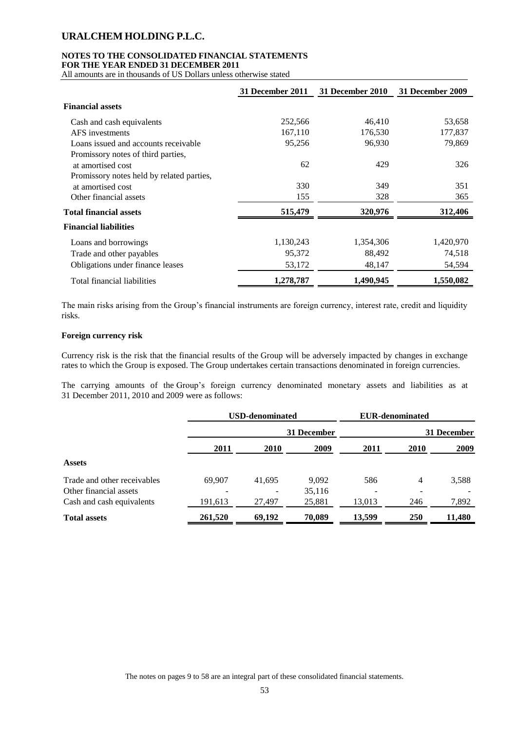|  | 31 December 2011 | 31 December 2010 | 31 December 2009 |
|---|---|---|---|
| **Financial assets** |  |  |  |
| Cash and cash equivalents | 252,566 | 46,410 | 53,658 |
| AFS investments | 167,110 | 176,530 | 177,837 |
| Loans issued and accounts receivable | 95,256 | 96,930 | 79,869 |
| Promissory notes of third parties, at amortised cost | 62 | 429 | 326 |
| Promissory notes held by related parties, at amortised cost | 330 | 349 | 351 |
| Other financial assets | 155 | 328 | 365 |
| **Total financial assets** | **515,479** | **320,976** | **312,406** |
| **Financial liabilities** |  |  |  |
| Loans and borrowings | 1,130,243 | 1,354,306 | 1,420,970 |
| Trade and other payables | 95,372 | 88,492 | 74,518 |
| Obligations under finance leases | 53,172 | 48,147 | 54,594 |
| Total financial liabilities | **1,278,787** | **1,490,945** | **1,550,082** |

The main risks arising from the Group's financial instruments are foreign currency, interest rate, credit and liquidity risks.

**Foreign currency risk**

Currency risk is the risk that the financial results of the Group will be adversely impacted by changes in exchange rates to which the Group is exposed. The Group undertakes certain transactions denominated in foreign currencies.

The carrying amounts of the Group's foreign currency denominated monetary assets and liabilities as at 31 December 2011, 2010 and 2009 were as follows:

|  | **USD-denominated** |  |  | **EUR-denominated** |  |  |
|---|---|---|---|---|---|---|
|  |  |  | **31 December** |  |  | **31 December** |
|  | **2011** | **2010** | **2009** | **2011** | **2010** | **2009** |
| **Assets** |  |  |  |  |  |  |
| Trade and other receivables | 69,907 | 41,695 | 9,092 | 586 | 4 | 3,588 |
| Other financial assets | - | - | 35,116 | - | - | - |
| Cash and cash equivalents | 191,613 | 27,497 | 25,881 | 13,013 | 246 | 7,892 |
| **Total assets** | **261,520** | **69,192** | **70,089** | **13,599** | **250** | **11,480** |

The notes on pages 9 to 58 are an integral part of these consolidated financial statements.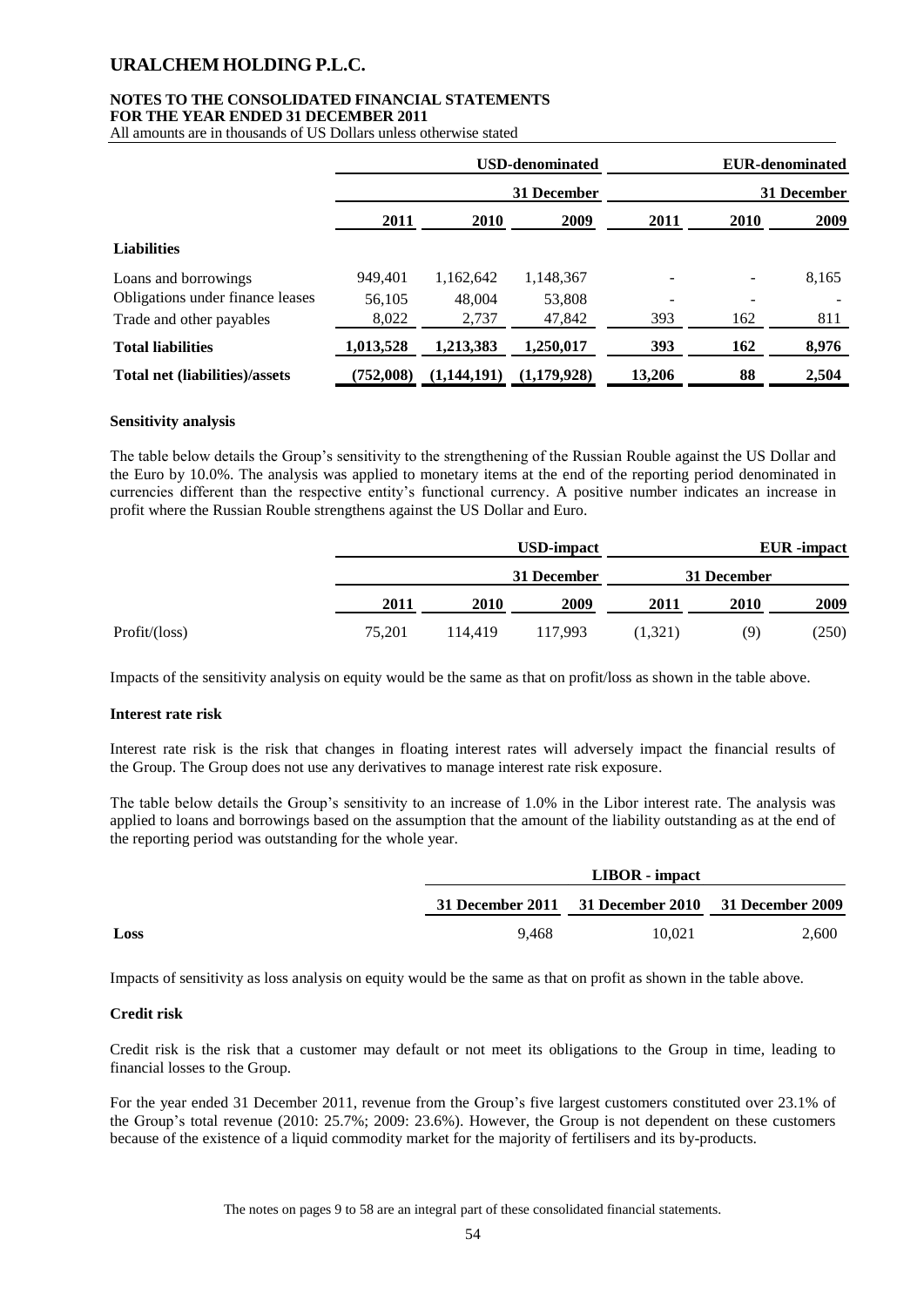|  | USD-denominated |  |  | EUR-denominated |  |  |
|---|---|---|---|---|---|---|
|  | 31 December |  |  | 31 December |  |  |
|  | 2011 | 2010 | 2009 | 2011 | 2010 | 2009 |
| **Liabilities** |  |  |  |  |  |  |
| Loans and borrowings | 949,401 | 1,162,642 | 1,148,367 | - | - | 8,165 |
| Obligations under finance leases | 56,105 | 48,004 | 53,808 | - | - | - |
| Trade and other payables | 8,022 | 2,737 | 47,842 | 393 | 162 | 811 |
| **Total liabilities** | **1,013,528** | **1,213,383** | **1,250,017** | **393** | **162** | **8,976** |
| **Total net (liabilities)/assets** | **(752,008)** | **(1,144,191)** | **(1,179,928)** | **13,206** | **88** | **2,504** |

#### Sensitivity analysis

The table below details the Group's sensitivity to the strengthening of the Russian Rouble against the US Dollar and the Euro by 10.0%. The analysis was applied to monetary items at the end of the reporting period denominated in currencies different than the respective entity's functional currency. A positive number indicates an increase in profit where the Russian Rouble strengthens against the US Dollar and Euro.

|  | USD-impact |  |  | EUR -impact |  |  |
|---|---|---|---|---|---|---|
|  | 31 December |  |  | 31 December |  |  |
|  | 2011 | 2010 | 2009 | 2011 | 2010 | 2009 |
| Profit/(loss) | 75,201 | 114,419 | 117,993 | (1,321) | (9) | (250) |

Impacts of the sensitivity analysis on equity would be the same as that on profit/loss as shown in the table above.

#### Interest rate risk

Interest rate risk is the risk that changes in floating interest rates will adversely impact the financial results of the Group. The Group does not use any derivatives to manage interest rate risk exposure.

The table below details the Group's sensitivity to an increase of 1.0% in the Libor interest rate. The analysis was applied to loans and borrowings based on the assumption that the amount of the liability outstanding as at the end of the reporting period was outstanding for the whole year.

|  | LIBOR - impact |  |  |
|---|---|---|---|
|  | 31 December 2011 | 31 December 2010 | 31 December 2009 |
| **Loss** | 9,468 | 10,021 | 2,600 |

Impacts of sensitivity as loss analysis on equity would be the same as that on profit as shown in the table above.

#### Credit risk

Credit risk is the risk that a customer may default or not meet its obligations to the Group in time, leading to financial losses to the Group.

For the year ended 31 December 2011, revenue from the Group's five largest customers constituted over 23.1% of the Group's total revenue (2010: 25.7%; 2009: 23.6%). However, the Group is not dependent on these customers because of the existence of a liquid commodity market for the majority of fertilisers and its by-products.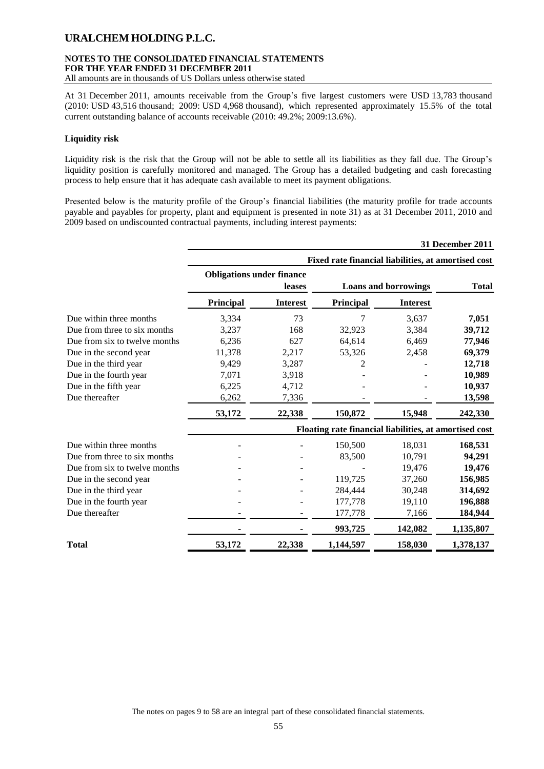**URALCHEM HOLDING P.L.C.**

**NOTES TO THE CONSOLIDATED FINANCIAL STATEMENTS**
**FOR THE YEAR ENDED 31 DECEMBER 2011**
All amounts are in thousands of US Dollars unless otherwise stated

At 31 December 2011, amounts receivable from the Group's five largest customers were USD 13,783 thousand (2010: USD 43,516 thousand; 2009: USD 4,968 thousand), which represented approximately 15.5% of the total current outstanding balance of accounts receivable (2010: 49.2%; 2009:13.6%).

**Liquidity risk**

Liquidity risk is the risk that the Group will not be able to settle all its liabilities as they fall due. The Group's liquidity position is carefully monitored and managed. The Group has a detailed budgeting and cash forecasting process to help ensure that it has adequate cash available to meet its payment obligations.

Presented below is the maturity profile of the Group's financial liabilities (the maturity profile for trade accounts payable and payables for property, plant and equipment is presented in note 31) as at 31 December 2011, 2010 and 2009 based on undiscounted contractual payments, including interest payments:

**31 December 2011**

| | Fixed rate financial liabilities, at amortised cost | | | | |
|---|---|---|---|---|---|
| | Obligations under finance leases | | Loans and borrowings | | Total |
| | Principal | Interest | Principal | Interest | |
| Due within three months | 3,334 | 73 | 7 | 3,637 | **7,051** |
| Due from three to six months | 3,237 | 168 | 32,923 | 3,384 | **39,712** |
| Due from six to twelve months | 6,236 | 627 | 64,614 | 6,469 | **77,946** |
| Due in the second year | 11,378 | 2,217 | 53,326 | 2,458 | **69,379** |
| Due in the third year | 9,429 | 3,287 | 2 | - | **12,718** |
| Due in the fourth year | 7,071 | 3,918 | - | - | **10,989** |
| Due in the fifth year | 6,225 | 4,712 | - | - | **10,937** |
| Due thereafter | 6,262 | 7,336 | - | - | **13,598** |
| | **53,172** | **22,338** | **150,872** | **15,948** | **242,330** |
| | Floating rate financial liabilities, at amortised cost | | | | |
| Due within three months | - | - | 150,500 | 18,031 | **168,531** |
| Due from three to six months | - | - | 83,500 | 10,791 | **94,291** |
| Due from six to twelve months | - | - | - | 19,476 | **19,476** |
| Due in the second year | - | - | 119,725 | 37,260 | **156,985** |
| Due in the third year | - | - | 284,444 | 30,248 | **314,692** |
| Due in the fourth year | - | - | 177,778 | 19,110 | **196,888** |
| Due thereafter | - | - | 177,778 | 7,166 | **184,944** |
| | **-** | **-** | **993,725** | **142,082** | **1,135,807** |
| **Total** | **53,172** | **22,338** | **1,144,597** | **158,030** | **1,378,137** |

The notes on pages 9 to 58 are an integral part of these consolidated financial statements.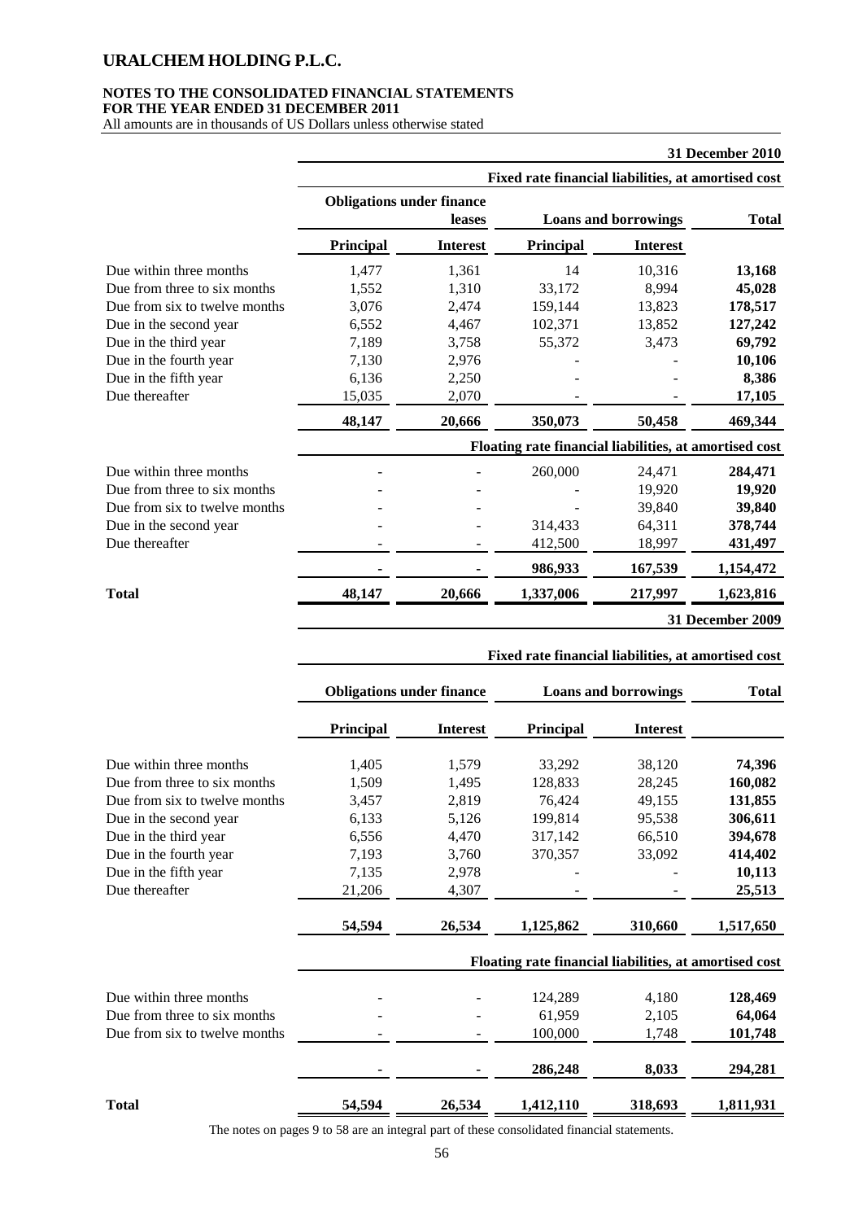# URALCHEM HOLDING P.L.C.

**NOTES TO THE CONSOLIDATED FINANCIAL STATEMENTS**
**FOR THE YEAR ENDED 31 DECEMBER 2011**
All amounts are in thousands of US Dollars unless otherwise stated

**31 December 2010**

| | Obligations under finance leases | | Loans and borrowings | | Total |
|---|---|---|---|---|---|
| | **Principal** | **Interest** | **Principal** | **Interest** | |
| **Fixed rate financial liabilities, at amortised cost** | | | | | |
| Due within three months | 1,477 | 1,361 | 14 | 10,316 | **13,168** |
| Due from three to six months | 1,552 | 1,310 | 33,172 | 8,994 | **45,028** |
| Due from six to twelve months | 3,076 | 2,474 | 159,144 | 13,823 | **178,517** |
| Due in the second year | 6,552 | 4,467 | 102,371 | 13,852 | **127,242** |
| Due in the third year | 7,189 | 3,758 | 55,372 | 3,473 | **69,792** |
| Due in the fourth year | 7,130 | 2,976 | - | - | **10,106** |
| Due in the fifth year | 6,136 | 2,250 | - | - | **8,386** |
| Due thereafter | 15,035 | 2,070 | - | - | **17,105** |
| | **48,147** | **20,666** | **350,073** | **50,458** | **469,344** |
| **Floating rate financial liabilities, at amortised cost** | | | | | |
| Due within three months | - | - | 260,000 | 24,471 | **284,471** |
| Due from three to six months | - | - | - | 19,920 | **19,920** |
| Due from six to twelve months | - | - | - | 39,840 | **39,840** |
| Due in the second year | - | - | 314,433 | 64,311 | **378,744** |
| Due thereafter | - | - | 412,500 | 18,997 | **431,497** |
| | **-** | **-** | **986,933** | **167,539** | **1,154,472** |
| **Total** | **48,147** | **20,666** | **1,337,006** | **217,997** | **1,623,816** |

**31 December 2009**

| | Obligations under finance | | Loans and borrowings | | Total |
|---|---|---|---|---|---|
| | **Principal** | **Interest** | **Principal** | **Interest** | |
| **Fixed rate financial liabilities, at amortised cost** | | | | | |
| Due within three months | 1,405 | 1,579 | 33,292 | 38,120 | **74,396** |
| Due from three to six months | 1,509 | 1,495 | 128,833 | 28,245 | **160,082** |
| Due from six to twelve months | 3,457 | 2,819 | 76,424 | 49,155 | **131,855** |
| Due in the second year | 6,133 | 5,126 | 199,814 | 95,538 | **306,611** |
| Due in the third year | 6,556 | 4,470 | 317,142 | 66,510 | **394,678** |
| Due in the fourth year | 7,193 | 3,760 | 370,357 | 33,092 | **414,402** |
| Due in the fifth year | 7,135 | 2,978 | - | - | **10,113** |
| Due thereafter | 21,206 | 4,307 | - | - | **25,513** |
| | **54,594** | **26,534** | **1,125,862** | **310,660** | **1,517,650** |
| **Floating rate financial liabilities, at amortised cost** | | | | | |
| Due within three months | - | - | 124,289 | 4,180 | **128,469** |
| Due from three to six months | - | - | 61,959 | 2,105 | **64,064** |
| Due from six to twelve months | - | - | 100,000 | 1,748 | **101,748** |
| | **-** | **-** | **286,248** | **8,033** | **294,281** |
| **Total** | **54,594** | **26,534** | **1,412,110** | **318,693** | **1,811,931** |

The notes on pages 9 to 58 are an integral part of these consolidated financial statements.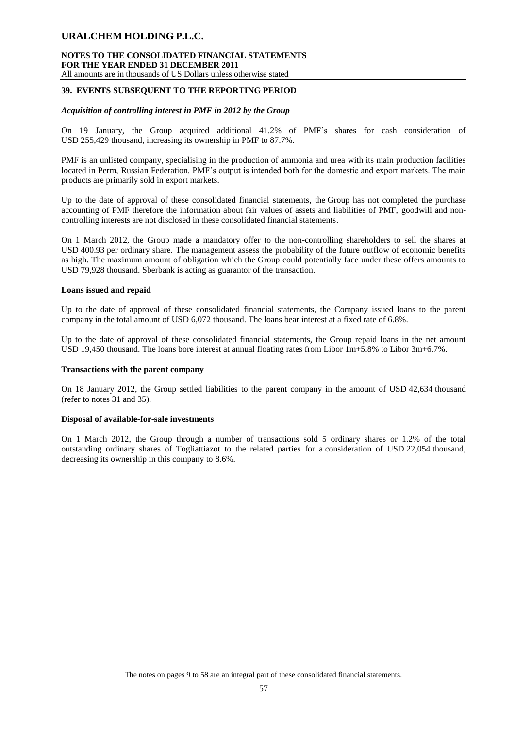## 39. EVENTS SUBSEQUENT TO THE REPORTING PERIOD

### *Acquisition of controlling interest in PMF in 2012 by the Group*

On 19 January, the Group acquired additional 41.2% of PMF's shares for cash consideration of USD 255,429 thousand, increasing its ownership in PMF to 87.7%.

PMF is an unlisted company, specialising in the production of ammonia and urea with its main production facilities located in Perm, Russian Federation. PMF's output is intended both for the domestic and export markets. The main products are primarily sold in export markets.

Up to the date of approval of these consolidated financial statements, the Group has not completed the purchase accounting of PMF therefore the information about fair values of assets and liabilities of PMF, goodwill and non-controlling interests are not disclosed in these consolidated financial statements.

On 1 March 2012, the Group made a mandatory offer to the non-controlling shareholders to sell the shares at USD 400.93 per ordinary share. The management assess the probability of the future outflow of economic benefits as high. The maximum amount of obligation which the Group could potentially face under these offers amounts to USD 79,928 thousand. Sberbank is acting as guarantor of the transaction.

### Loans issued and repaid

Up to the date of approval of these consolidated financial statements, the Company issued loans to the parent company in the total amount of USD 6,072 thousand. The loans bear interest at a fixed rate of 6.8%.

Up to the date of approval of these consolidated financial statements, the Group repaid loans in the net amount USD 19,450 thousand. The loans bore interest at annual floating rates from Libor 1m+5.8% to Libor 3m+6.7%.

### Transactions with the parent company

On 18 January 2012, the Group settled liabilities to the parent company in the amount of USD 42,634 thousand (refer to notes 31 and 35).

### Disposal of available-for-sale investments

On 1 March 2012, the Group through a number of transactions sold 5 ordinary shares or 1.2% of the total outstanding ordinary shares of Togliattiazot to the related parties for a consideration of USD 22,054 thousand, decreasing its ownership in this company to 8.6%.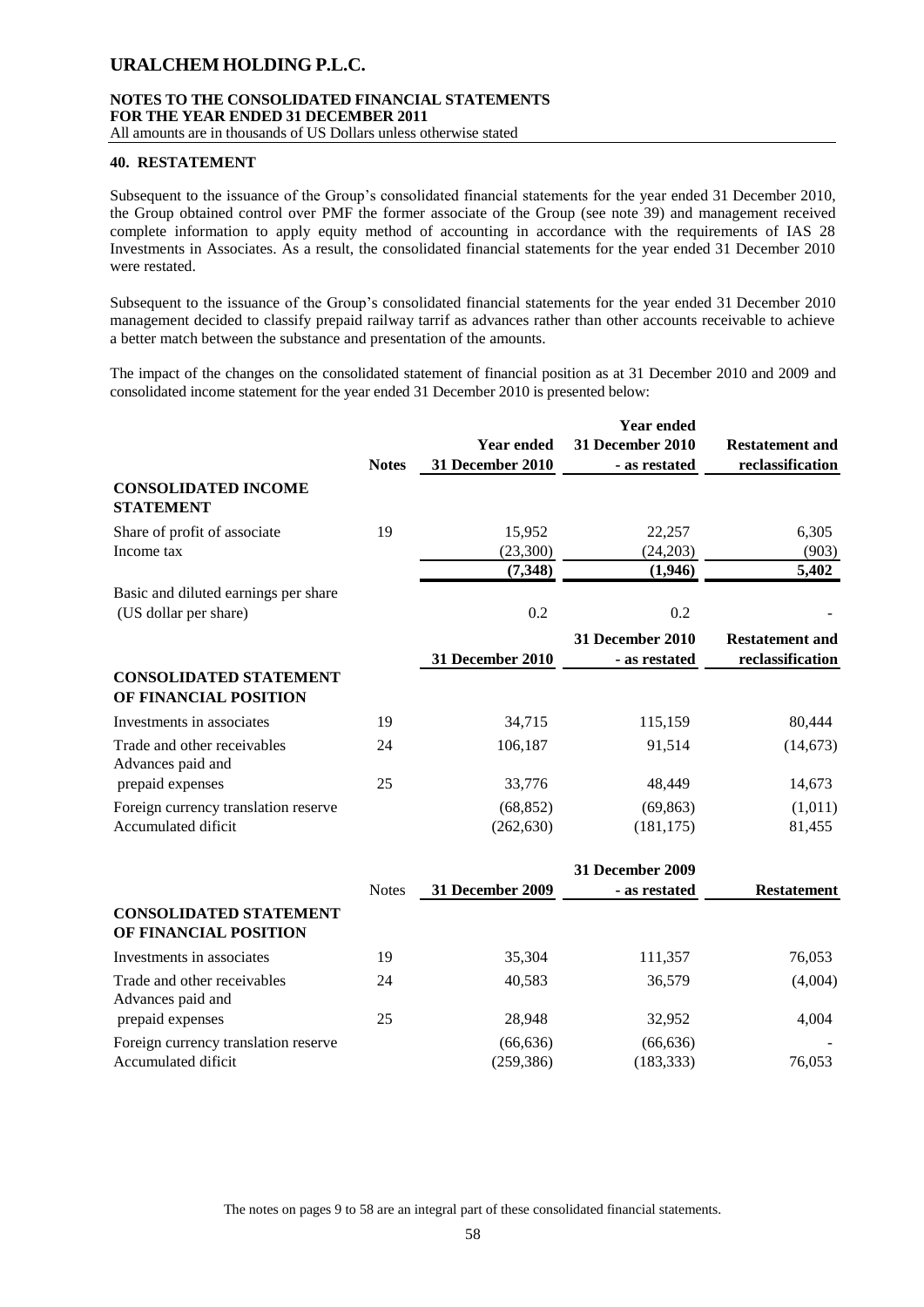## 40. RESTATEMENT

Subsequent to the issuance of the Group's consolidated financial statements for the year ended 31 December 2010, the Group obtained control over PMF the former associate of the Group (see note 39) and management received complete information to apply equity method of accounting in accordance with the requirements of IAS 28 Investments in Associates. As a result, the consolidated financial statements for the year ended 31 December 2010 were restated.

Subsequent to the issuance of the Group's consolidated financial statements for the year ended 31 December 2010 management decided to classify prepaid railway tarrif as advances rather than other accounts receivable to achieve a better match between the substance and presentation of the amounts.

The impact of the changes on the consolidated statement of financial position as at 31 December 2010 and 2009 and consolidated income statement for the year ended 31 December 2010 is presented below:

| | Notes | Year ended 31 December 2010 | Year ended 31 December 2010 - as restated | Restatement and reclassification |
|---|---|---|---|---|
| **CONSOLIDATED INCOME STATEMENT** | | | | |
| Share of profit of associate | 19 | 15,952 | 22,257 | 6,305 |
| Income tax | | (23,300) | (24,203) | (903) |
| | | **(7,348)** | **(1,946)** | **5,402** |
| Basic and diluted earnings per share (US dollar per share) | | 0.2 | 0.2 | - |

| | Notes | 31 December 2010 | 31 December 2010 - as restated | Restatement and reclassification |
|---|---|---|---|---|
| **CONSOLIDATED STATEMENT OF FINANCIAL POSITION** | | | | |
| Investments in associates | 19 | 34,715 | 115,159 | 80,444 |
| Trade and other receivables | 24 | 106,187 | 91,514 | (14,673) |
| Advances paid and prepaid expenses | 25 | 33,776 | 48,449 | 14,673 |
| Foreign currency translation reserve | | (68,852) | (69,863) | (1,011) |
| Accumulated dificit | | (262,630) | (181,175) | 81,455 |

| | Notes | 31 December 2009 | 31 December 2009 - as restated | Restatement |
|---|---|---|---|---|
| **CONSOLIDATED STATEMENT OF FINANCIAL POSITION** | | | | |
| Investments in associates | 19 | 35,304 | 111,357 | 76,053 |
| Trade and other receivables | 24 | 40,583 | 36,579 | (4,004) |
| Advances paid and prepaid expenses | 25 | 28,948 | 32,952 | 4,004 |
| Foreign currency translation reserve | | (66,636) | (66,636) | - |
| Accumulated dificit | | (259,386) | (183,333) | 76,053 |

The notes on pages 9 to 58 are an integral part of these consolidated financial statements.